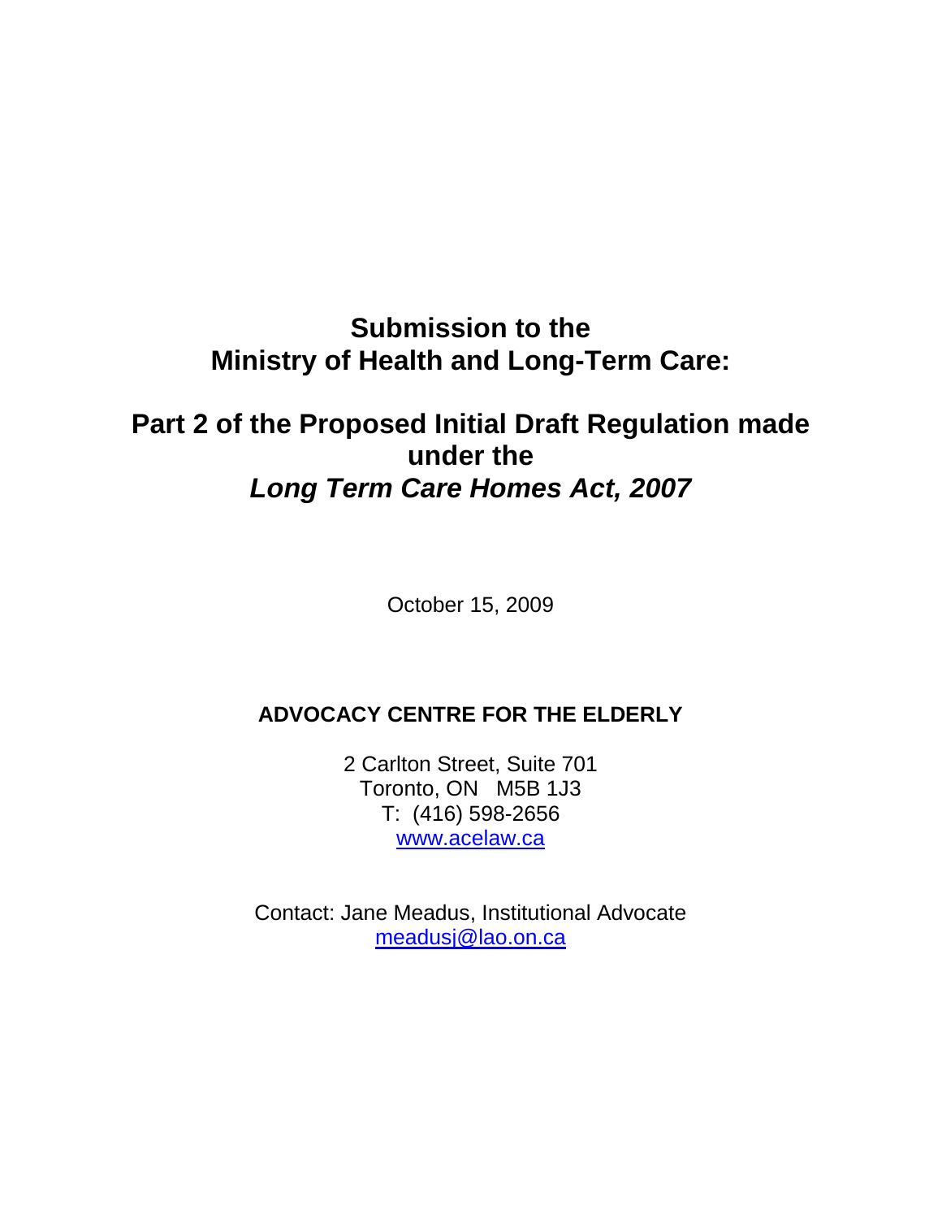# Submission to the Ministry of Health and Long-Term Care:

# Part 2 of the Proposed Initial Draft Regulation made under the *Long Term Care Homes Act, 2007*

October 15, 2009

**ADVOCACY CENTRE FOR THE ELDERLY**

2 Carlton Street, Suite 701
Toronto, ON M5B 1J3
T: (416) 598-2656
www.acelaw.ca

Contact: Jane Meadus, Institutional Advocate
meadusj@lao.on.ca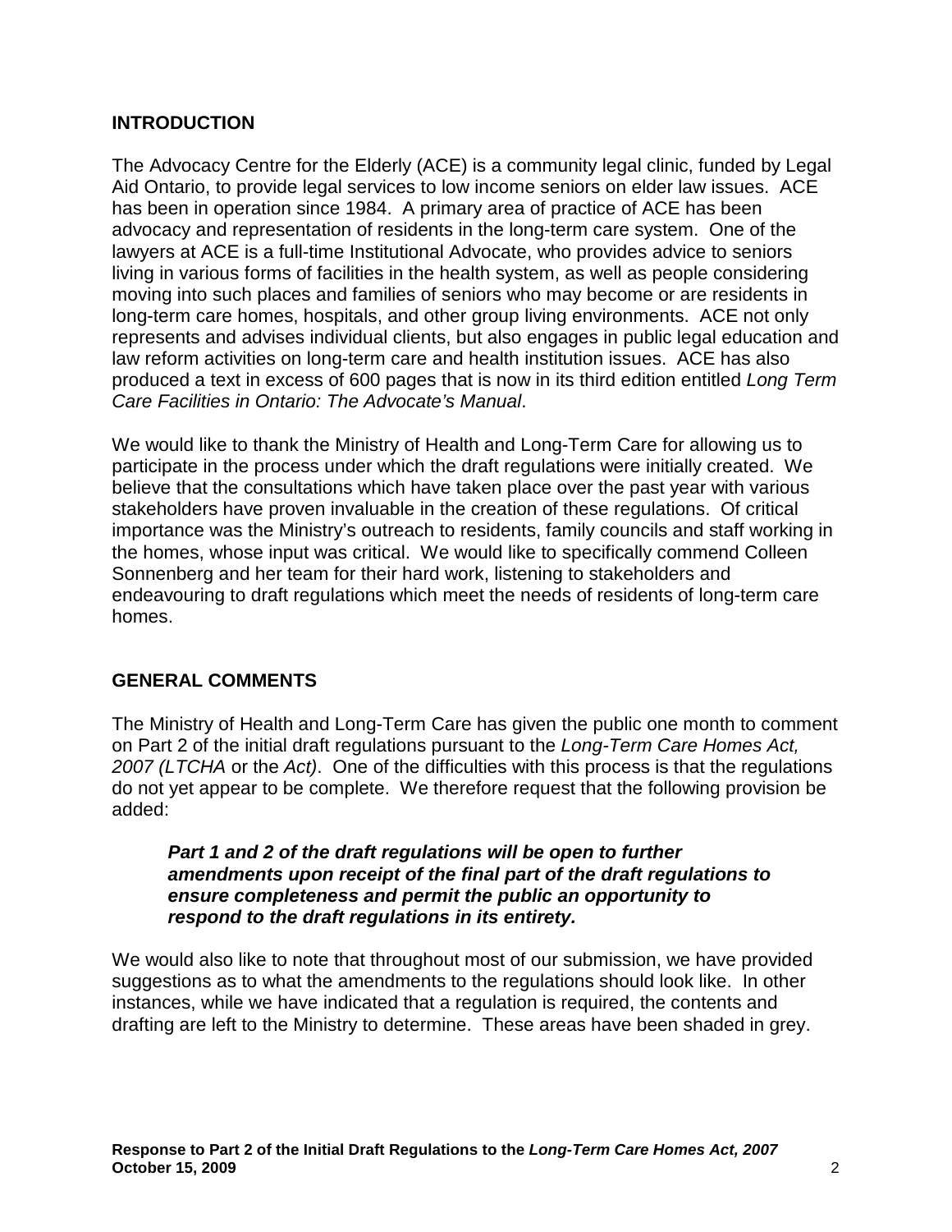## INTRODUCTION

The Advocacy Centre for the Elderly (ACE) is a community legal clinic, funded by Legal Aid Ontario, to provide legal services to low income seniors on elder law issues. ACE has been in operation since 1984. A primary area of practice of ACE has been advocacy and representation of residents in the long-term care system. One of the lawyers at ACE is a full-time Institutional Advocate, who provides advice to seniors living in various forms of facilities in the health system, as well as people considering moving into such places and families of seniors who may become or are residents in long-term care homes, hospitals, and other group living environments. ACE not only represents and advises individual clients, but also engages in public legal education and law reform activities on long-term care and health institution issues. ACE has also produced a text in excess of 600 pages that is now in its third edition entitled *Long Term Care Facilities in Ontario: The Advocate's Manual*.

We would like to thank the Ministry of Health and Long-Term Care for allowing us to participate in the process under which the draft regulations were initially created. We believe that the consultations which have taken place over the past year with various stakeholders have proven invaluable in the creation of these regulations. Of critical importance was the Ministry's outreach to residents, family councils and staff working in the homes, whose input was critical. We would like to specifically commend Colleen Sonnenberg and her team for their hard work, listening to stakeholders and endeavouring to draft regulations which meet the needs of residents of long-term care homes.

## GENERAL COMMENTS

The Ministry of Health and Long-Term Care has given the public one month to comment on Part 2 of the initial draft regulations pursuant to the *Long-Term Care Homes Act, 2007 (LTCHA* or the *Act)*. One of the difficulties with this process is that the regulations do not yet appear to be complete. We therefore request that the following provision be added:

> ***Part 1 and 2 of the draft regulations will be open to further amendments upon receipt of the final part of the draft regulations to ensure completeness and permit the public an opportunity to respond to the draft regulations in its entirety.***

We would also like to note that throughout most of our submission, we have provided suggestions as to what the amendments to the regulations should look like. In other instances, while we have indicated that a regulation is required, the contents and drafting are left to the Ministry to determine. These areas have been shaded in grey.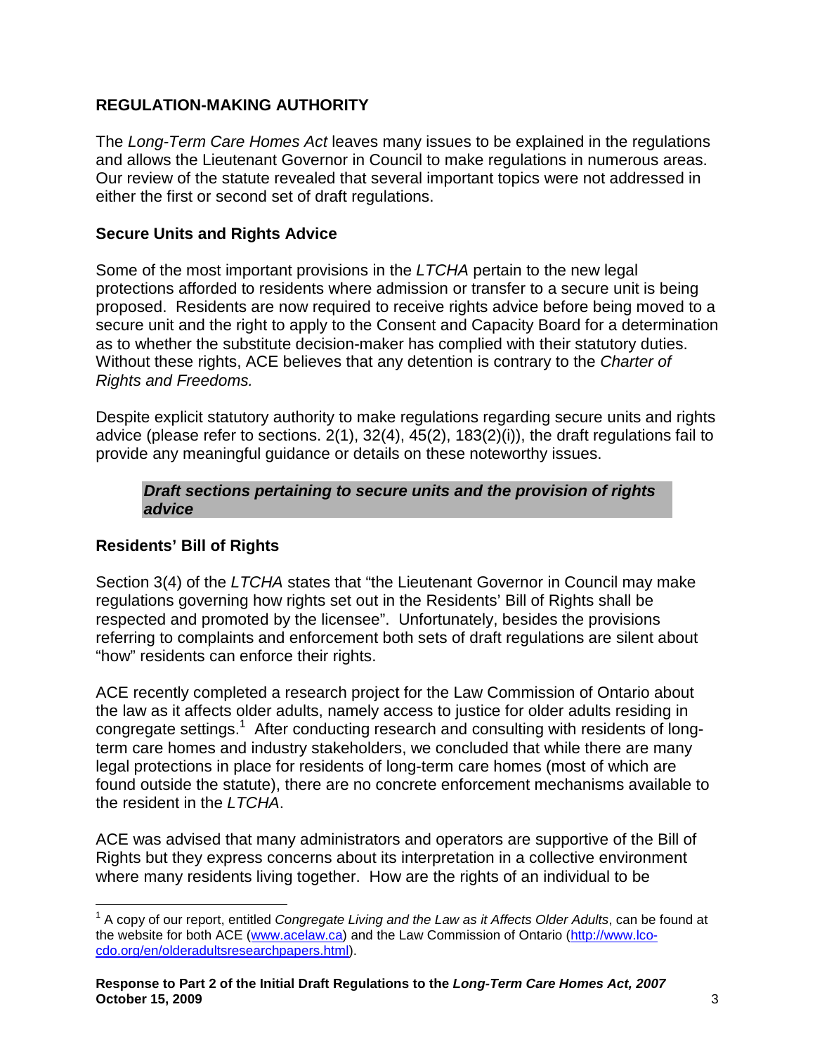## REGULATION-MAKING AUTHORITY

The *Long-Term Care Homes Act* leaves many issues to be explained in the regulations and allows the Lieutenant Governor in Council to make regulations in numerous areas. Our review of the statute revealed that several important topics were not addressed in either the first or second set of draft regulations.

### Secure Units and Rights Advice

Some of the most important provisions in the *LTCHA* pertain to the new legal protections afforded to residents where admission or transfer to a secure unit is being proposed. Residents are now required to receive rights advice before being moved to a secure unit and the right to apply to the Consent and Capacity Board for a determination as to whether the substitute decision-maker has complied with their statutory duties. Without these rights, ACE believes that any detention is contrary to the *Charter of Rights and Freedoms.*

Despite explicit statutory authority to make regulations regarding secure units and rights advice (please refer to sections. 2(1), 32(4), 45(2), 183(2)(i)), the draft regulations fail to provide any meaningful guidance or details on these noteworthy issues.

> ***Draft sections pertaining to secure units and the provision of rights advice***

### Residents' Bill of Rights

Section 3(4) of the *LTCHA* states that "the Lieutenant Governor in Council may make regulations governing how rights set out in the Residents' Bill of Rights shall be respected and promoted by the licensee". Unfortunately, besides the provisions referring to complaints and enforcement both sets of draft regulations are silent about "how" residents can enforce their rights.

ACE recently completed a research project for the Law Commission of Ontario about the law as it affects older adults, namely access to justice for older adults residing in congregate settings.[1] After conducting research and consulting with residents of long-term care homes and industry stakeholders, we concluded that while there are many legal protections in place for residents of long-term care homes (most of which are found outside the statute), there are no concrete enforcement mechanisms available to the resident in the *LTCHA*.

ACE was advised that many administrators and operators are supportive of the Bill of Rights but they express concerns about its interpretation in a collective environment where many residents living together. How are the rights of an individual to be

---

[1] A copy of our report, entitled *Congregate Living and the Law as it Affects Older Adults*, can be found at the website for both ACE (www.acelaw.ca) and the Law Commission of Ontario (http://www.lco-cdo.org/en/olderadultsresearchpapers.html).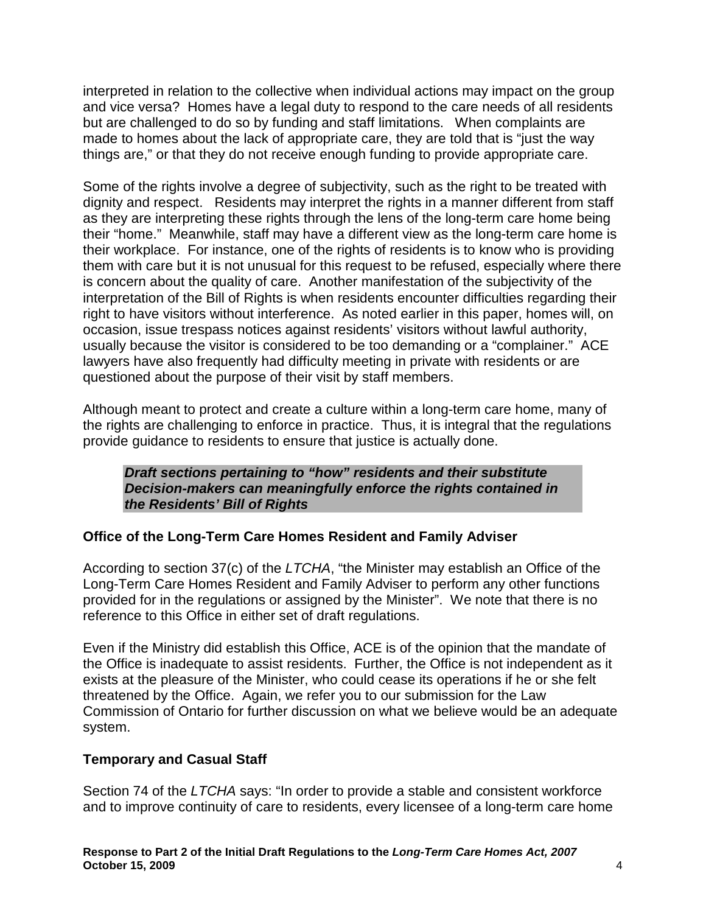interpreted in relation to the collective when individual actions may impact on the group and vice versa? Homes have a legal duty to respond to the care needs of all residents but are challenged to do so by funding and staff limitations. When complaints are made to homes about the lack of appropriate care, they are told that is "just the way things are," or that they do not receive enough funding to provide appropriate care.

Some of the rights involve a degree of subjectivity, such as the right to be treated with dignity and respect. Residents may interpret the rights in a manner different from staff as they are interpreting these rights through the lens of the long-term care home being their "home." Meanwhile, staff may have a different view as the long-term care home is their workplace. For instance, one of the rights of residents is to know who is providing them with care but it is not unusual for this request to be refused, especially where there is concern about the quality of care. Another manifestation of the subjectivity of the interpretation of the Bill of Rights is when residents encounter difficulties regarding their right to have visitors without interference. As noted earlier in this paper, homes will, on occasion, issue trespass notices against residents' visitors without lawful authority, usually because the visitor is considered to be too demanding or a "complainer." ACE lawyers have also frequently had difficulty meeting in private with residents or are questioned about the purpose of their visit by staff members.

Although meant to protect and create a culture within a long-term care home, many of the rights are challenging to enforce in practice. Thus, it is integral that the regulations provide guidance to residents to ensure that justice is actually done.

***Draft sections pertaining to "how" residents and their substitute Decision-makers can meaningfully enforce the rights contained in the Residents' Bill of Rights***

### Office of the Long-Term Care Homes Resident and Family Adviser

According to section 37(c) of the *LTCHA*, "the Minister may establish an Office of the Long-Term Care Homes Resident and Family Adviser to perform any other functions provided for in the regulations or assigned by the Minister". We note that there is no reference to this Office in either set of draft regulations.

Even if the Ministry did establish this Office, ACE is of the opinion that the mandate of the Office is inadequate to assist residents. Further, the Office is not independent as it exists at the pleasure of the Minister, who could cease its operations if he or she felt threatened by the Office. Again, we refer you to our submission for the Law Commission of Ontario for further discussion on what we believe would be an adequate system.

### Temporary and Casual Staff

Section 74 of the *LTCHA* says: "In order to provide a stable and consistent workforce and to improve continuity of care to residents, every licensee of a long-term care home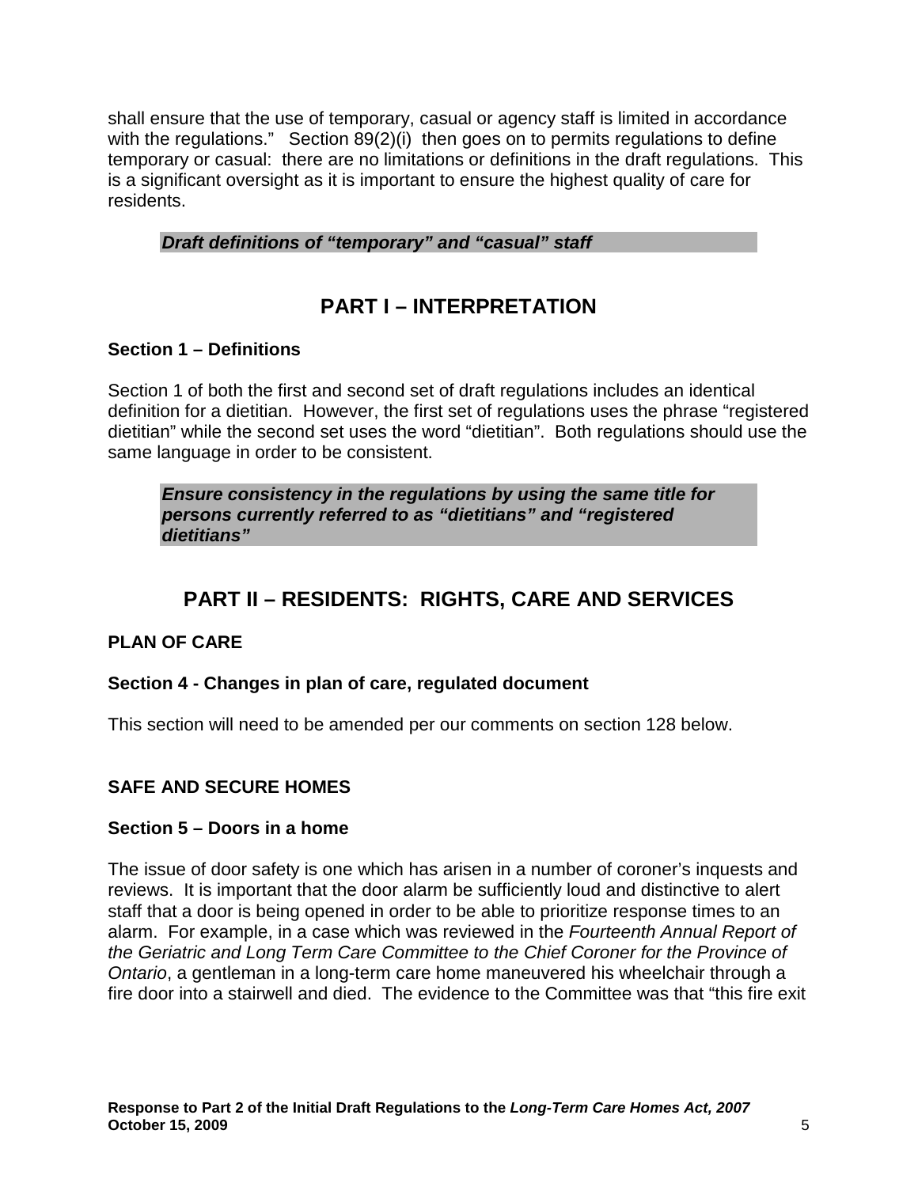shall ensure that the use of temporary, casual or agency staff is limited in accordance with the regulations." Section 89(2)(i) then goes on to permits regulations to define temporary or casual: there are no limitations or definitions in the draft regulations. This is a significant oversight as it is important to ensure the highest quality of care for residents.

> ***Draft definitions of "temporary" and "casual" staff***

## PART I – INTERPRETATION

### Section 1 – Definitions

Section 1 of both the first and second set of draft regulations includes an identical definition for a dietitian. However, the first set of regulations uses the phrase "registered dietitian" while the second set uses the word "dietitian". Both regulations should use the same language in order to be consistent.

> ***Ensure consistency in the regulations by using the same title for persons currently referred to as "dietitians" and "registered dietitians"***

## PART II – RESIDENTS: RIGHTS, CARE AND SERVICES

### PLAN OF CARE

### Section 4 - Changes in plan of care, regulated document

This section will need to be amended per our comments on section 128 below.

### SAFE AND SECURE HOMES

### Section 5 – Doors in a home

The issue of door safety is one which has arisen in a number of coroner's inquests and reviews. It is important that the door alarm be sufficiently loud and distinctive to alert staff that a door is being opened in order to be able to prioritize response times to an alarm. For example, in a case which was reviewed in the *Fourteenth Annual Report of the Geriatric and Long Term Care Committee to the Chief Coroner for the Province of Ontario*, a gentleman in a long-term care home maneuvered his wheelchair through a fire door into a stairwell and died. The evidence to the Committee was that "this fire exit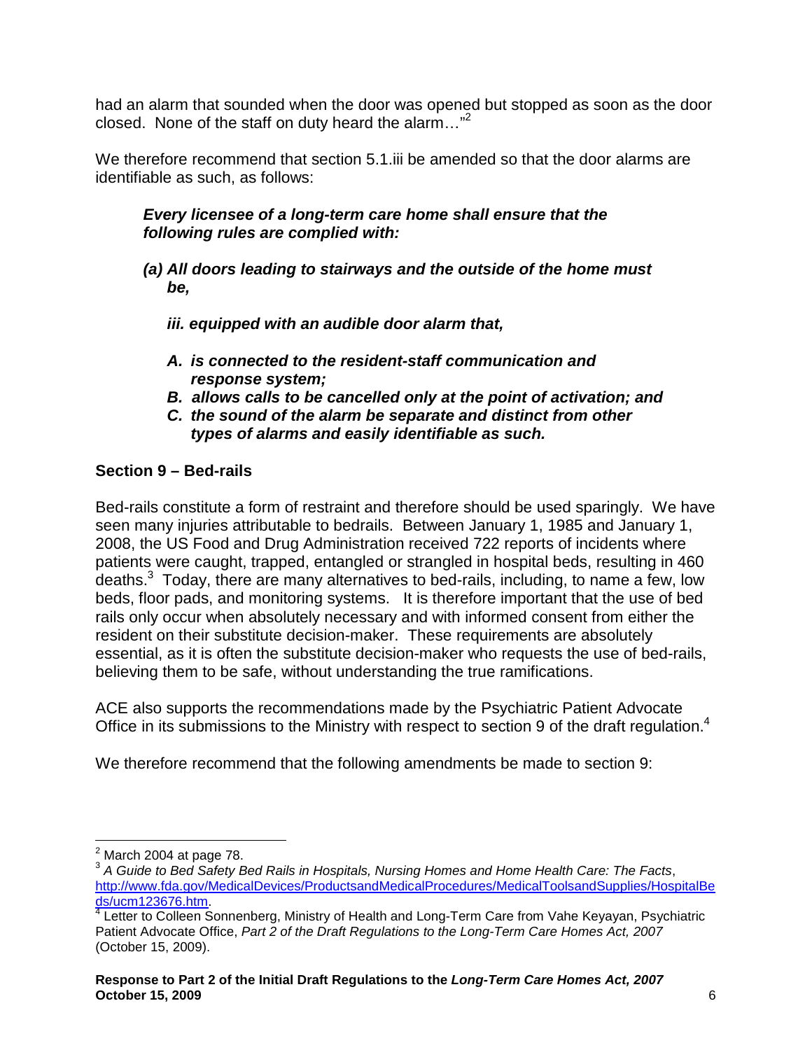had an alarm that sounded when the door was opened but stopped as soon as the door closed. None of the staff on duty heard the alarm…"[2]

We therefore recommend that section 5.1.iii be amended so that the door alarms are identifiable as such, as follows:

> ***Every licensee of a long-term care home shall ensure that the following rules are complied with:***
>
> ***(a) All doors leading to stairways and the outside of the home must be,***
>
> ***iii. equipped with an audible door alarm that,***
>
> ***A. is connected to the resident-staff communication and response system;***
> ***B. allows calls to be cancelled only at the point of activation; and***
> ***C. the sound of the alarm be separate and distinct from other types of alarms and easily identifiable as such.***

**Section 9 – Bed-rails**

Bed-rails constitute a form of restraint and therefore should be used sparingly. We have seen many injuries attributable to bedrails. Between January 1, 1985 and January 1, 2008, the US Food and Drug Administration received 722 reports of incidents where patients were caught, trapped, entangled or strangled in hospital beds, resulting in 460 deaths.[3] Today, there are many alternatives to bed-rails, including, to name a few, low beds, floor pads, and monitoring systems. It is therefore important that the use of bed rails only occur when absolutely necessary and with informed consent from either the resident on their substitute decision-maker. These requirements are absolutely essential, as it is often the substitute decision-maker who requests the use of bed-rails, believing them to be safe, without understanding the true ramifications.

ACE also supports the recommendations made by the Psychiatric Patient Advocate Office in its submissions to the Ministry with respect to section 9 of the draft regulation.[4]

We therefore recommend that the following amendments be made to section 9:

---

[2] March 2004 at page 78.

[3] *A Guide to Bed Safety Bed Rails in Hospitals, Nursing Homes and Home Health Care: The Facts*, http://www.fda.gov/MedicalDevices/ProductsandMedicalProcedures/MedicalToolsandSupplies/HospitalBeds/ucm123676.htm.

[4] Letter to Colleen Sonnenberg, Ministry of Health and Long-Term Care from Vahe Keyayan, Psychiatric Patient Advocate Office, *Part 2 of the Draft Regulations to the Long-Term Care Homes Act, 2007* (October 15, 2009).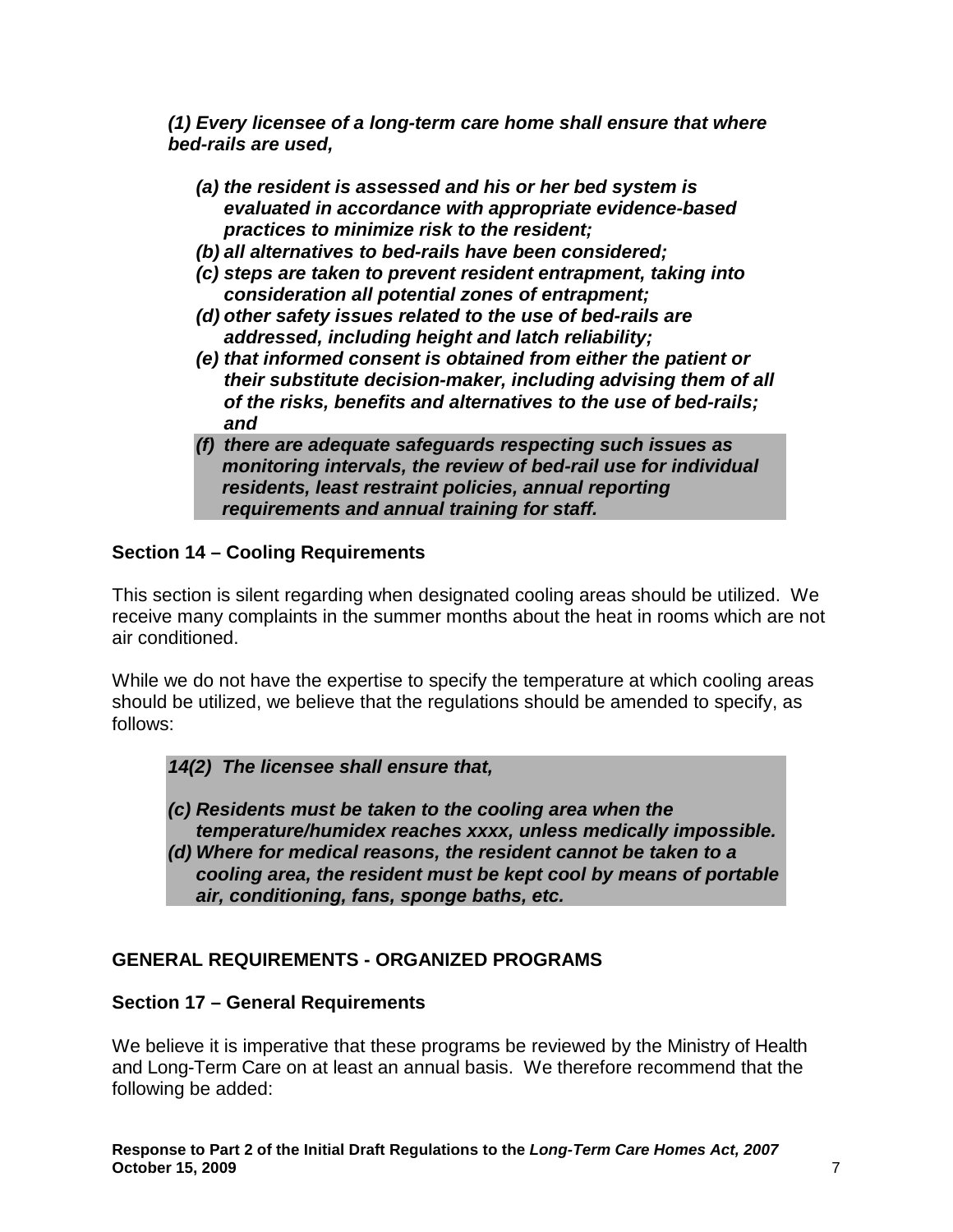***(1) Every licensee of a long-term care home shall ensure that where bed-rails are used,***

- ***(a) the resident is assessed and his or her bed system is evaluated in accordance with appropriate evidence-based practices to minimize risk to the resident;***
- ***(b) all alternatives to bed-rails have been considered;***
- ***(c) steps are taken to prevent resident entrapment, taking into consideration all potential zones of entrapment;***
- ***(d) other safety issues related to the use of bed-rails are addressed, including height and latch reliability;***
- ***(e) that informed consent is obtained from either the patient or their substitute decision-maker, including advising them of all of the risks, benefits and alternatives to the use of bed-rails; and***
- ***(f) there are adequate safeguards respecting such issues as monitoring intervals, the review of bed-rail use for individual residents, least restraint policies, annual reporting requirements and annual training for staff.***

### Section 14 – Cooling Requirements

This section is silent regarding when designated cooling areas should be utilized. We receive many complaints in the summer months about the heat in rooms which are not air conditioned.

While we do not have the expertise to specify the temperature at which cooling areas should be utilized, we believe that the regulations should be amended to specify, as follows:

***14(2) The licensee shall ensure that,***

- ***(c) Residents must be taken to the cooling area when the temperature/humidex reaches xxxx, unless medically impossible.***
- ***(d) Where for medical reasons, the resident cannot be taken to a cooling area, the resident must be kept cool by means of portable air, conditioning, fans, sponge baths, etc.***

## GENERAL REQUIREMENTS - ORGANIZED PROGRAMS

### Section 17 – General Requirements

We believe it is imperative that these programs be reviewed by the Ministry of Health and Long-Term Care on at least an annual basis. We therefore recommend that the following be added: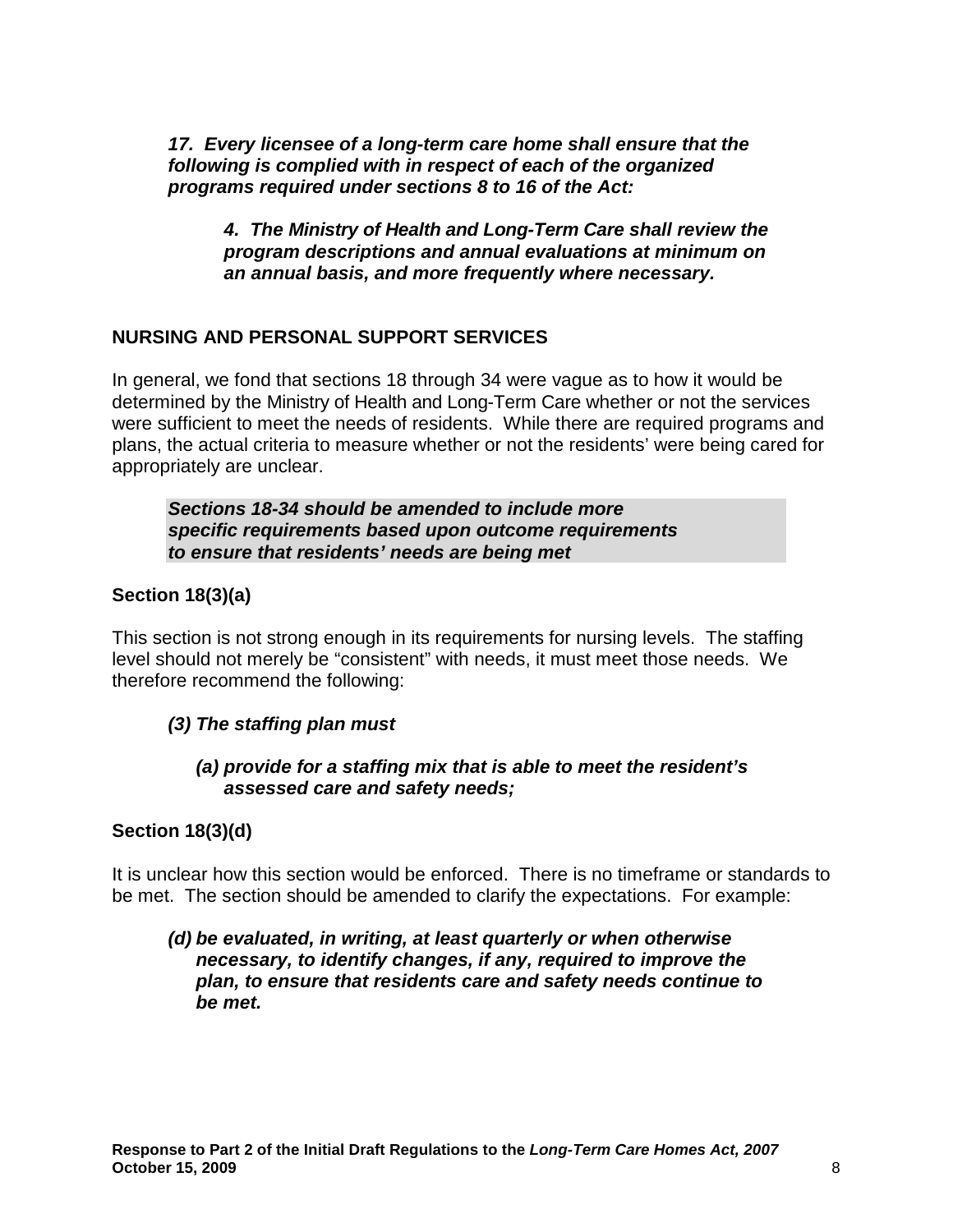***17. Every licensee of a long-term care home shall ensure that the following is complied with in respect of each of the organized programs required under sections 8 to 16 of the Act:***

> ***4. The Ministry of Health and Long-Term Care shall review the program descriptions and annual evaluations at minimum on an annual basis, and more frequently where necessary.***

## NURSING AND PERSONAL SUPPORT SERVICES

In general, we fond that sections 18 through 34 were vague as to how it would be determined by the Ministry of Health and Long-Term Care whether or not the services were sufficient to meet the needs of residents. While there are required programs and plans, the actual criteria to measure whether or not the residents' were being cared for appropriately are unclear.

***Sections 18-34 should be amended to include more specific requirements based upon outcome requirements to ensure that residents' needs are being met***

### Section 18(3)(a)

This section is not strong enough in its requirements for nursing levels. The staffing level should not merely be "consistent" with needs, it must meet those needs. We therefore recommend the following:

***(3) The staffing plan must***

> ***(a) provide for a staffing mix that is able to meet the resident's assessed care and safety needs;***

### Section 18(3)(d)

It is unclear how this section would be enforced. There is no timeframe or standards to be met. The section should be amended to clarify the expectations. For example:

***(d) be evaluated, in writing, at least quarterly or when otherwise necessary, to identify changes, if any, required to improve the plan, to ensure that residents care and safety needs continue to be met.***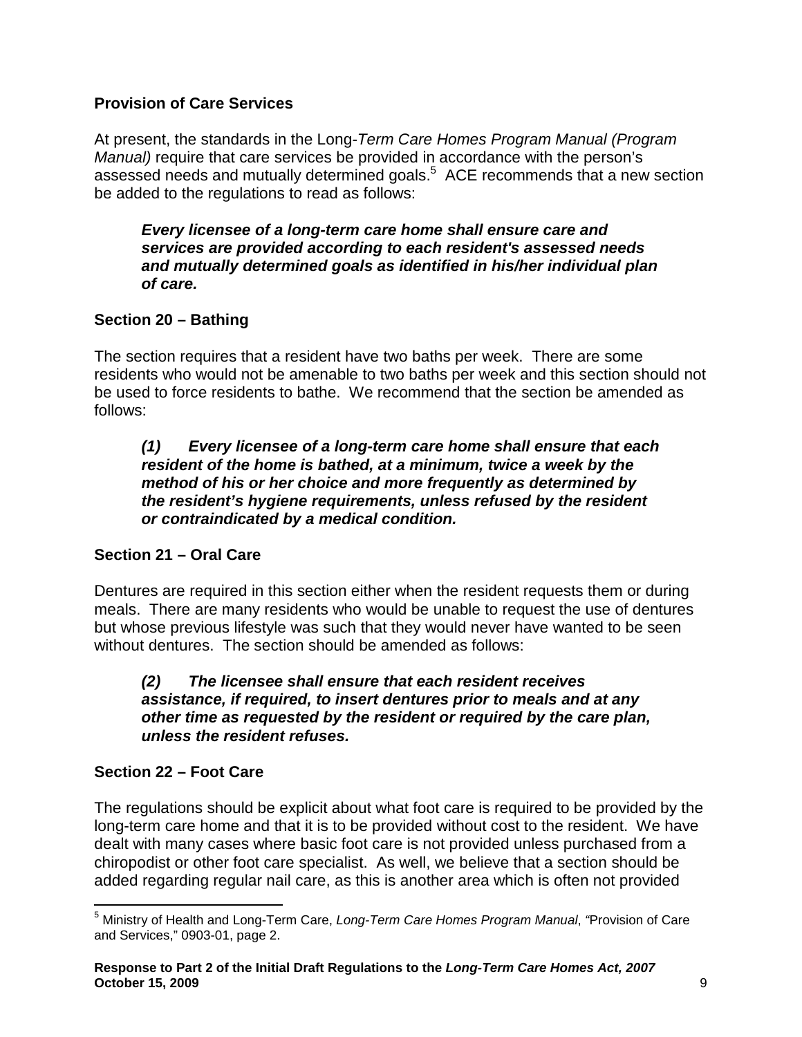## Provision of Care Services

At present, the standards in the Long-*Term Care Homes Program Manual (Program Manual)* require that care services be provided in accordance with the person's assessed needs and mutually determined goals.[5] ACE recommends that a new section be added to the regulations to read as follows:

> ***Every licensee of a long-term care home shall ensure care and services are provided according to each resident's assessed needs and mutually determined goals as identified in his/her individual plan of care.***

## Section 20 – Bathing

The section requires that a resident have two baths per week. There are some residents who would not be amenable to two baths per week and this section should not be used to force residents to bathe. We recommend that the section be amended as follows:

> ***(1) Every licensee of a long-term care home shall ensure that each resident of the home is bathed, at a minimum, twice a week by the method of his or her choice and more frequently as determined by the resident's hygiene requirements, unless refused by the resident or contraindicated by a medical condition.***

## Section 21 – Oral Care

Dentures are required in this section either when the resident requests them or during meals. There are many residents who would be unable to request the use of dentures but whose previous lifestyle was such that they would never have wanted to be seen without dentures. The section should be amended as follows:

> ***(2) The licensee shall ensure that each resident receives assistance, if required, to insert dentures prior to meals and at any other time as requested by the resident or required by the care plan, unless the resident refuses.***

## Section 22 – Foot Care

The regulations should be explicit about what foot care is required to be provided by the long-term care home and that it is to be provided without cost to the resident. We have dealt with many cases where basic foot care is not provided unless purchased from a chiropodist or other foot care specialist. As well, we believe that a section should be added regarding regular nail care, as this is another area which is often not provided

---

[5] Ministry of Health and Long-Term Care, *Long-Term Care Homes Program Manual*, "Provision of Care and Services," 0903-01, page 2.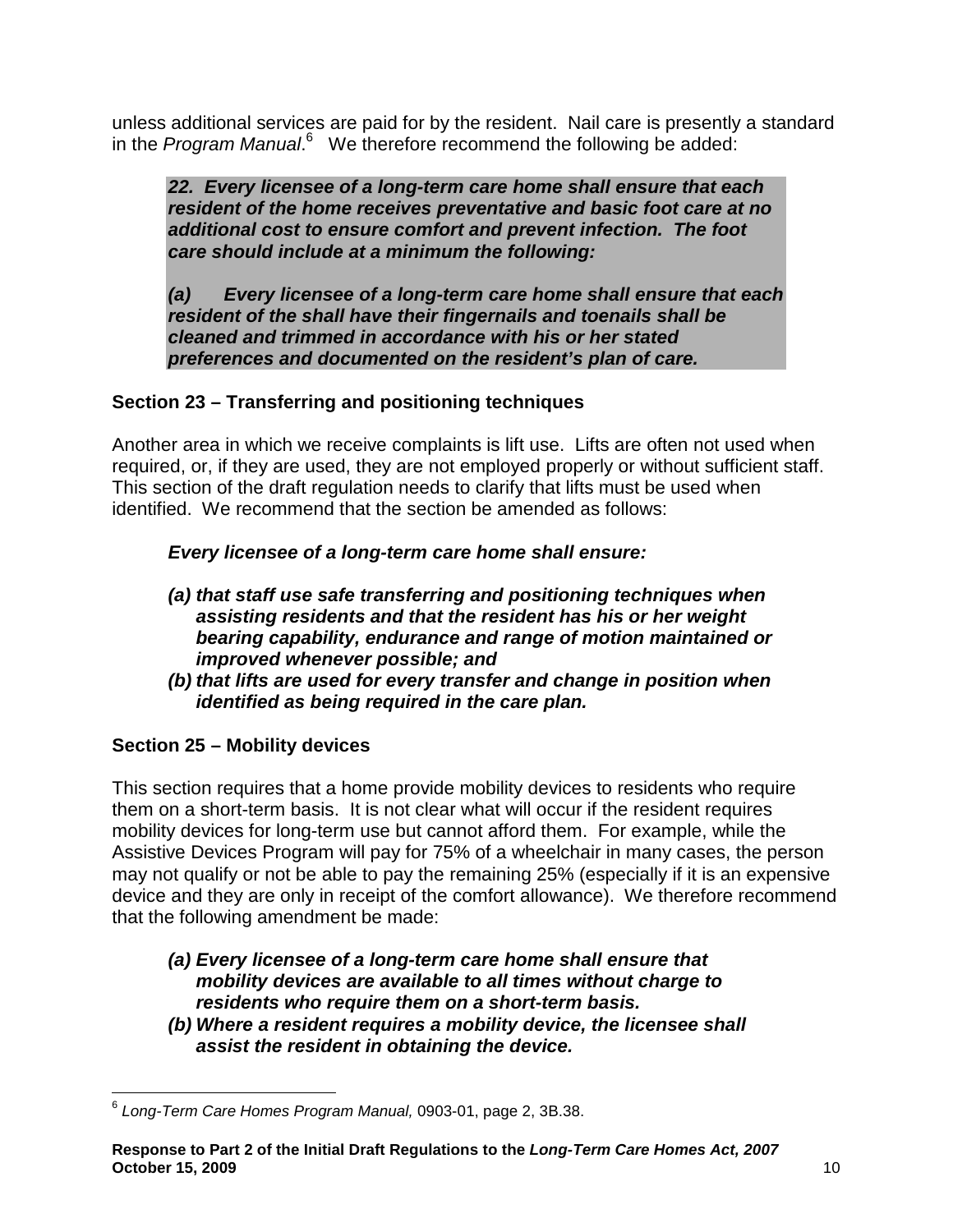unless additional services are paid for by the resident. Nail care is presently a standard in the *Program Manual*.[6] We therefore recommend the following be added:

> ***22. Every licensee of a long-term care home shall ensure that each resident of the home receives preventative and basic foot care at no additional cost to ensure comfort and prevent infection. The foot care should include at a minimum the following:***
>
> ***(a) Every licensee of a long-term care home shall ensure that each resident of the shall have their fingernails and toenails shall be cleaned and trimmed in accordance with his or her stated preferences and documented on the resident's plan of care.***

**Section 23 – Transferring and positioning techniques**

Another area in which we receive complaints is lift use. Lifts are often not used when required, or, if they are used, they are not employed properly or without sufficient staff. This section of the draft regulation needs to clarify that lifts must be used when identified. We recommend that the section be amended as follows:

***Every licensee of a long-term care home shall ensure:***

- ***(a) that staff use safe transferring and positioning techniques when assisting residents and that the resident has his or her weight bearing capability, endurance and range of motion maintained or improved whenever possible; and***
- ***(b) that lifts are used for every transfer and change in position when identified as being required in the care plan.***

**Section 25 – Mobility devices**

This section requires that a home provide mobility devices to residents who require them on a short-term basis. It is not clear what will occur if the resident requires mobility devices for long-term use but cannot afford them. For example, while the Assistive Devices Program will pay for 75% of a wheelchair in many cases, the person may not qualify or not be able to pay the remaining 25% (especially if it is an expensive device and they are only in receipt of the comfort allowance). We therefore recommend that the following amendment be made:

- ***(a) Every licensee of a long-term care home shall ensure that mobility devices are available to all times without charge to residents who require them on a short-term basis.***
- ***(b) Where a resident requires a mobility device, the licensee shall assist the resident in obtaining the device.***

---

[6] *Long-Term Care Homes Program Manual,* 0903-01, page 2, 3B.38.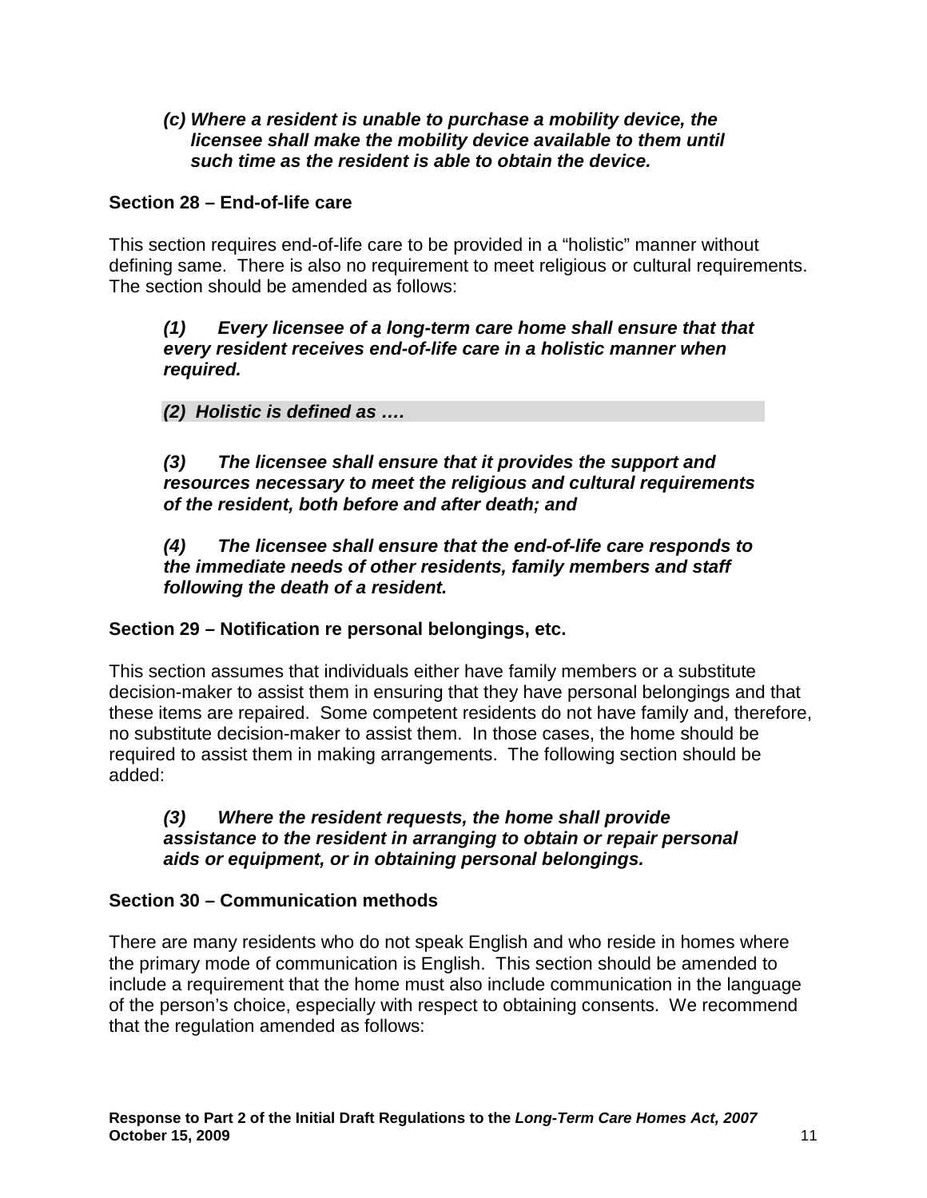***(c) Where a resident is unable to purchase a mobility device, the licensee shall make the mobility device available to them until such time as the resident is able to obtain the device.***

**Section 28 – End-of-life care**

This section requires end-of-life care to be provided in a "holistic" manner without defining same. There is also no requirement to meet religious or cultural requirements. The section should be amended as follows:

***(1) Every licensee of a long-term care home shall ensure that that every resident receives end-of-life care in a holistic manner when required.***

***(2) Holistic is defined as ….***

***(3) The licensee shall ensure that it provides the support and resources necessary to meet the religious and cultural requirements of the resident, both before and after death; and***

***(4) The licensee shall ensure that the end-of-life care responds to the immediate needs of other residents, family members and staff following the death of a resident.***

**Section 29 – Notification re personal belongings, etc.**

This section assumes that individuals either have family members or a substitute decision-maker to assist them in ensuring that they have personal belongings and that these items are repaired. Some competent residents do not have family and, therefore, no substitute decision-maker to assist them. In those cases, the home should be required to assist them in making arrangements. The following section should be added:

***(3) Where the resident requests, the home shall provide assistance to the resident in arranging to obtain or repair personal aids or equipment, or in obtaining personal belongings.***

**Section 30 – Communication methods**

There are many residents who do not speak English and who reside in homes where the primary mode of communication is English. This section should be amended to include a requirement that the home must also include communication in the language of the person's choice, especially with respect to obtaining consents. We recommend that the regulation amended as follows: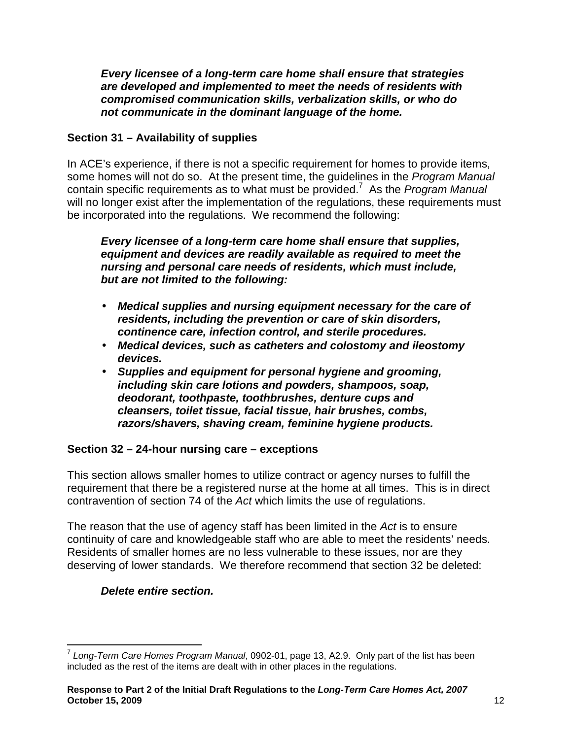> ***Every licensee of a long-term care home shall ensure that strategies are developed and implemented to meet the needs of residents with compromised communication skills, verbalization skills, or who do not communicate in the dominant language of the home.***

### Section 31 – Availability of supplies

In ACE's experience, if there is not a specific requirement for homes to provide items, some homes will not do so. At the present time, the guidelines in the *Program Manual* contain specific requirements as to what must be provided.[7] As the *Program Manual* will no longer exist after the implementation of the regulations, these requirements must be incorporated into the regulations. We recommend the following:

> ***Every licensee of a long-term care home shall ensure that supplies, equipment and devices are readily available as required to meet the nursing and personal care needs of residents, which must include, but are not limited to the following:***
>
> - ***Medical supplies and nursing equipment necessary for the care of residents, including the prevention or care of skin disorders, continence care, infection control, and sterile procedures.***
> - ***Medical devices, such as catheters and colostomy and ileostomy devices.***
> - ***Supplies and equipment for personal hygiene and grooming, including skin care lotions and powders, shampoos, soap, deodorant, toothpaste, toothbrushes, denture cups and cleansers, toilet tissue, facial tissue, hair brushes, combs, razors/shavers, shaving cream, feminine hygiene products.***

### Section 32 – 24-hour nursing care – exceptions

This section allows smaller homes to utilize contract or agency nurses to fulfill the requirement that there be a registered nurse at the home at all times. This is in direct contravention of section 74 of the *Act* which limits the use of regulations.

The reason that the use of agency staff has been limited in the *Act* is to ensure continuity of care and knowledgeable staff who are able to meet the residents' needs. Residents of smaller homes are no less vulnerable to these issues, nor are they deserving of lower standards. We therefore recommend that section 32 be deleted:

> ***Delete entire section.***

---

[7] *Long-Term Care Homes Program Manual*, 0902-01, page 13, A2.9. Only part of the list has been included as the rest of the items are dealt with in other places in the regulations.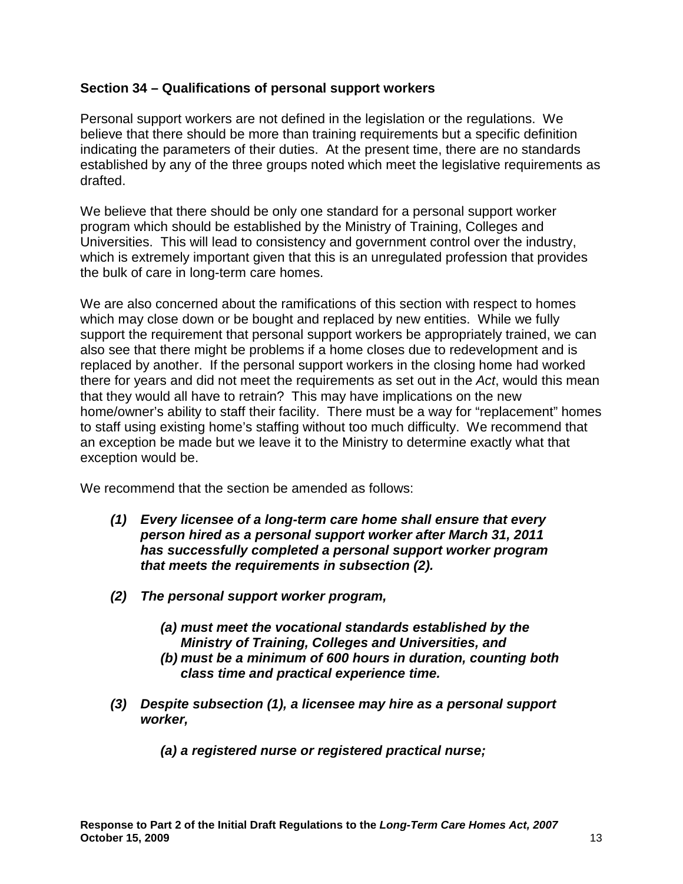### Section 34 – Qualifications of personal support workers

Personal support workers are not defined in the legislation or the regulations. We believe that there should be more than training requirements but a specific definition indicating the parameters of their duties. At the present time, there are no standards established by any of the three groups noted which meet the legislative requirements as drafted.

We believe that there should be only one standard for a personal support worker program which should be established by the Ministry of Training, Colleges and Universities. This will lead to consistency and government control over the industry, which is extremely important given that this is an unregulated profession that provides the bulk of care in long-term care homes.

We are also concerned about the ramifications of this section with respect to homes which may close down or be bought and replaced by new entities. While we fully support the requirement that personal support workers be appropriately trained, we can also see that there might be problems if a home closes due to redevelopment and is replaced by another. If the personal support workers in the closing home had worked there for years and did not meet the requirements as set out in the *Act*, would this mean that they would all have to retrain? This may have implications on the new home/owner's ability to staff their facility. There must be a way for "replacement" homes to staff using existing home's staffing without too much difficulty. We recommend that an exception be made but we leave it to the Ministry to determine exactly what that exception would be.

We recommend that the section be amended as follows:

***(1) Every licensee of a long-term care home shall ensure that every person hired as a personal support worker after March 31, 2011 has successfully completed a personal support worker program that meets the requirements in subsection (2).***

***(2) The personal support worker program,***

- ***(a) must meet the vocational standards established by the Ministry of Training, Colleges and Universities, and***
- ***(b) must be a minimum of 600 hours in duration, counting both class time and practical experience time.***

***(3) Despite subsection (1), a licensee may hire as a personal support worker,***

- ***(a) a registered nurse or registered practical nurse;***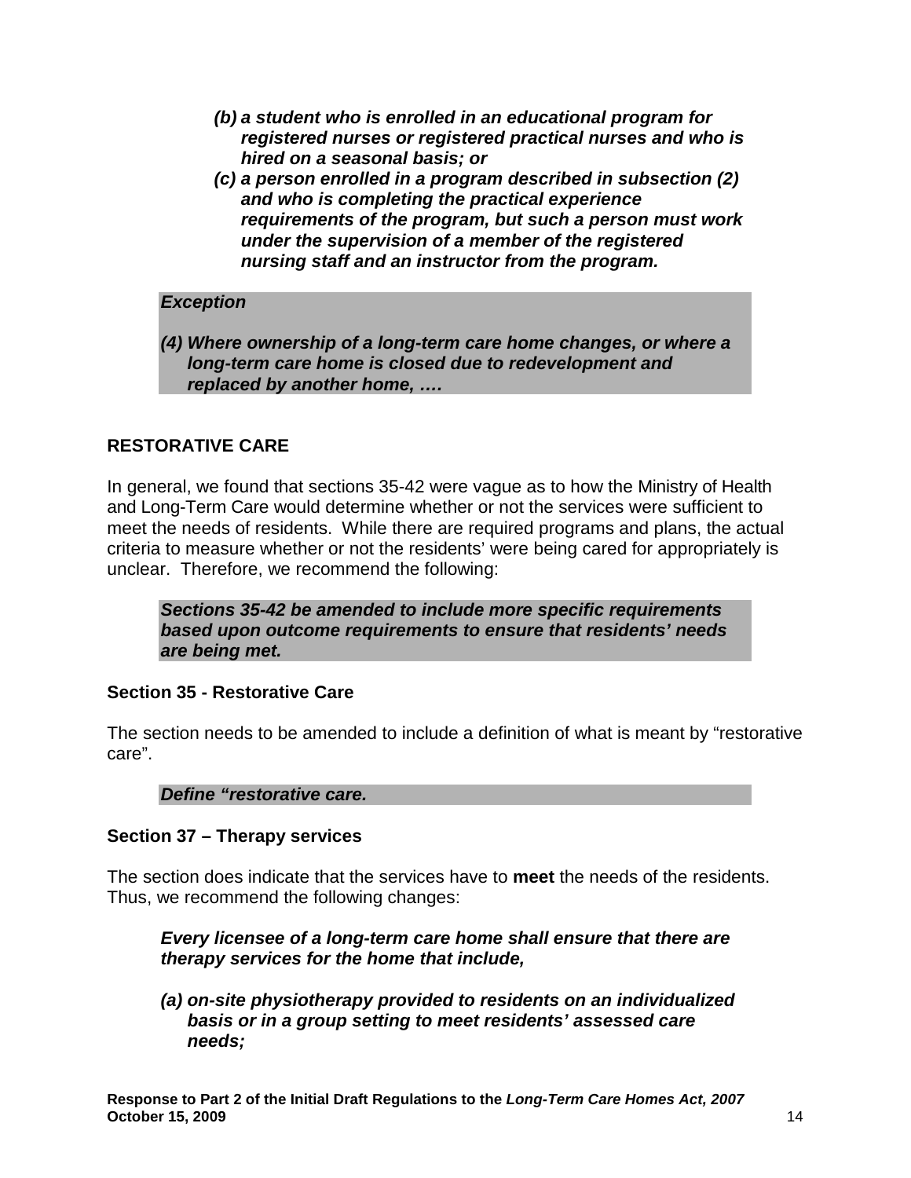*(b) a student who is enrolled in an educational program for registered nurses or registered practical nurses and who is hired on a seasonal basis; or*

*(c) a person enrolled in a program described in subsection (2) and who is completing the practical experience requirements of the program, but such a person must work under the supervision of a member of the registered nursing staff and an instructor from the program.*

***Exception***

***(4) Where ownership of a long-term care home changes, or where a long-term care home is closed due to redevelopment and replaced by another home, ….***

## RESTORATIVE CARE

In general, we found that sections 35-42 were vague as to how the Ministry of Health and Long-Term Care would determine whether or not the services were sufficient to meet the needs of residents. While there are required programs and plans, the actual criteria to measure whether or not the residents' were being cared for appropriately is unclear. Therefore, we recommend the following:

***Sections 35-42 be amended to include more specific requirements based upon outcome requirements to ensure that residents' needs are being met.***

### Section 35 - Restorative Care

The section needs to be amended to include a definition of what is meant by "restorative care".

***Define "restorative care.***

### Section 37 – Therapy services

The section does indicate that the services have to **meet** the needs of the residents. Thus, we recommend the following changes:

***Every licensee of a long-term care home shall ensure that there are therapy services for the home that include,***

***(a) on-site physiotherapy provided to residents on an individualized basis or in a group setting to meet residents' assessed care needs;***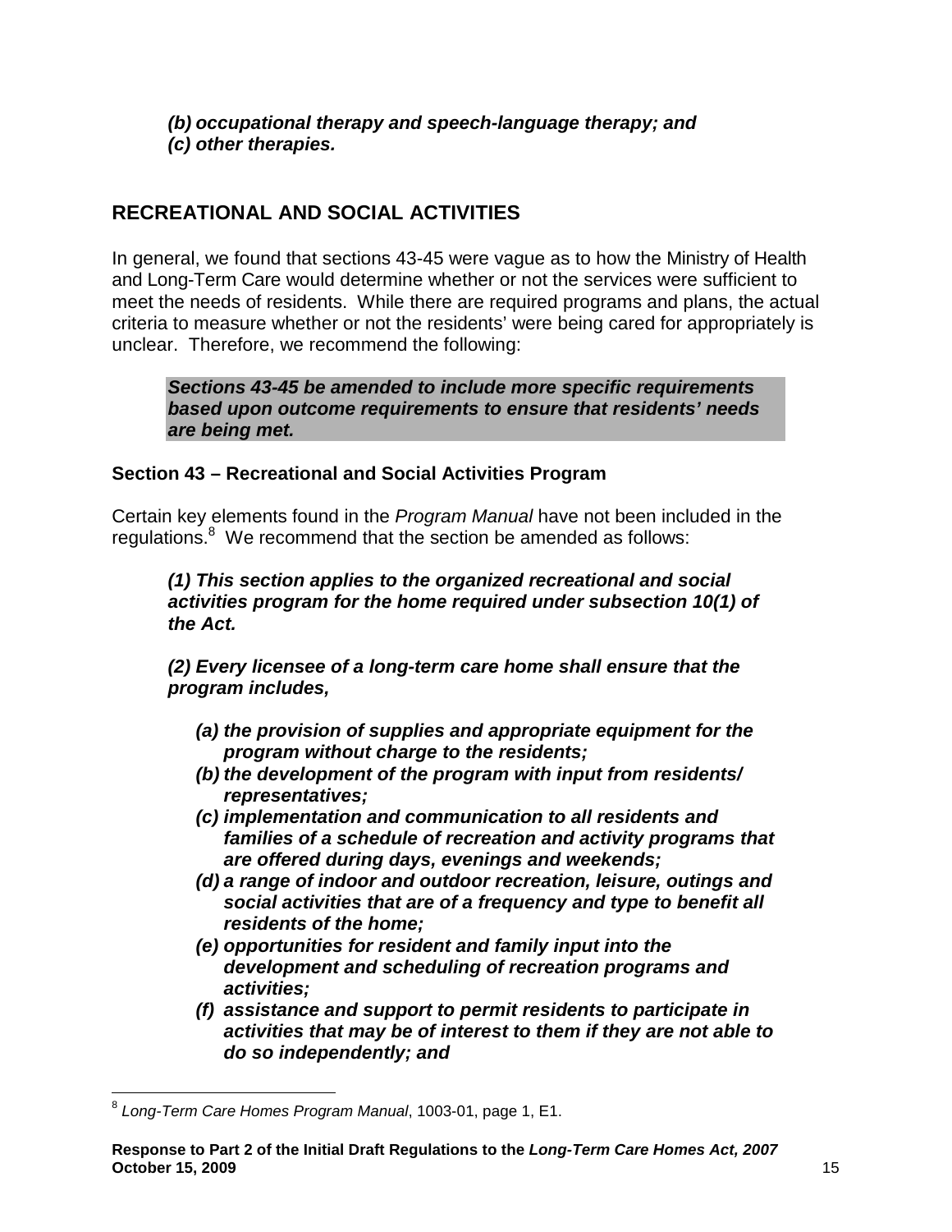***(b) occupational therapy and speech-language therapy; and***
***(c) other therapies.***

## RECREATIONAL AND SOCIAL ACTIVITIES

In general, we found that sections 43-45 were vague as to how the Ministry of Health and Long-Term Care would determine whether or not the services were sufficient to meet the needs of residents. While there are required programs and plans, the actual criteria to measure whether or not the residents' were being cared for appropriately is unclear. Therefore, we recommend the following:

> ***Sections 43-45 be amended to include more specific requirements based upon outcome requirements to ensure that residents' needs are being met.***

### Section 43 – Recreational and Social Activities Program

Certain key elements found in the *Program Manual* have not been included in the regulations.[8] We recommend that the section be amended as follows:

***(1) This section applies to the organized recreational and social activities program for the home required under subsection 10(1) of the Act.***

***(2) Every licensee of a long-term care home shall ensure that the program includes,***

- ***(a) the provision of supplies and appropriate equipment for the program without charge to the residents;***
- ***(b) the development of the program with input from residents/ representatives;***
- ***(c) implementation and communication to all residents and families of a schedule of recreation and activity programs that are offered during days, evenings and weekends;***
- ***(d) a range of indoor and outdoor recreation, leisure, outings and social activities that are of a frequency and type to benefit all residents of the home;***
- ***(e) opportunities for resident and family input into the development and scheduling of recreation programs and activities;***
- ***(f) assistance and support to permit residents to participate in activities that may be of interest to them if they are not able to do so independently; and***

---

[8] *Long-Term Care Homes Program Manual*, 1003-01, page 1, E1.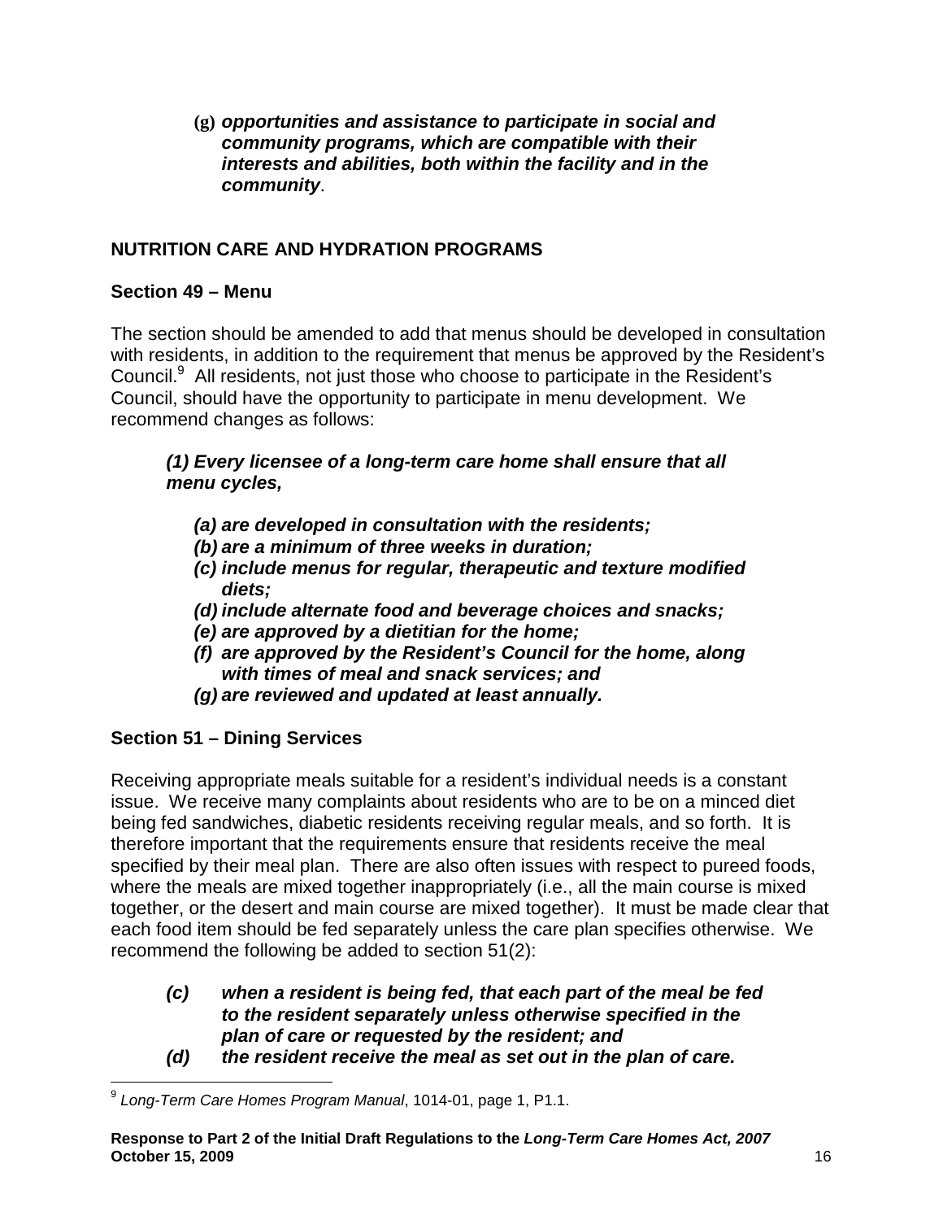**(g)** ***opportunities and assistance to participate in social and community programs, which are compatible with their interests and abilities, both within the facility and in the community***.

## NUTRITION CARE AND HYDRATION PROGRAMS

### Section 49 – Menu

The section should be amended to add that menus should be developed in consultation with residents, in addition to the requirement that menus be approved by the Resident's Council.[9] All residents, not just those who choose to participate in the Resident's Council, should have the opportunity to participate in menu development. We recommend changes as follows:

***(1) Every licensee of a long-term care home shall ensure that all menu cycles,***

- ***(a) are developed in consultation with the residents;***
- ***(b) are a minimum of three weeks in duration;***
- ***(c) include menus for regular, therapeutic and texture modified diets;***
- ***(d) include alternate food and beverage choices and snacks;***
- ***(e) are approved by a dietitian for the home;***
- ***(f) are approved by the Resident's Council for the home, along with times of meal and snack services; and***
- ***(g) are reviewed and updated at least annually.***

### Section 51 – Dining Services

Receiving appropriate meals suitable for a resident's individual needs is a constant issue. We receive many complaints about residents who are to be on a minced diet being fed sandwiches, diabetic residents receiving regular meals, and so forth. It is therefore important that the requirements ensure that residents receive the meal specified by their meal plan. There are also often issues with respect to pureed foods, where the meals are mixed together inappropriately (i.e., all the main course is mixed together, or the desert and main course are mixed together). It must be made clear that each food item should be fed separately unless the care plan specifies otherwise. We recommend the following be added to section 51(2):

- ***(c) when a resident is being fed, that each part of the meal be fed to the resident separately unless otherwise specified in the plan of care or requested by the resident; and***
- ***(d) the resident receive the meal as set out in the plan of care.***

---

[9] *Long-Term Care Homes Program Manual*, 1014-01, page 1, P1.1.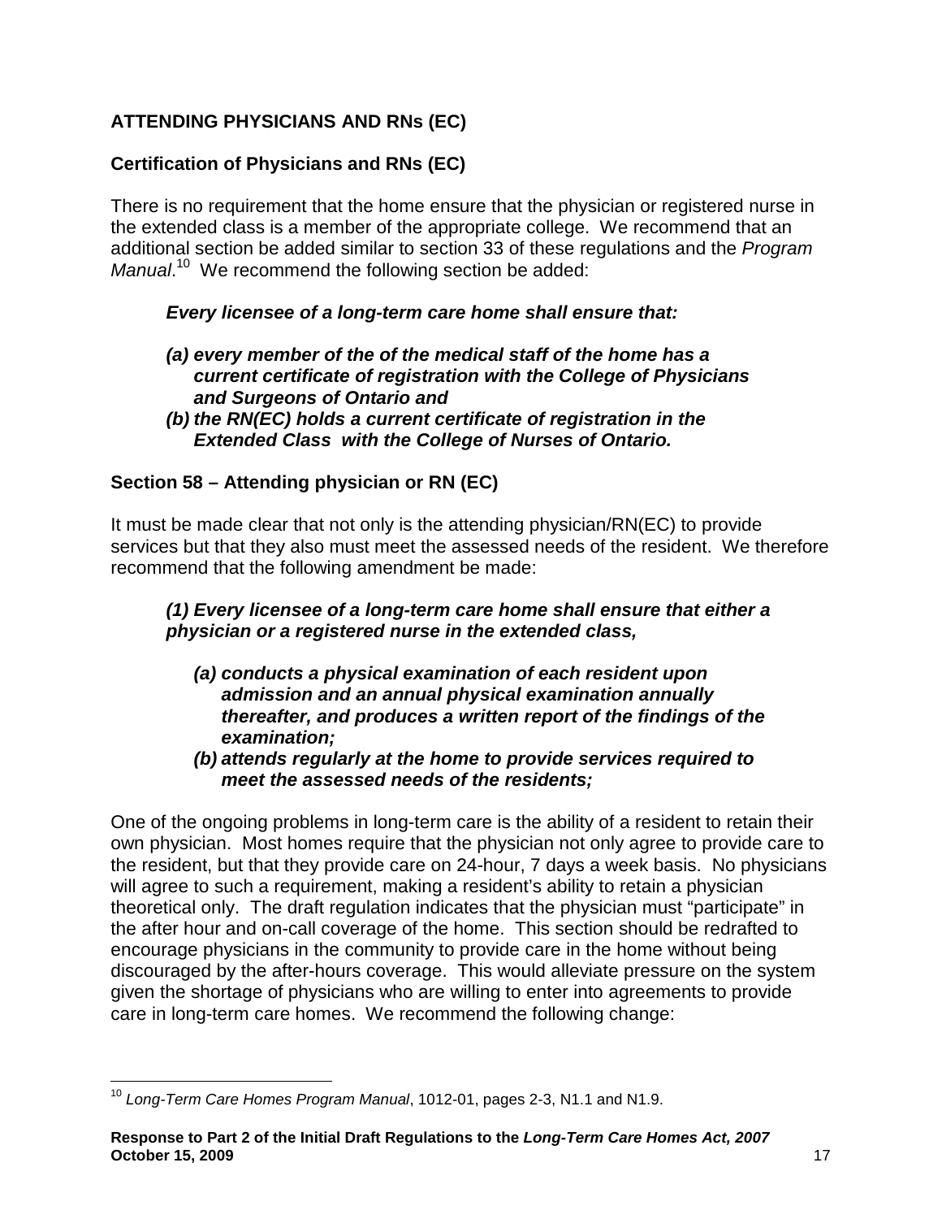## ATTENDING PHYSICIANS AND RNs (EC)

### Certification of Physicians and RNs (EC)

There is no requirement that the home ensure that the physician or registered nurse in the extended class is a member of the appropriate college. We recommend that an additional section be added similar to section 33 of these regulations and the *Program Manual*.[10] We recommend the following section be added:

> ***Every licensee of a long-term care home shall ensure that:***
>
> ***(a) every member of the of the medical staff of the home has a current certificate of registration with the College of Physicians and Surgeons of Ontario and***
>
> ***(b) the RN(EC) holds a current certificate of registration in the Extended Class with the College of Nurses of Ontario.***

### Section 58 – Attending physician or RN (EC)

It must be made clear that not only is the attending physician/RN(EC) to provide services but that they also must meet the assessed needs of the resident. We therefore recommend that the following amendment be made:

> ***(1) Every licensee of a long-term care home shall ensure that either a physician or a registered nurse in the extended class,***
>
> ***(a) conducts a physical examination of each resident upon admission and an annual physical examination annually thereafter, and produces a written report of the findings of the examination;***
>
> ***(b) attends regularly at the home to provide services required to meet the assessed needs of the residents;***

One of the ongoing problems in long-term care is the ability of a resident to retain their own physician. Most homes require that the physician not only agree to provide care to the resident, but that they provide care on 24-hour, 7 days a week basis. No physicians will agree to such a requirement, making a resident's ability to retain a physician theoretical only. The draft regulation indicates that the physician must "participate" in the after hour and on-call coverage of the home. This section should be redrafted to encourage physicians in the community to provide care in the home without being discouraged by the after-hours coverage. This would alleviate pressure on the system given the shortage of physicians who are willing to enter into agreements to provide care in long-term care homes. We recommend the following change:

---

[10] *Long-Term Care Homes Program Manual*, 1012-01, pages 2-3, N1.1 and N1.9.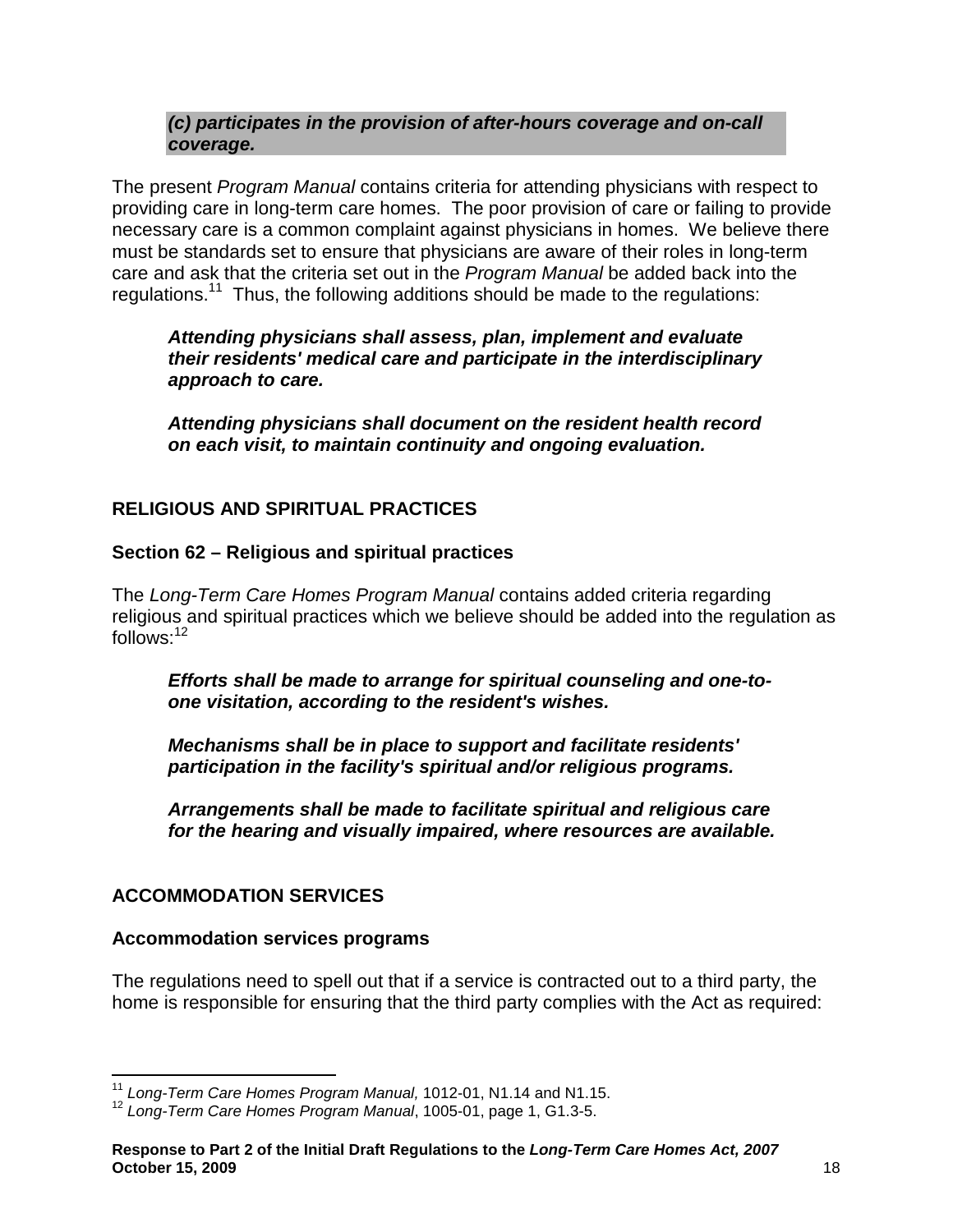***(c) participates in the provision of after-hours coverage and on-call coverage.***

The present *Program Manual* contains criteria for attending physicians with respect to providing care in long-term care homes. The poor provision of care or failing to provide necessary care is a common complaint against physicians in homes. We believe there must be standards set to ensure that physicians are aware of their roles in long-term care and ask that the criteria set out in the *Program Manual* be added back into the regulations.[11] Thus, the following additions should be made to the regulations:

> ***Attending physicians shall assess, plan, implement and evaluate their residents' medical care and participate in the interdisciplinary approach to care.***
>
> ***Attending physicians shall document on the resident health record on each visit, to maintain continuity and ongoing evaluation.***

## RELIGIOUS AND SPIRITUAL PRACTICES

### Section 62 – Religious and spiritual practices

The *Long-Term Care Homes Program Manual* contains added criteria regarding religious and spiritual practices which we believe should be added into the regulation as follows:[12]

> ***Efforts shall be made to arrange for spiritual counseling and one-to-one visitation, according to the resident's wishes.***
>
> ***Mechanisms shall be in place to support and facilitate residents' participation in the facility's spiritual and/or religious programs.***
>
> ***Arrangements shall be made to facilitate spiritual and religious care for the hearing and visually impaired, where resources are available.***

## ACCOMMODATION SERVICES

### Accommodation services programs

The regulations need to spell out that if a service is contracted out to a third party, the home is responsible for ensuring that the third party complies with the Act as required:

---

[11] *Long-Term Care Homes Program Manual,* 1012-01, N1.14 and N1.15.

[12] *Long-Term Care Homes Program Manual*, 1005-01, page 1, G1.3-5.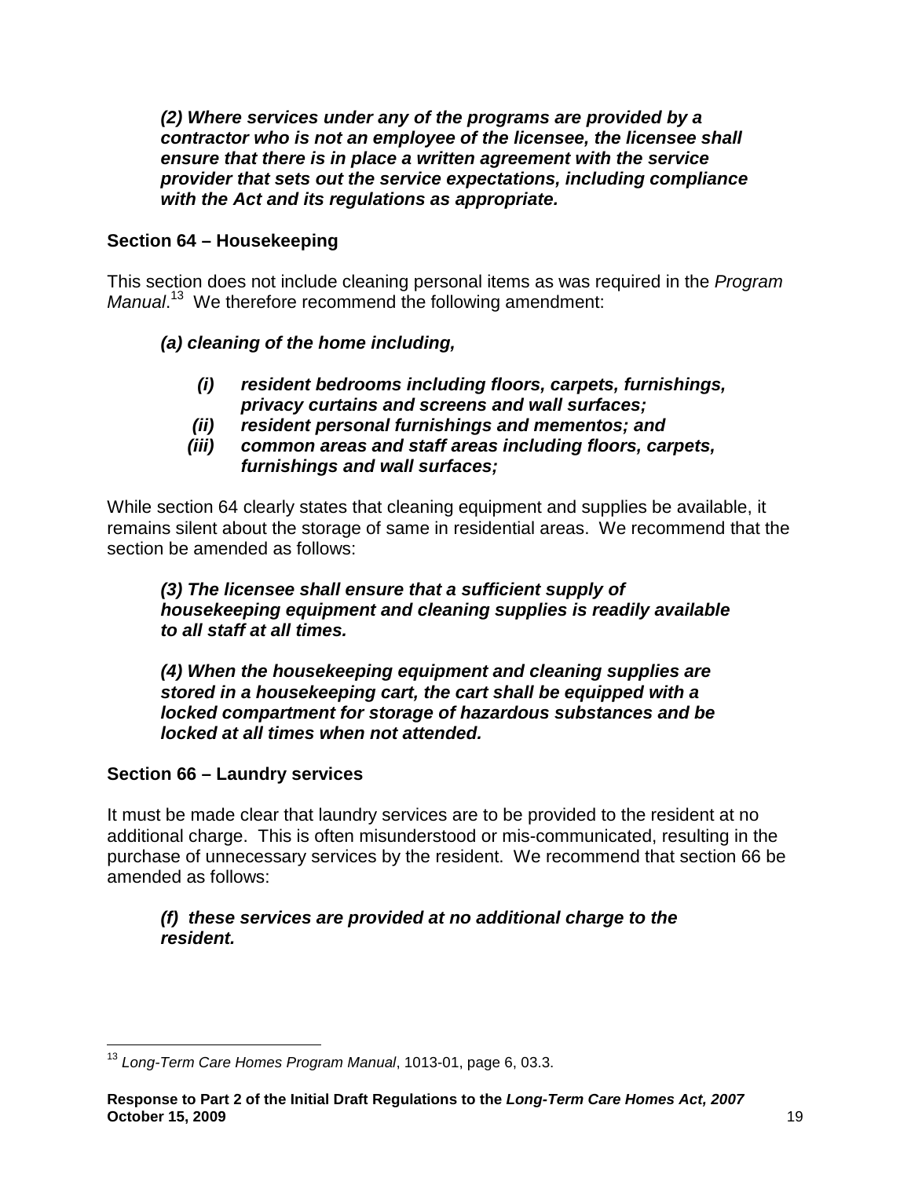***(2) Where services under any of the programs are provided by a contractor who is not an employee of the licensee, the licensee shall ensure that there is in place a written agreement with the service provider that sets out the service expectations, including compliance with the Act and its regulations as appropriate.***

### Section 64 – Housekeeping

This section does not include cleaning personal items as was required in the *Program Manual*.[13] We therefore recommend the following amendment:

***(a) cleaning of the home including,***

- ***(i) resident bedrooms including floors, carpets, furnishings, privacy curtains and screens and wall surfaces;***
- ***(ii) resident personal furnishings and mementos; and***
- ***(iii) common areas and staff areas including floors, carpets, furnishings and wall surfaces;***

While section 64 clearly states that cleaning equipment and supplies be available, it remains silent about the storage of same in residential areas. We recommend that the section be amended as follows:

***(3) The licensee shall ensure that a sufficient supply of housekeeping equipment and cleaning supplies is readily available to all staff at all times.***

***(4) When the housekeeping equipment and cleaning supplies are stored in a housekeeping cart, the cart shall be equipped with a locked compartment for storage of hazardous substances and be locked at all times when not attended.***

### Section 66 – Laundry services

It must be made clear that laundry services are to be provided to the resident at no additional charge. This is often misunderstood or mis-communicated, resulting in the purchase of unnecessary services by the resident. We recommend that section 66 be amended as follows:

***(f) these services are provided at no additional charge to the resident.***

---

[13] *Long-Term Care Homes Program Manual*, 1013-01, page 6, 03.3.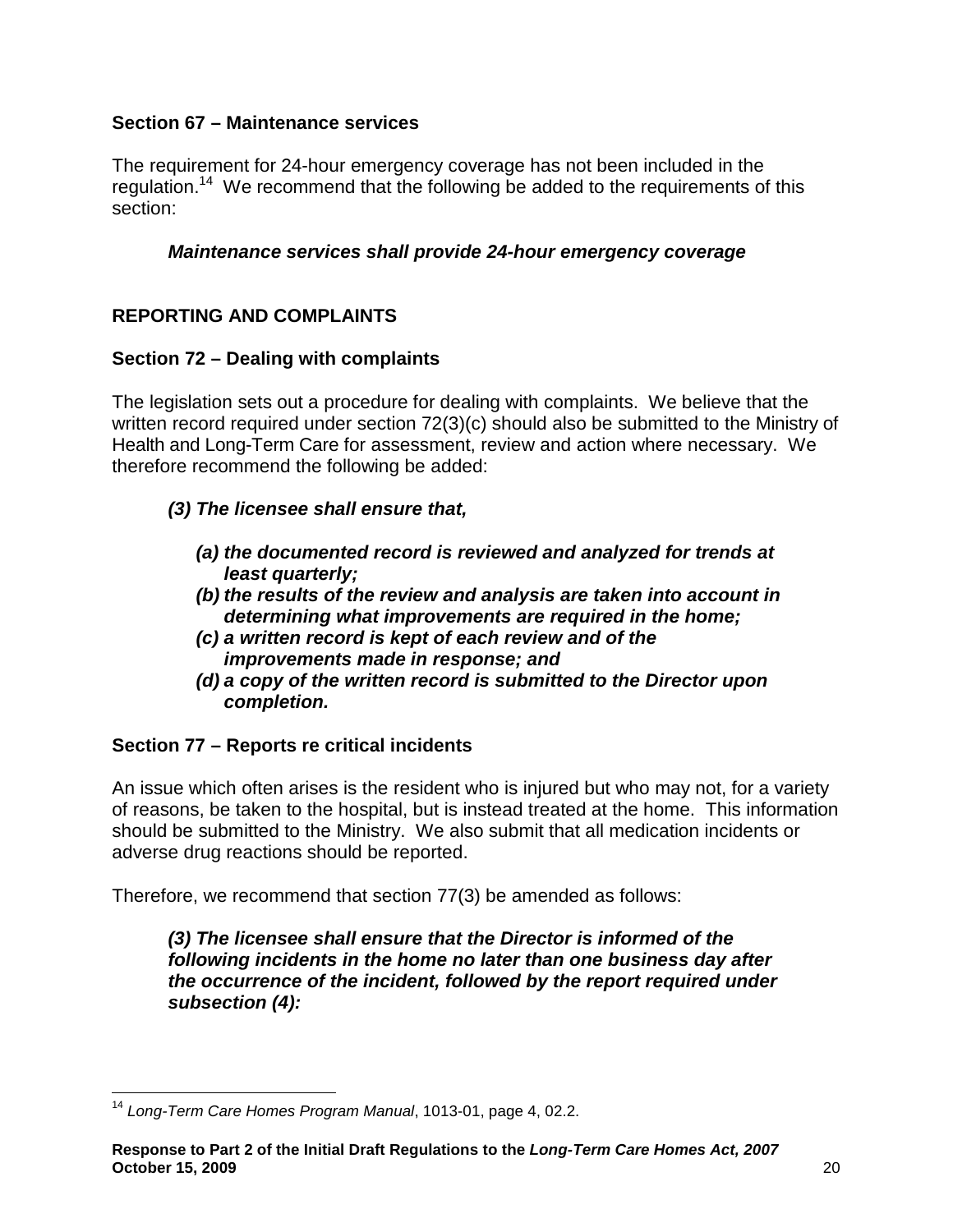### Section 67 – Maintenance services

The requirement for 24-hour emergency coverage has not been included in the regulation.[14] We recommend that the following be added to the requirements of this section:

> ***Maintenance services shall provide 24-hour emergency coverage***

## REPORTING AND COMPLAINTS

### Section 72 – Dealing with complaints

The legislation sets out a procedure for dealing with complaints. We believe that the written record required under section 72(3)(c) should also be submitted to the Ministry of Health and Long-Term Care for assessment, review and action where necessary. We therefore recommend the following be added:

> ***(3) The licensee shall ensure that,***
>
> ***(a) the documented record is reviewed and analyzed for trends at least quarterly;***
> ***(b) the results of the review and analysis are taken into account in determining what improvements are required in the home;***
> ***(c) a written record is kept of each review and of the improvements made in response; and***
> ***(d) a copy of the written record is submitted to the Director upon completion.***

### Section 77 – Reports re critical incidents

An issue which often arises is the resident who is injured but who may not, for a variety of reasons, be taken to the hospital, but is instead treated at the home. This information should be submitted to the Ministry. We also submit that all medication incidents or adverse drug reactions should be reported.

Therefore, we recommend that section 77(3) be amended as follows:

> ***(3) The licensee shall ensure that the Director is informed of the following incidents in the home no later than one business day after the occurrence of the incident, followed by the report required under subsection (4):***

---

[14] *Long-Term Care Homes Program Manual*, 1013-01, page 4, 02.2.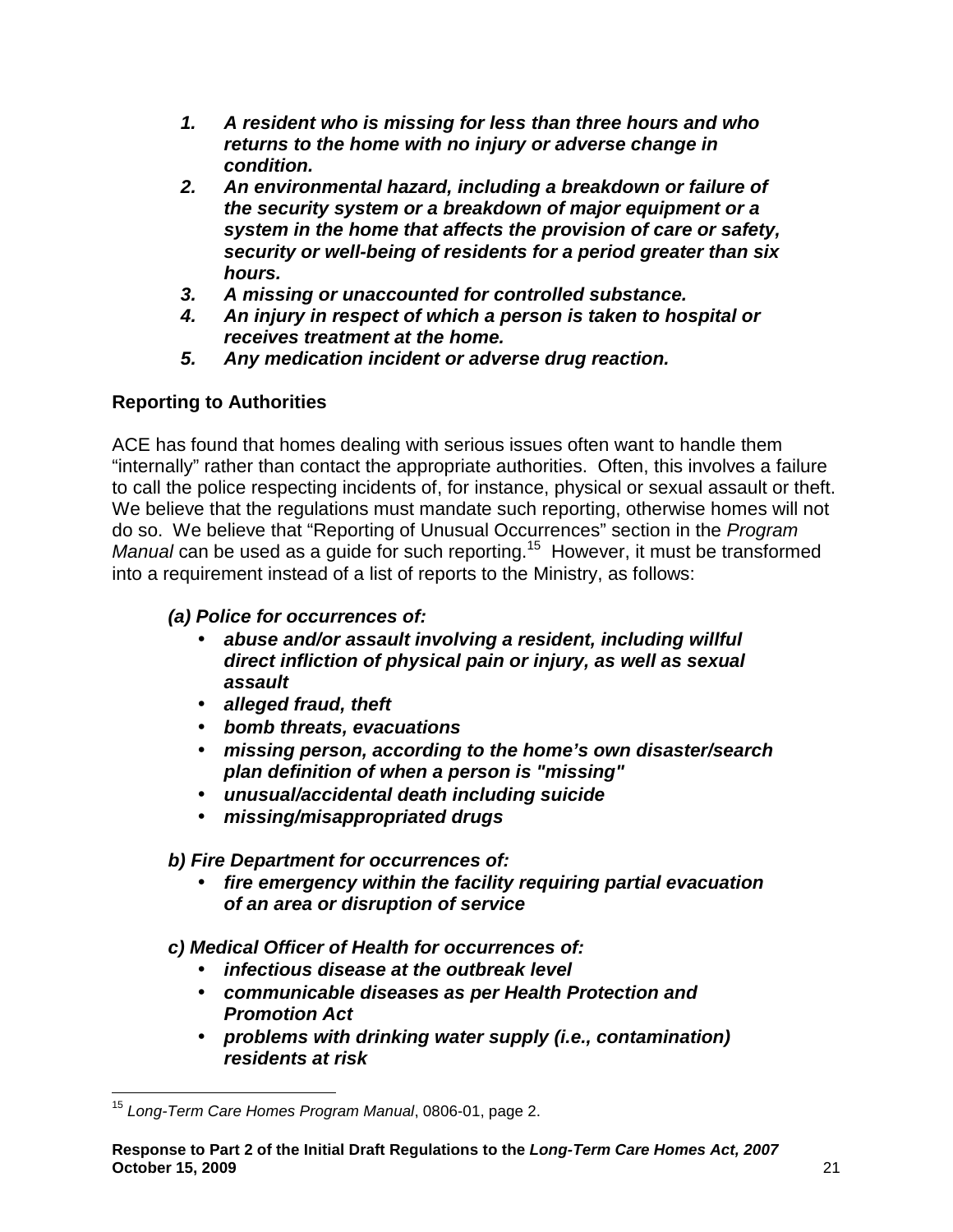1. ***A resident who is missing for less than three hours and who returns to the home with no injury or adverse change in condition.***
2. ***An environmental hazard, including a breakdown or failure of the security system or a breakdown of major equipment or a system in the home that affects the provision of care or safety, security or well-being of residents for a period greater than six hours.***
3. ***A missing or unaccounted for controlled substance.***
4. ***An injury in respect of which a person is taken to hospital or receives treatment at the home.***
5. ***Any medication incident or adverse drug reaction.***

**Reporting to Authorities**

ACE has found that homes dealing with serious issues often want to handle them "internally" rather than contact the appropriate authorities. Often, this involves a failure to call the police respecting incidents of, for instance, physical or sexual assault or theft. We believe that the regulations must mandate such reporting, otherwise homes will not do so. We believe that "Reporting of Unusual Occurrences" section in the *Program Manual* can be used as a guide for such reporting.[15] However, it must be transformed into a requirement instead of a list of reports to the Ministry, as follows:

***(a) Police for occurrences of:***

- ***abuse and/or assault involving a resident, including willful direct infliction of physical pain or injury, as well as sexual assault***
- ***alleged fraud, theft***
- ***bomb threats, evacuations***
- ***missing person, according to the home's own disaster/search plan definition of when a person is "missing"***
- ***unusual/accidental death including suicide***
- ***missing/misappropriated drugs***

***b) Fire Department for occurrences of:***

- ***fire emergency within the facility requiring partial evacuation of an area or disruption of service***

***c) Medical Officer of Health for occurrences of:***

- ***infectious disease at the outbreak level***
- ***communicable diseases as per Health Protection and Promotion Act***
- ***problems with drinking water supply (i.e., contamination) residents at risk***

[15] *Long-Term Care Homes Program Manual*, 0806-01, page 2.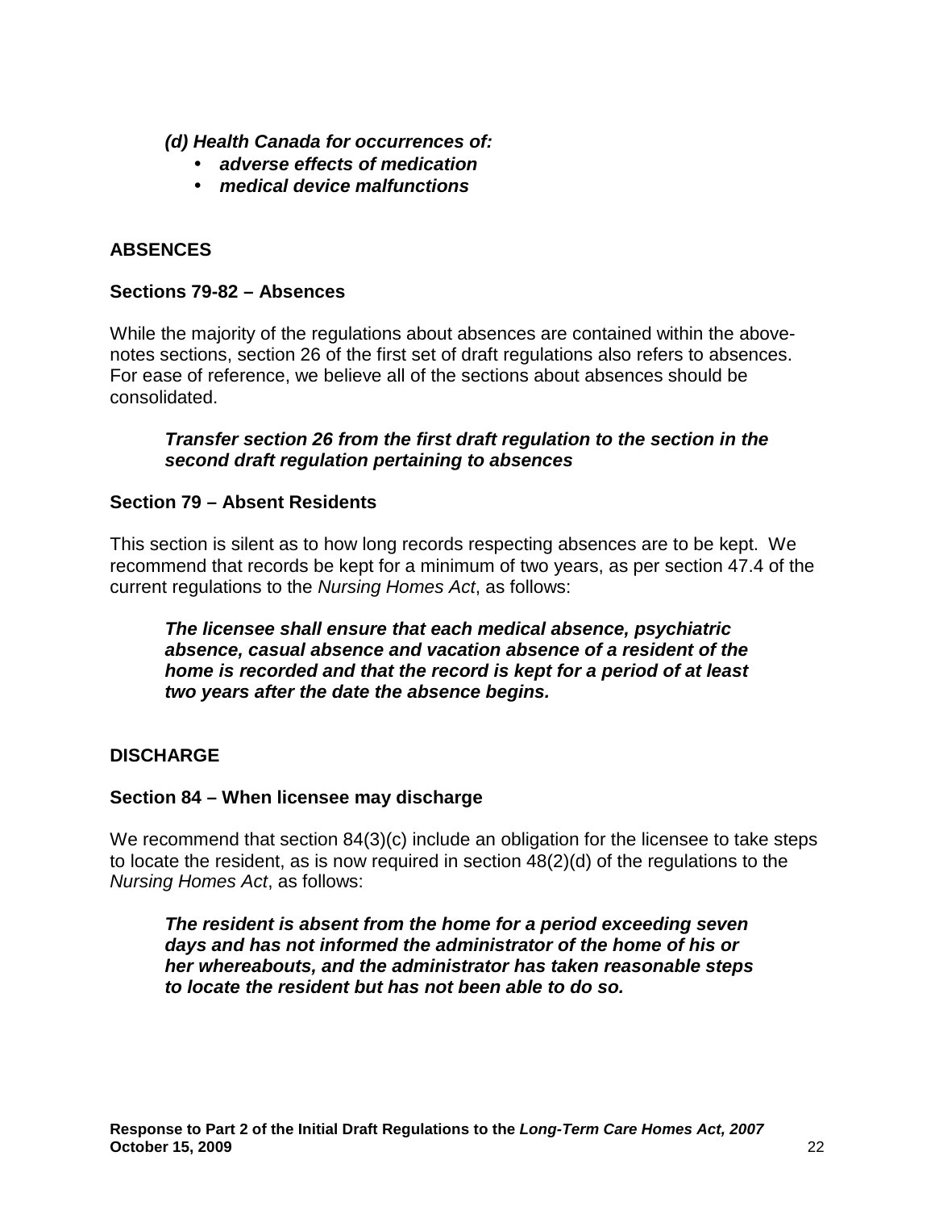***(d) Health Canada for occurrences of:***

- ***adverse effects of medication***
- ***medical device malfunctions***

## ABSENCES

### Sections 79-82 – Absences

While the majority of the regulations about absences are contained within the above-notes sections, section 26 of the first set of draft regulations also refers to absences. For ease of reference, we believe all of the sections about absences should be consolidated.

> ***Transfer section 26 from the first draft regulation to the section in the second draft regulation pertaining to absences***

### Section 79 – Absent Residents

This section is silent as to how long records respecting absences are to be kept. We recommend that records be kept for a minimum of two years, as per section 47.4 of the current regulations to the *Nursing Homes Act*, as follows:

> ***The licensee shall ensure that each medical absence, psychiatric absence, casual absence and vacation absence of a resident of the home is recorded and that the record is kept for a period of at least two years after the date the absence begins.***

## DISCHARGE

### Section 84 – When licensee may discharge

We recommend that section 84(3)(c) include an obligation for the licensee to take steps to locate the resident, as is now required in section 48(2)(d) of the regulations to the *Nursing Homes Act*, as follows:

> ***The resident is absent from the home for a period exceeding seven days and has not informed the administrator of the home of his or her whereabouts, and the administrator has taken reasonable steps to locate the resident but has not been able to do so.***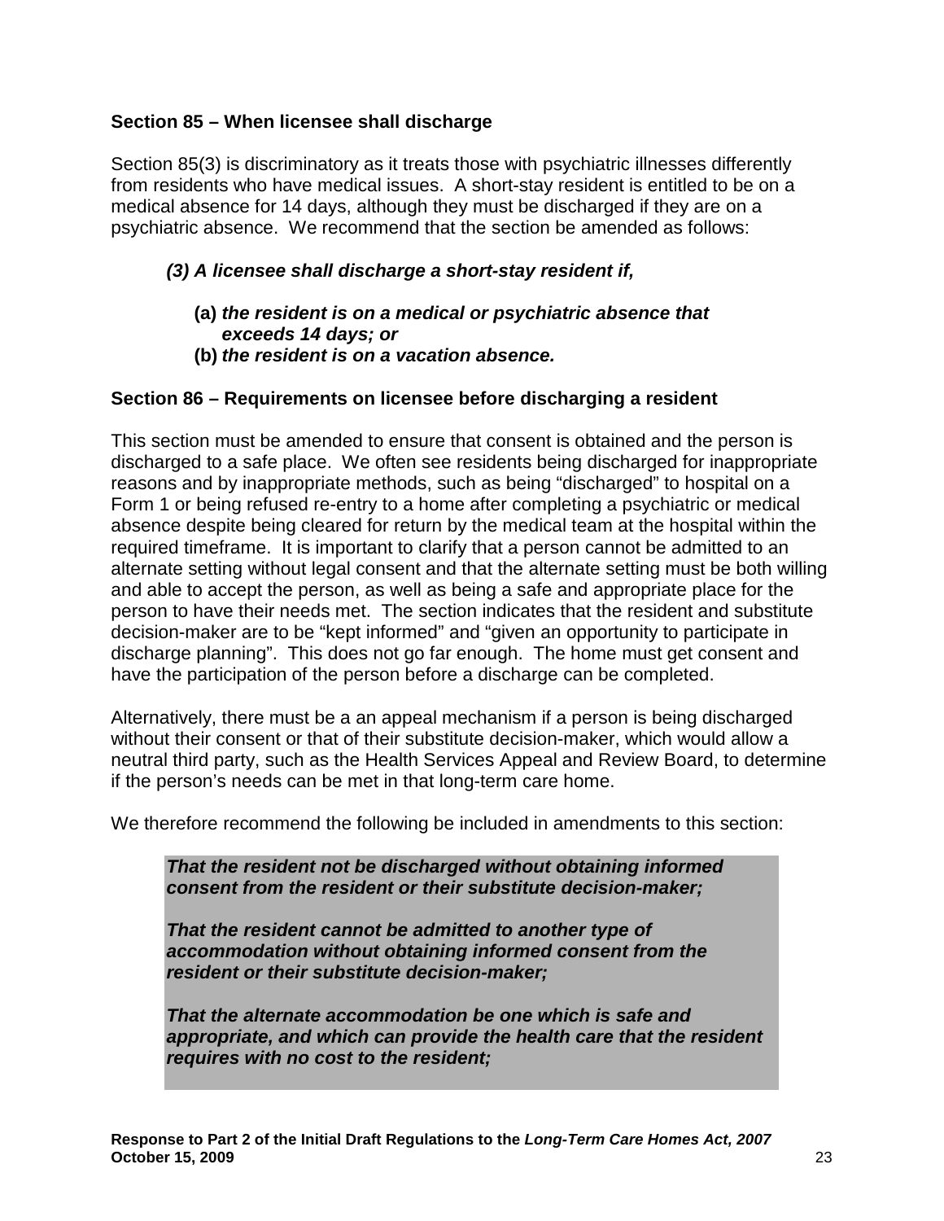### Section 85 – When licensee shall discharge

Section 85(3) is discriminatory as it treats those with psychiatric illnesses differently from residents who have medical issues. A short-stay resident is entitled to be on a medical absence for 14 days, although they must be discharged if they are on a psychiatric absence. We recommend that the section be amended as follows:

> ***(3) A licensee shall discharge a short-stay resident if,***
>
> **(a)** ***the resident is on a medical or psychiatric absence that exceeds 14 days; or***
>
> **(b)** ***the resident is on a vacation absence.***

### Section 86 – Requirements on licensee before discharging a resident

This section must be amended to ensure that consent is obtained and the person is discharged to a safe place. We often see residents being discharged for inappropriate reasons and by inappropriate methods, such as being "discharged" to hospital on a Form 1 or being refused re-entry to a home after completing a psychiatric or medical absence despite being cleared for return by the medical team at the hospital within the required timeframe. It is important to clarify that a person cannot be admitted to an alternate setting without legal consent and that the alternate setting must be both willing and able to accept the person, as well as being a safe and appropriate place for the person to have their needs met. The section indicates that the resident and substitute decision-maker are to be "kept informed" and "given an opportunity to participate in discharge planning". This does not go far enough. The home must get consent and have the participation of the person before a discharge can be completed.

Alternatively, there must be a an appeal mechanism if a person is being discharged without their consent or that of their substitute decision-maker, which would allow a neutral third party, such as the Health Services Appeal and Review Board, to determine if the person's needs can be met in that long-term care home.

We therefore recommend the following be included in amendments to this section:

> ***That the resident not be discharged without obtaining informed consent from the resident or their substitute decision-maker;***
>
> ***That the resident cannot be admitted to another type of accommodation without obtaining informed consent from the resident or their substitute decision-maker;***
>
> ***That the alternate accommodation be one which is safe and appropriate, and which can provide the health care that the resident requires with no cost to the resident;***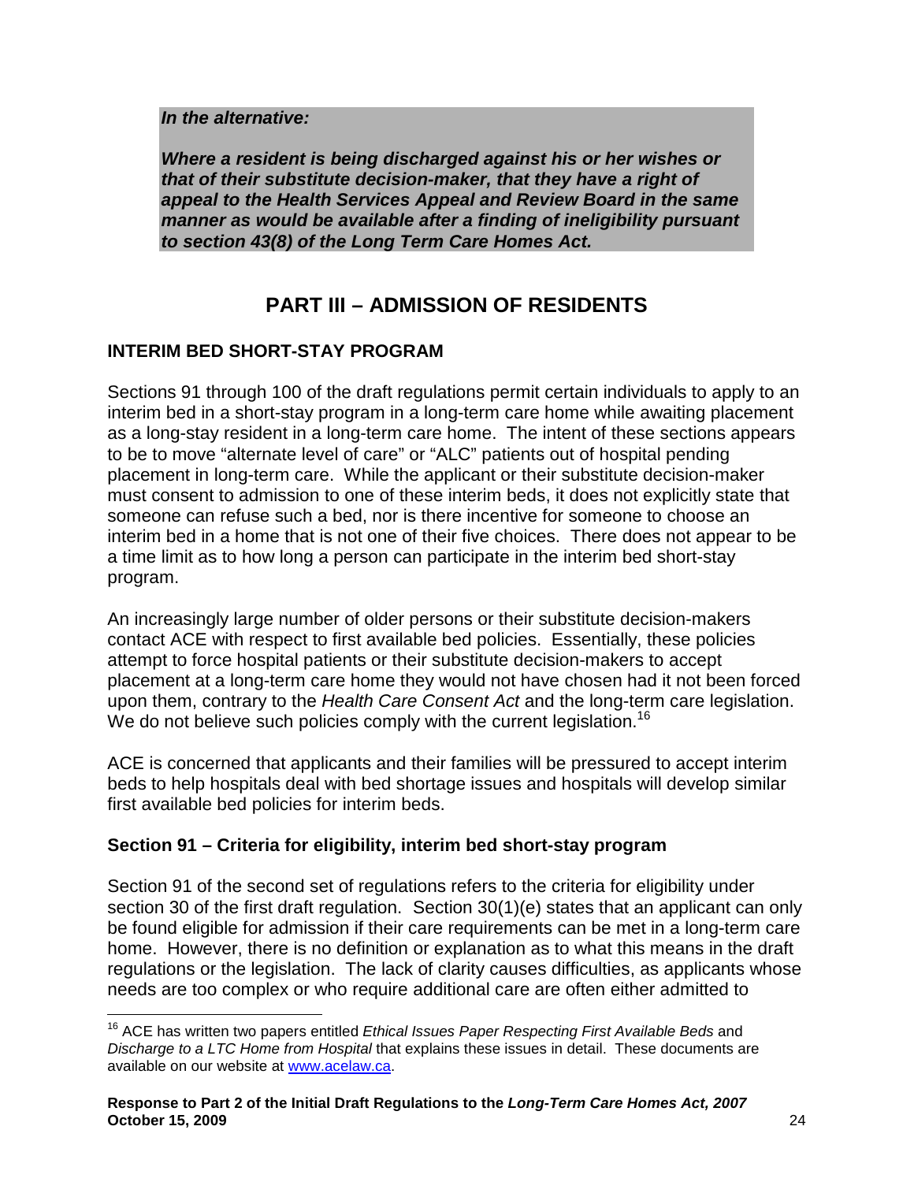***In the alternative:***

***Where a resident is being discharged against his or her wishes or that of their substitute decision-maker, that they have a right of appeal to the Health Services Appeal and Review Board in the same manner as would be available after a finding of ineligibility pursuant to section 43(8) of the Long Term Care Homes Act.***

## PART III – ADMISSION OF RESIDENTS

### INTERIM BED SHORT-STAY PROGRAM

Sections 91 through 100 of the draft regulations permit certain individuals to apply to an interim bed in a short-stay program in a long-term care home while awaiting placement as a long-stay resident in a long-term care home. The intent of these sections appears to be to move "alternate level of care" or "ALC" patients out of hospital pending placement in long-term care. While the applicant or their substitute decision-maker must consent to admission to one of these interim beds, it does not explicitly state that someone can refuse such a bed, nor is there incentive for someone to choose an interim bed in a home that is not one of their five choices. There does not appear to be a time limit as to how long a person can participate in the interim bed short-stay program.

An increasingly large number of older persons or their substitute decision-makers contact ACE with respect to first available bed policies. Essentially, these policies attempt to force hospital patients or their substitute decision-makers to accept placement at a long-term care home they would not have chosen had it not been forced upon them, contrary to the *Health Care Consent Act* and the long-term care legislation. We do not believe such policies comply with the current legislation.[16]

ACE is concerned that applicants and their families will be pressured to accept interim beds to help hospitals deal with bed shortage issues and hospitals will develop similar first available bed policies for interim beds.

### Section 91 – Criteria for eligibility, interim bed short-stay program

Section 91 of the second set of regulations refers to the criteria for eligibility under section 30 of the first draft regulation. Section 30(1)(e) states that an applicant can only be found eligible for admission if their care requirements can be met in a long-term care home. However, there is no definition or explanation as to what this means in the draft regulations or the legislation. The lack of clarity causes difficulties, as applicants whose needs are too complex or who require additional care are often either admitted to

[16] ACE has written two papers entitled *Ethical Issues Paper Respecting First Available Beds* and *Discharge to a LTC Home from Hospital* that explains these issues in detail. These documents are available on our website at www.acelaw.ca.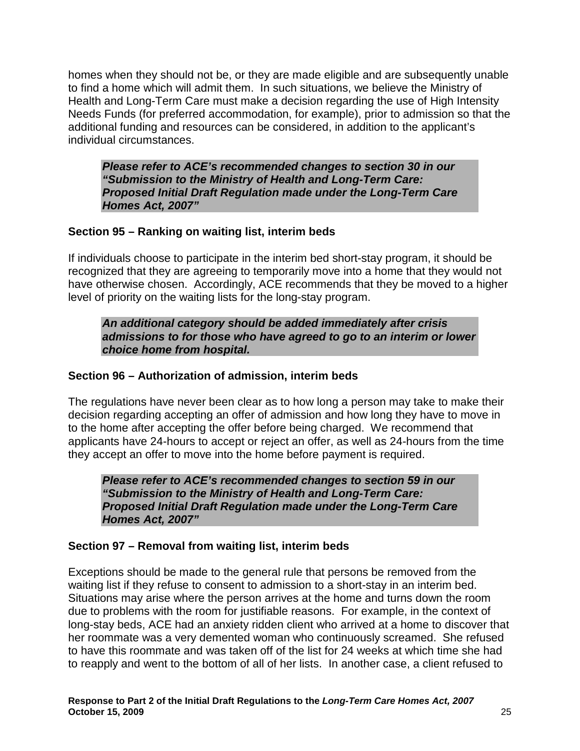homes when they should not be, or they are made eligible and are subsequently unable to find a home which will admit them. In such situations, we believe the Ministry of Health and Long-Term Care must make a decision regarding the use of High Intensity Needs Funds (for preferred accommodation, for example), prior to admission so that the additional funding and resources can be considered, in addition to the applicant's individual circumstances.

> ***Please refer to ACE's recommended changes to section 30 in our "Submission to the Ministry of Health and Long-Term Care: Proposed Initial Draft Regulation made under the Long-Term Care Homes Act, 2007"***

### Section 95 – Ranking on waiting list, interim beds

If individuals choose to participate in the interim bed short-stay program, it should be recognized that they are agreeing to temporarily move into a home that they would not have otherwise chosen. Accordingly, ACE recommends that they be moved to a higher level of priority on the waiting lists for the long-stay program.

> ***An additional category should be added immediately after crisis admissions to for those who have agreed to go to an interim or lower choice home from hospital.***

### Section 96 – Authorization of admission, interim beds

The regulations have never been clear as to how long a person may take to make their decision regarding accepting an offer of admission and how long they have to move in to the home after accepting the offer before being charged. We recommend that applicants have 24-hours to accept or reject an offer, as well as 24-hours from the time they accept an offer to move into the home before payment is required.

> ***Please refer to ACE's recommended changes to section 59 in our "Submission to the Ministry of Health and Long-Term Care: Proposed Initial Draft Regulation made under the Long-Term Care Homes Act, 2007"***

### Section 97 – Removal from waiting list, interim beds

Exceptions should be made to the general rule that persons be removed from the waiting list if they refuse to consent to admission to a short-stay in an interim bed. Situations may arise where the person arrives at the home and turns down the room due to problems with the room for justifiable reasons. For example, in the context of long-stay beds, ACE had an anxiety ridden client who arrived at a home to discover that her roommate was a very demented woman who continuously screamed. She refused to have this roommate and was taken off of the list for 24 weeks at which time she had to reapply and went to the bottom of all of her lists. In another case, a client refused to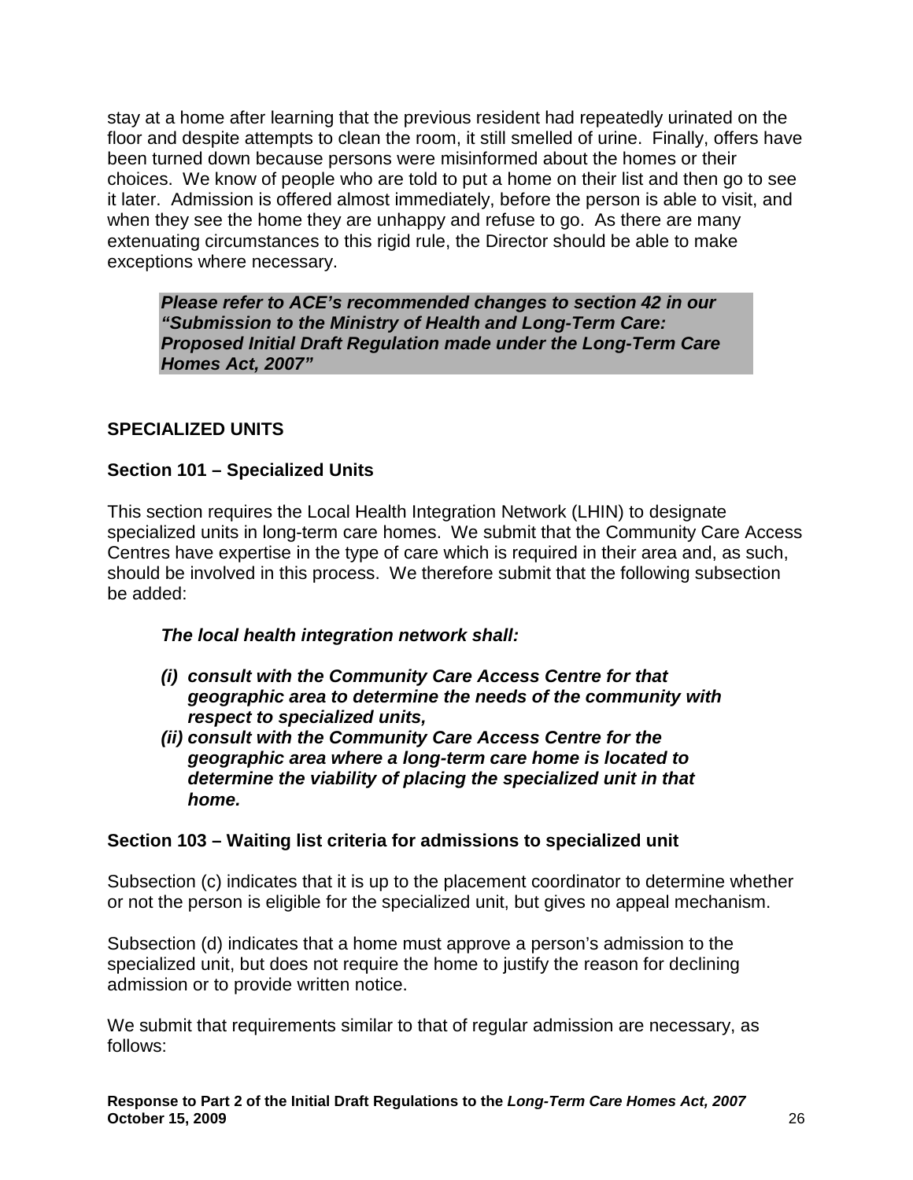stay at a home after learning that the previous resident had repeatedly urinated on the floor and despite attempts to clean the room, it still smelled of urine. Finally, offers have been turned down because persons were misinformed about the homes or their choices. We know of people who are told to put a home on their list and then go to see it later. Admission is offered almost immediately, before the person is able to visit, and when they see the home they are unhappy and refuse to go. As there are many extenuating circumstances to this rigid rule, the Director should be able to make exceptions where necessary.

> ***Please refer to ACE's recommended changes to section 42 in our "Submission to the Ministry of Health and Long-Term Care: Proposed Initial Draft Regulation made under the Long-Term Care Homes Act, 2007"***

## SPECIALIZED UNITS

### Section 101 – Specialized Units

This section requires the Local Health Integration Network (LHIN) to designate specialized units in long-term care homes. We submit that the Community Care Access Centres have expertise in the type of care which is required in their area and, as such, should be involved in this process. We therefore submit that the following subsection be added:

***The local health integration network shall:***

- ***(i) consult with the Community Care Access Centre for that geographic area to determine the needs of the community with respect to specialized units,***
- ***(ii) consult with the Community Care Access Centre for the geographic area where a long-term care home is located to determine the viability of placing the specialized unit in that home.***

### Section 103 – Waiting list criteria for admissions to specialized unit

Subsection (c) indicates that it is up to the placement coordinator to determine whether or not the person is eligible for the specialized unit, but gives no appeal mechanism.

Subsection (d) indicates that a home must approve a person's admission to the specialized unit, but does not require the home to justify the reason for declining admission or to provide written notice.

We submit that requirements similar to that of regular admission are necessary, as follows: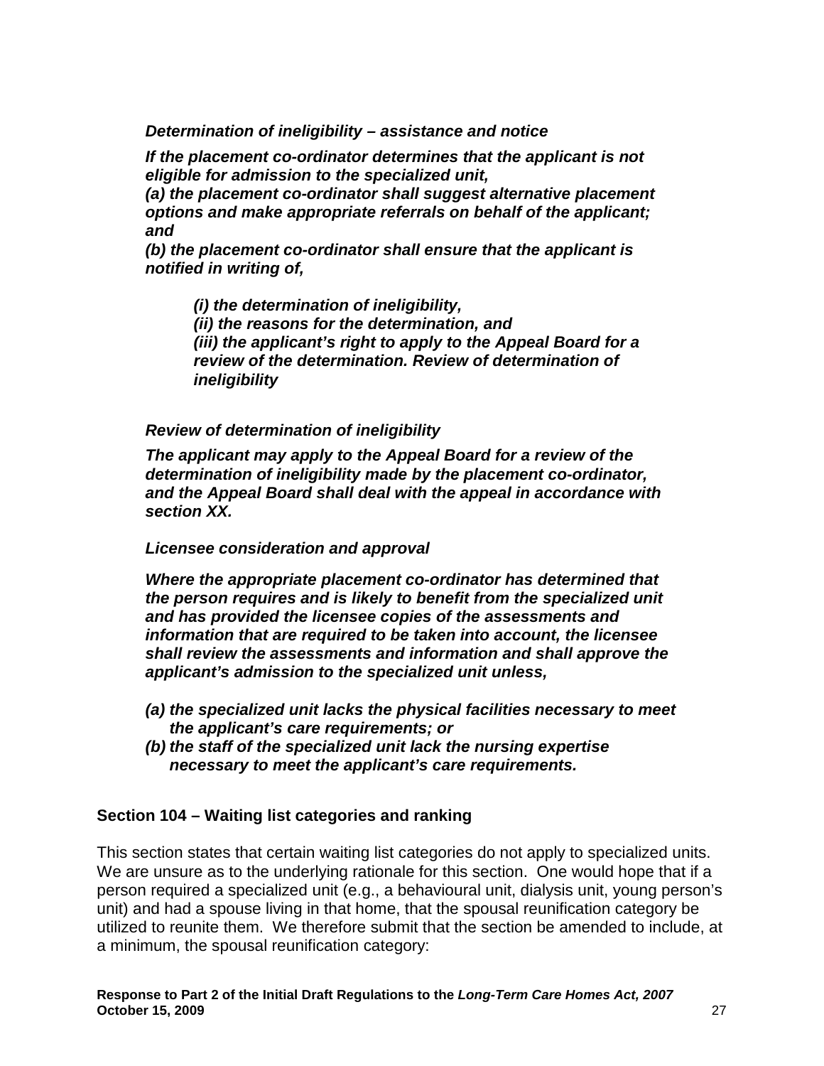***Determination of ineligibility – assistance and notice***

***If the placement co-ordinator determines that the applicant is not eligible for admission to the specialized unit,***
***(a) the placement co-ordinator shall suggest alternative placement options and make appropriate referrals on behalf of the applicant; and***
***(b) the placement co-ordinator shall ensure that the applicant is notified in writing of,***

> ***(i) the determination of ineligibility,***
> ***(ii) the reasons for the determination, and***
> ***(iii) the applicant's right to apply to the Appeal Board for a review of the determination. Review of determination of ineligibility***

***Review of determination of ineligibility***

***The applicant may apply to the Appeal Board for a review of the determination of ineligibility made by the placement co-ordinator, and the Appeal Board shall deal with the appeal in accordance with section XX.***

***Licensee consideration and approval***

***Where the appropriate placement co-ordinator has determined that the person requires and is likely to benefit from the specialized unit and has provided the licensee copies of the assessments and information that are required to be taken into account, the licensee shall review the assessments and information and shall approve the applicant's admission to the specialized unit unless,***

- ***(a) the specialized unit lacks the physical facilities necessary to meet the applicant's care requirements; or***
- ***(b) the staff of the specialized unit lack the nursing expertise necessary to meet the applicant's care requirements.***

**Section 104 – Waiting list categories and ranking**

This section states that certain waiting list categories do not apply to specialized units. We are unsure as to the underlying rationale for this section. One would hope that if a person required a specialized unit (e.g., a behavioural unit, dialysis unit, young person's unit) and had a spouse living in that home, that the spousal reunification category be utilized to reunite them. We therefore submit that the section be amended to include, at a minimum, the spousal reunification category: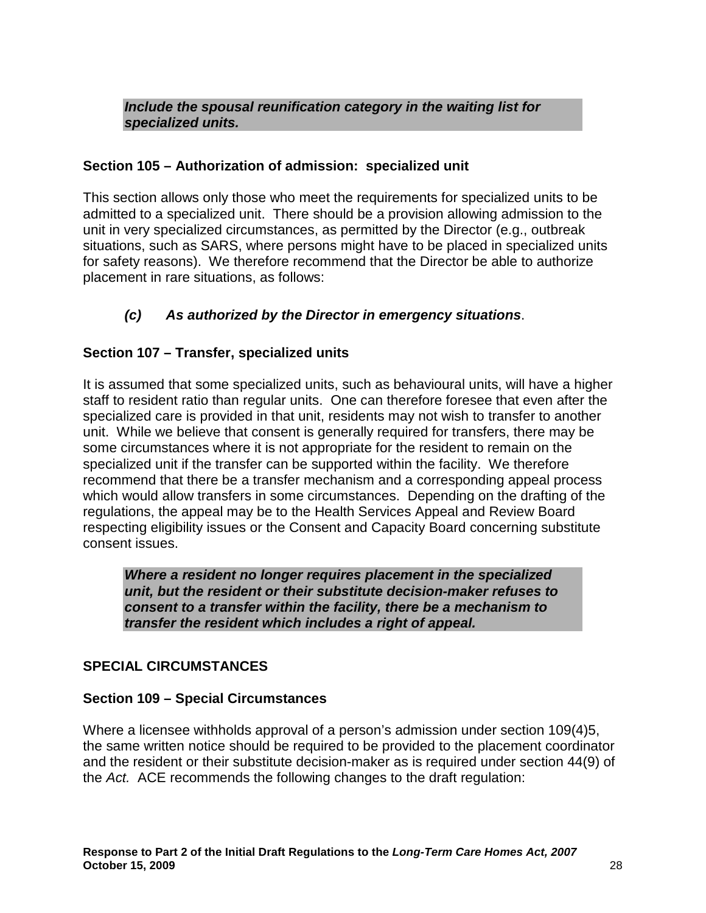***Include the spousal reunification category in the waiting list for specialized units.***

**Section 105 – Authorization of admission: specialized unit**

This section allows only those who meet the requirements for specialized units to be admitted to a specialized unit. There should be a provision allowing admission to the unit in very specialized circumstances, as permitted by the Director (e.g., outbreak situations, such as SARS, where persons might have to be placed in specialized units for safety reasons). We therefore recommend that the Director be able to authorize placement in rare situations, as follows:

***(c) As authorized by the Director in emergency situations***.

**Section 107 – Transfer, specialized units**

It is assumed that some specialized units, such as behavioural units, will have a higher staff to resident ratio than regular units. One can therefore foresee that even after the specialized care is provided in that unit, residents may not wish to transfer to another unit. While we believe that consent is generally required for transfers, there may be some circumstances where it is not appropriate for the resident to remain on the specialized unit if the transfer can be supported within the facility. We therefore recommend that there be a transfer mechanism and a corresponding appeal process which would allow transfers in some circumstances. Depending on the drafting of the regulations, the appeal may be to the Health Services Appeal and Review Board respecting eligibility issues or the Consent and Capacity Board concerning substitute consent issues.

***Where a resident no longer requires placement in the specialized unit, but the resident or their substitute decision-maker refuses to consent to a transfer within the facility, there be a mechanism to transfer the resident which includes a right of appeal.***

## SPECIAL CIRCUMSTANCES

**Section 109 – Special Circumstances**

Where a licensee withholds approval of a person's admission under section 109(4)5, the same written notice should be required to be provided to the placement coordinator and the resident or their substitute decision-maker as is required under section 44(9) of the *Act.* ACE recommends the following changes to the draft regulation: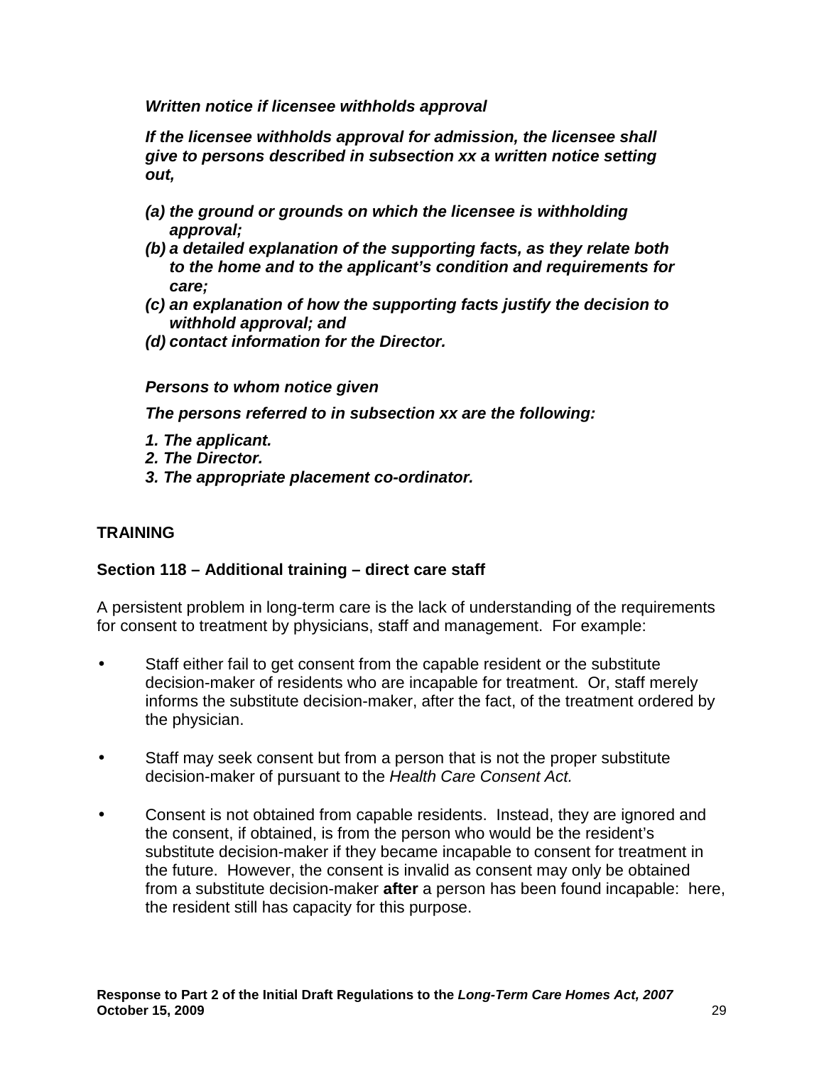***Written notice if licensee withholds approval***

***If the licensee withholds approval for admission, the licensee shall give to persons described in subsection xx a written notice setting out,***

***(a) the ground or grounds on which the licensee is withholding approval;***
***(b) a detailed explanation of the supporting facts, as they relate both to the home and to the applicant's condition and requirements for care;***
***(c) an explanation of how the supporting facts justify the decision to withhold approval; and***
***(d) contact information for the Director.***

***Persons to whom notice given***

***The persons referred to in subsection xx are the following:***

***1. The applicant.***
***2. The Director.***
***3. The appropriate placement co-ordinator.***

## TRAINING

### Section 118 – Additional training – direct care staff

A persistent problem in long-term care is the lack of understanding of the requirements for consent to treatment by physicians, staff and management. For example:

- Staff either fail to get consent from the capable resident or the substitute decision-maker of residents who are incapable for treatment. Or, staff merely informs the substitute decision-maker, after the fact, of the treatment ordered by the physician.
- Staff may seek consent but from a person that is not the proper substitute decision-maker of pursuant to the *Health Care Consent Act.*
- Consent is not obtained from capable residents. Instead, they are ignored and the consent, if obtained, is from the person who would be the resident's substitute decision-maker if they became incapable to consent for treatment in the future. However, the consent is invalid as consent may only be obtained from a substitute decision-maker **after** a person has been found incapable: here, the resident still has capacity for this purpose.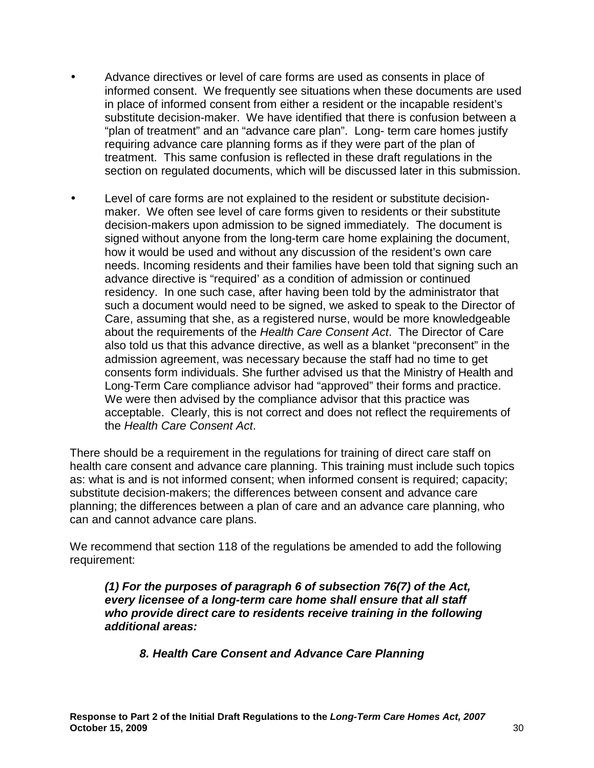- Advance directives or level of care forms are used as consents in place of informed consent. We frequently see situations when these documents are used in place of informed consent from either a resident or the incapable resident's substitute decision-maker. We have identified that there is confusion between a "plan of treatment" and an "advance care plan". Long- term care homes justify requiring advance care planning forms as if they were part of the plan of treatment. This same confusion is reflected in these draft regulations in the section on regulated documents, which will be discussed later in this submission.

- Level of care forms are not explained to the resident or substitute decision-maker. We often see level of care forms given to residents or their substitute decision-makers upon admission to be signed immediately. The document is signed without anyone from the long-term care home explaining the document, how it would be used and without any discussion of the resident's own care needs. Incoming residents and their families have been told that signing such an advance directive is "required' as a condition of admission or continued residency. In one such case, after having been told by the administrator that such a document would need to be signed, we asked to speak to the Director of Care, assuming that she, as a registered nurse, would be more knowledgeable about the requirements of the *Health Care Consent Act*. The Director of Care also told us that this advance directive, as well as a blanket "preconsent" in the admission agreement, was necessary because the staff had no time to get consents form individuals. She further advised us that the Ministry of Health and Long-Term Care compliance advisor had "approved" their forms and practice. We were then advised by the compliance advisor that this practice was acceptable. Clearly, this is not correct and does not reflect the requirements of the *Health Care Consent Act*.

There should be a requirement in the regulations for training of direct care staff on health care consent and advance care planning. This training must include such topics as: what is and is not informed consent; when informed consent is required; capacity; substitute decision-makers; the differences between consent and advance care planning; the differences between a plan of care and an advance care planning, who can and cannot advance care plans.

We recommend that section 118 of the regulations be amended to add the following requirement:

> ***(1) For the purposes of paragraph 6 of subsection 76(7) of the Act, every licensee of a long-term care home shall ensure that all staff who provide direct care to residents receive training in the following additional areas:***
>
> > ***8. Health Care Consent and Advance Care Planning***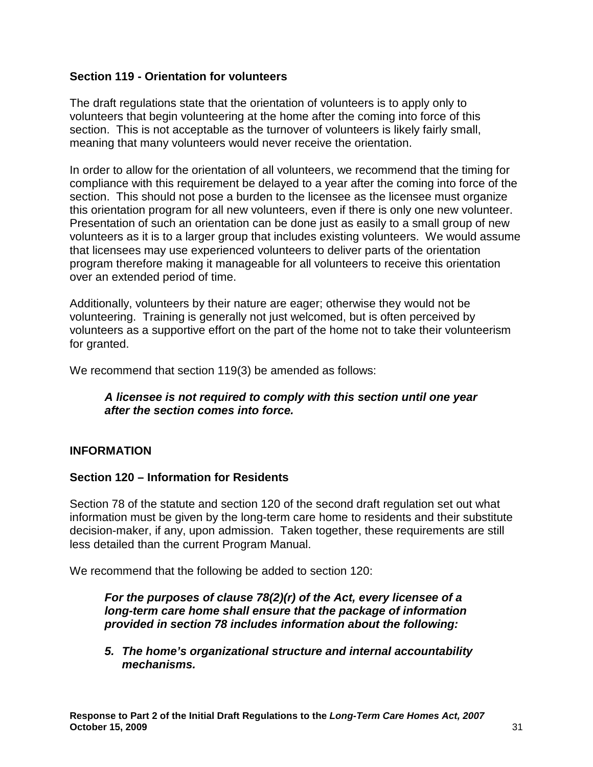### Section 119 - Orientation for volunteers

The draft regulations state that the orientation of volunteers is to apply only to volunteers that begin volunteering at the home after the coming into force of this section. This is not acceptable as the turnover of volunteers is likely fairly small, meaning that many volunteers would never receive the orientation.

In order to allow for the orientation of all volunteers, we recommend that the timing for compliance with this requirement be delayed to a year after the coming into force of the section. This should not pose a burden to the licensee as the licensee must organize this orientation program for all new volunteers, even if there is only one new volunteer. Presentation of such an orientation can be done just as easily to a small group of new volunteers as it is to a larger group that includes existing volunteers. We would assume that licensees may use experienced volunteers to deliver parts of the orientation program therefore making it manageable for all volunteers to receive this orientation over an extended period of time.

Additionally, volunteers by their nature are eager; otherwise they would not be volunteering. Training is generally not just welcomed, but is often perceived by volunteers as a supportive effort on the part of the home not to take their volunteerism for granted.

We recommend that section 119(3) be amended as follows:

> ***A licensee is not required to comply with this section until one year after the section comes into force.***

## INFORMATION

### Section 120 – Information for Residents

Section 78 of the statute and section 120 of the second draft regulation set out what information must be given by the long-term care home to residents and their substitute decision-maker, if any, upon admission. Taken together, these requirements are still less detailed than the current Program Manual.

We recommend that the following be added to section 120:

> ***For the purposes of clause 78(2)(r) of the Act, every licensee of a long-term care home shall ensure that the package of information provided in section 78 includes information about the following:***
>
> ***5. The home's organizational structure and internal accountability mechanisms.***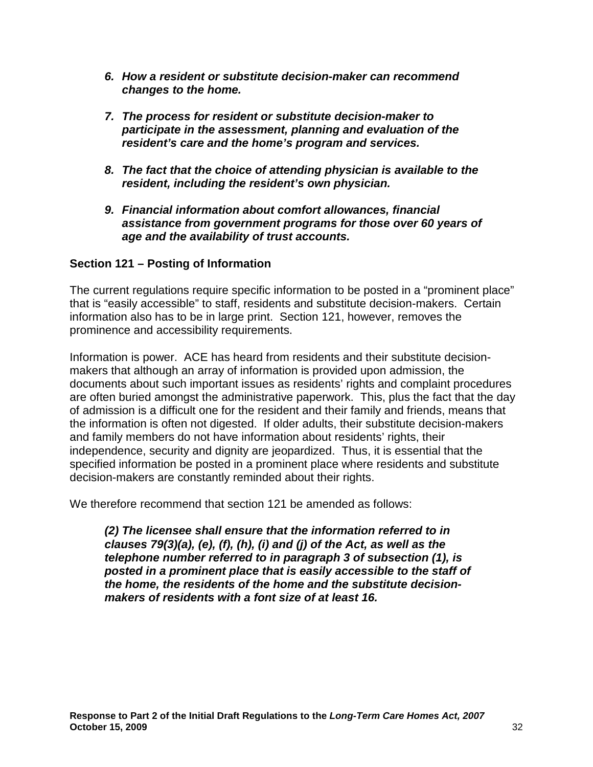6. ***How a resident or substitute decision-maker can recommend changes to the home.***

7. ***The process for resident or substitute decision-maker to participate in the assessment, planning and evaluation of the resident's care and the home's program and services.***

8. ***The fact that the choice of attending physician is available to the resident, including the resident's own physician.***

9. ***Financial information about comfort allowances, financial assistance from government programs for those over 60 years of age and the availability of trust accounts.***

**Section 121 – Posting of Information**

The current regulations require specific information to be posted in a "prominent place" that is "easily accessible" to staff, residents and substitute decision-makers. Certain information also has to be in large print. Section 121, however, removes the prominence and accessibility requirements.

Information is power. ACE has heard from residents and their substitute decision-makers that although an array of information is provided upon admission, the documents about such important issues as residents' rights and complaint procedures are often buried amongst the administrative paperwork. This, plus the fact that the day of admission is a difficult one for the resident and their family and friends, means that the information is often not digested. If older adults, their substitute decision-makers and family members do not have information about residents' rights, their independence, security and dignity are jeopardized. Thus, it is essential that the specified information be posted in a prominent place where residents and substitute decision-makers are constantly reminded about their rights.

We therefore recommend that section 121 be amended as follows:

> ***(2) The licensee shall ensure that the information referred to in clauses 79(3)(a), (e), (f), (h), (i) and (j) of the Act, as well as the telephone number referred to in paragraph 3 of subsection (1), is posted in a prominent place that is easily accessible to the staff of the home, the residents of the home and the substitute decision-makers of residents with a font size of at least 16.***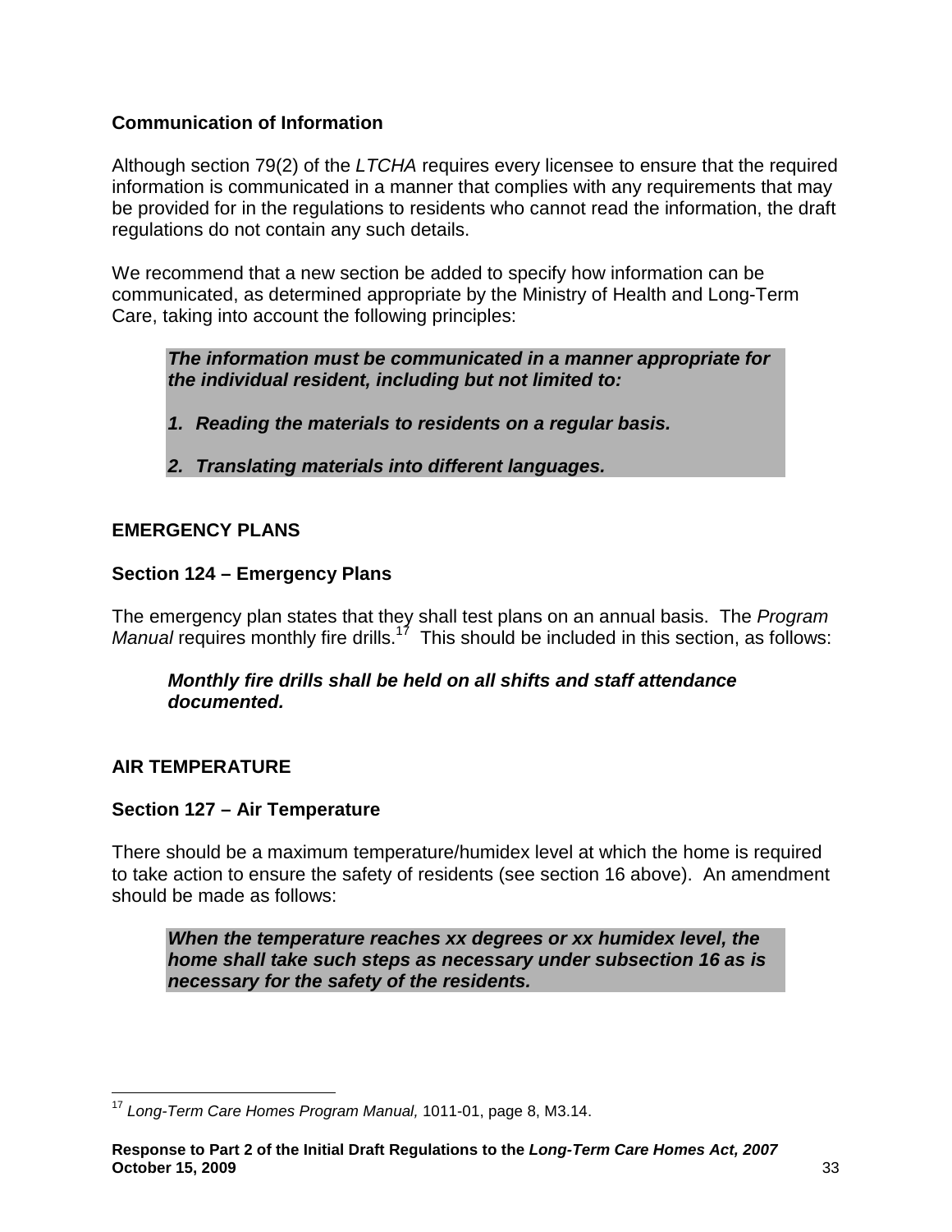### Communication of Information

Although section 79(2) of the *LTCHA* requires every licensee to ensure that the required information is communicated in a manner that complies with any requirements that may be provided for in the regulations to residents who cannot read the information, the draft regulations do not contain any such details.

We recommend that a new section be added to specify how information can be communicated, as determined appropriate by the Ministry of Health and Long-Term Care, taking into account the following principles:

> ***The information must be communicated in a manner appropriate for the individual resident, including but not limited to:***
>
> ***1. Reading the materials to residents on a regular basis.***
>
> ***2. Translating materials into different languages.***

## EMERGENCY PLANS

### Section 124 – Emergency Plans

The emergency plan states that they shall test plans on an annual basis. The *Program Manual* requires monthly fire drills.[17] This should be included in this section, as follows:

> ***Monthly fire drills shall be held on all shifts and staff attendance documented.***

## AIR TEMPERATURE

### Section 127 – Air Temperature

There should be a maximum temperature/humidex level at which the home is required to take action to ensure the safety of residents (see section 16 above). An amendment should be made as follows:

> ***When the temperature reaches xx degrees or xx humidex level, the home shall take such steps as necessary under subsection 16 as is necessary for the safety of the residents.***

---

[17] *Long-Term Care Homes Program Manual,* 1011-01, page 8, M3.14.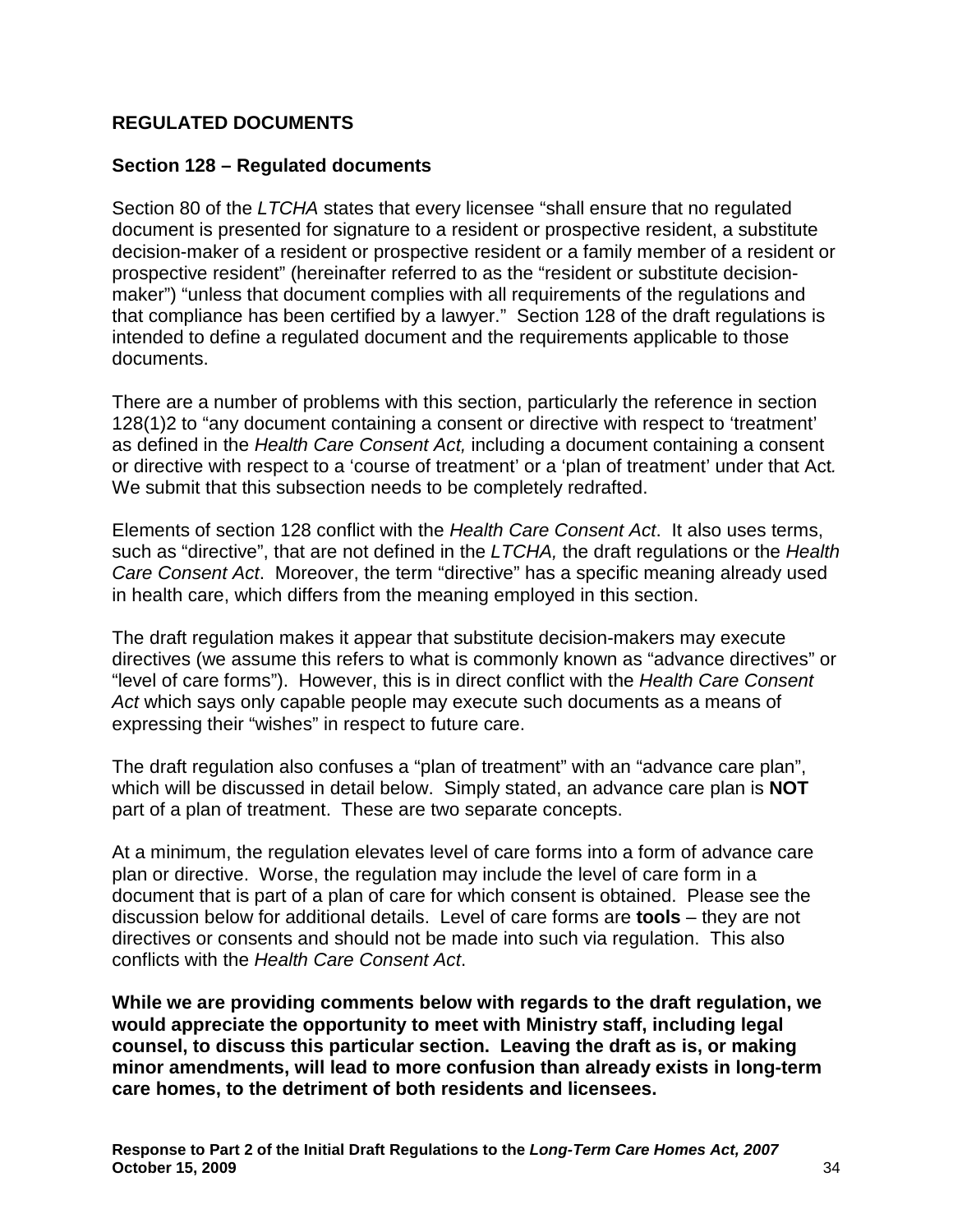## REGULATED DOCUMENTS

### Section 128 – Regulated documents

Section 80 of the *LTCHA* states that every licensee "shall ensure that no regulated document is presented for signature to a resident or prospective resident, a substitute decision-maker of a resident or prospective resident or a family member of a resident or prospective resident" (hereinafter referred to as the "resident or substitute decision-maker") "unless that document complies with all requirements of the regulations and that compliance has been certified by a lawyer." Section 128 of the draft regulations is intended to define a regulated document and the requirements applicable to those documents.

There are a number of problems with this section, particularly the reference in section 128(1)2 to "any document containing a consent or directive with respect to 'treatment' as defined in the *Health Care Consent Act,* including a document containing a consent or directive with respect to a 'course of treatment' or a 'plan of treatment' under that Act*.* We submit that this subsection needs to be completely redrafted.

Elements of section 128 conflict with the *Health Care Consent Act*. It also uses terms, such as "directive", that are not defined in the *LTCHA,* the draft regulations or the *Health Care Consent Act*. Moreover, the term "directive" has a specific meaning already used in health care, which differs from the meaning employed in this section.

The draft regulation makes it appear that substitute decision-makers may execute directives (we assume this refers to what is commonly known as "advance directives" or "level of care forms"). However, this is in direct conflict with the *Health Care Consent Act* which says only capable people may execute such documents as a means of expressing their "wishes" in respect to future care.

The draft regulation also confuses a "plan of treatment" with an "advance care plan", which will be discussed in detail below. Simply stated, an advance care plan is **NOT** part of a plan of treatment. These are two separate concepts.

At a minimum, the regulation elevates level of care forms into a form of advance care plan or directive. Worse, the regulation may include the level of care form in a document that is part of a plan of care for which consent is obtained. Please see the discussion below for additional details. Level of care forms are **tools** – they are not directives or consents and should not be made into such via regulation. This also conflicts with the *Health Care Consent Act*.

**While we are providing comments below with regards to the draft regulation, we would appreciate the opportunity to meet with Ministry staff, including legal counsel, to discuss this particular section. Leaving the draft as is, or making minor amendments, will lead to more confusion than already exists in long-term care homes, to the detriment of both residents and licensees.**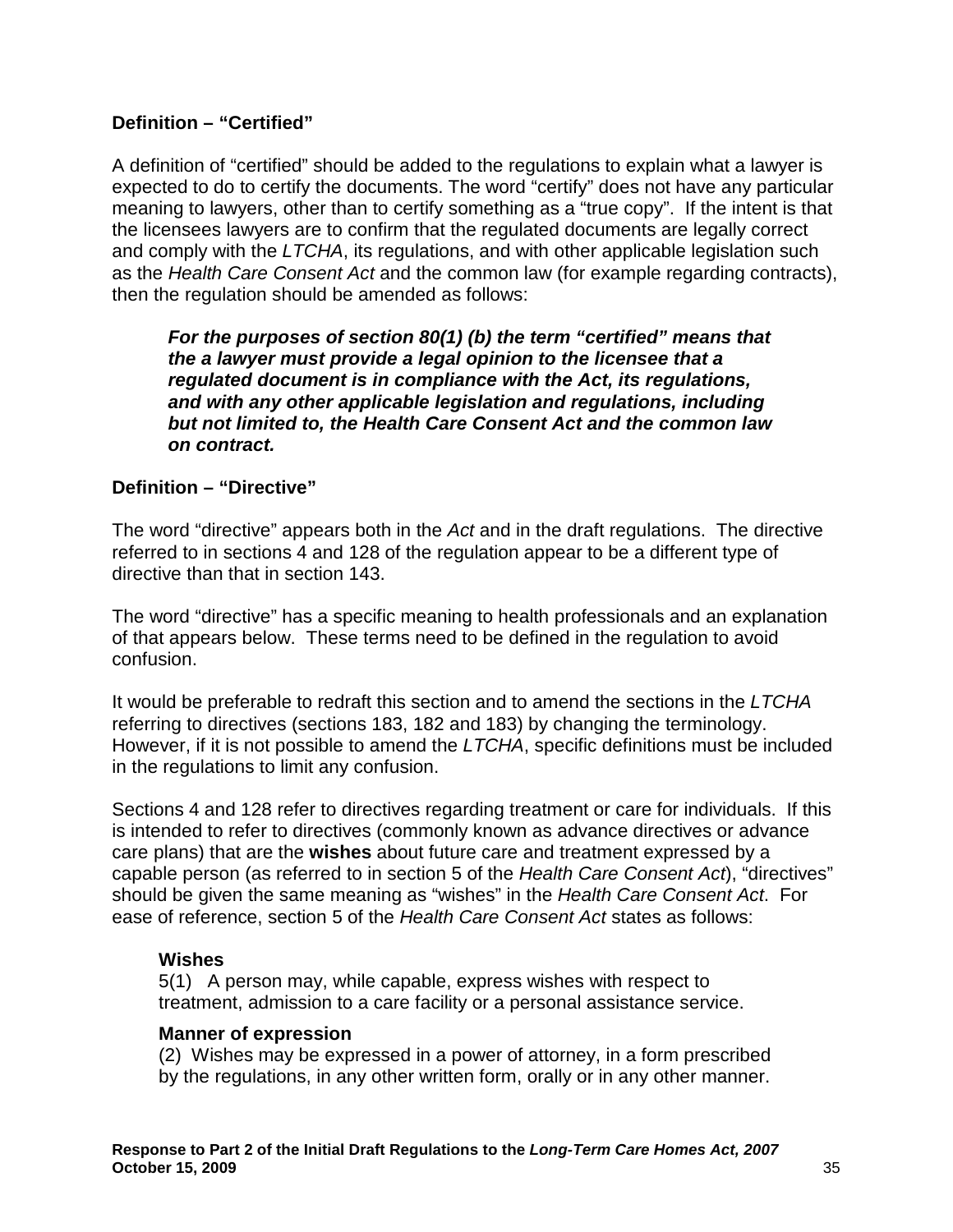**Definition – "Certified"**

A definition of "certified" should be added to the regulations to explain what a lawyer is expected to do to certify the documents. The word "certify" does not have any particular meaning to lawyers, other than to certify something as a "true copy". If the intent is that the licensees lawyers are to confirm that the regulated documents are legally correct and comply with the *LTCHA*, its regulations, and with other applicable legislation such as the *Health Care Consent Act* and the common law (for example regarding contracts), then the regulation should be amended as follows:

> ***For the purposes of section 80(1) (b) the term "certified" means that the a lawyer must provide a legal opinion to the licensee that a regulated document is in compliance with the Act, its regulations, and with any other applicable legislation and regulations, including but not limited to, the Health Care Consent Act and the common law on contract.***

**Definition – "Directive"**

The word "directive" appears both in the *Act* and in the draft regulations. The directive referred to in sections 4 and 128 of the regulation appear to be a different type of directive than that in section 143.

The word "directive" has a specific meaning to health professionals and an explanation of that appears below. These terms need to be defined in the regulation to avoid confusion.

It would be preferable to redraft this section and to amend the sections in the *LTCHA* referring to directives (sections 183, 182 and 183) by changing the terminology. However, if it is not possible to amend the *LTCHA*, specific definitions must be included in the regulations to limit any confusion.

Sections 4 and 128 refer to directives regarding treatment or care for individuals. If this is intended to refer to directives (commonly known as advance directives or advance care plans) that are the **wishes** about future care and treatment expressed by a capable person (as referred to in section 5 of the *Health Care Consent Act*), "directives" should be given the same meaning as "wishes" in the *Health Care Consent Act*. For ease of reference, section 5 of the *Health Care Consent Act* states as follows:

> **Wishes**
> 5(1) A person may, while capable, express wishes with respect to treatment, admission to a care facility or a personal assistance service.
>
> **Manner of expression**
> (2) Wishes may be expressed in a power of attorney, in a form prescribed by the regulations, in any other written form, orally or in any other manner.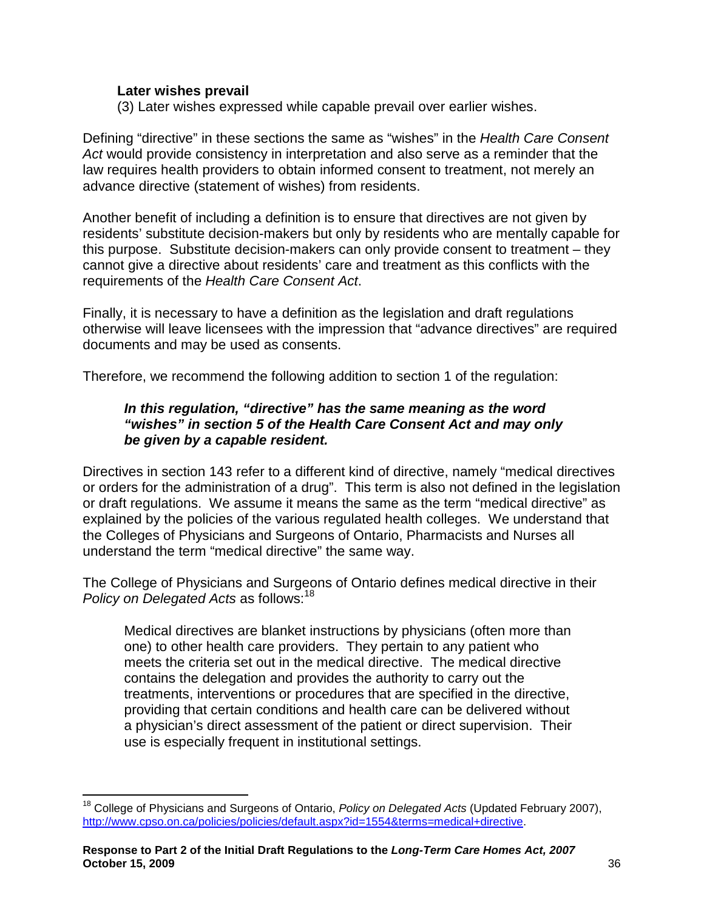**Later wishes prevail**

(3) Later wishes expressed while capable prevail over earlier wishes.

Defining "directive" in these sections the same as "wishes" in the *Health Care Consent Act* would provide consistency in interpretation and also serve as a reminder that the law requires health providers to obtain informed consent to treatment, not merely an advance directive (statement of wishes) from residents.

Another benefit of including a definition is to ensure that directives are not given by residents' substitute decision-makers but only by residents who are mentally capable for this purpose. Substitute decision-makers can only provide consent to treatment – they cannot give a directive about residents' care and treatment as this conflicts with the requirements of the *Health Care Consent Act*.

Finally, it is necessary to have a definition as the legislation and draft regulations otherwise will leave licensees with the impression that "advance directives" are required documents and may be used as consents.

Therefore, we recommend the following addition to section 1 of the regulation:

> ***In this regulation, "directive" has the same meaning as the word "wishes" in section 5 of the Health Care Consent Act and may only be given by a capable resident.***

Directives in section 143 refer to a different kind of directive, namely "medical directives or orders for the administration of a drug". This term is also not defined in the legislation or draft regulations. We assume it means the same as the term "medical directive" as explained by the policies of the various regulated health colleges. We understand that the Colleges of Physicians and Surgeons of Ontario, Pharmacists and Nurses all understand the term "medical directive" the same way.

The College of Physicians and Surgeons of Ontario defines medical directive in their *Policy on Delegated Acts* as follows:[18]

> Medical directives are blanket instructions by physicians (often more than one) to other health care providers. They pertain to any patient who meets the criteria set out in the medical directive. The medical directive contains the delegation and provides the authority to carry out the treatments, interventions or procedures that are specified in the directive, providing that certain conditions and health care can be delivered without a physician's direct assessment of the patient or direct supervision. Their use is especially frequent in institutional settings.

---

[18] College of Physicians and Surgeons of Ontario, *Policy on Delegated Acts* (Updated February 2007), http://www.cpso.on.ca/policies/policies/default.aspx?id=1554&terms=medical+directive.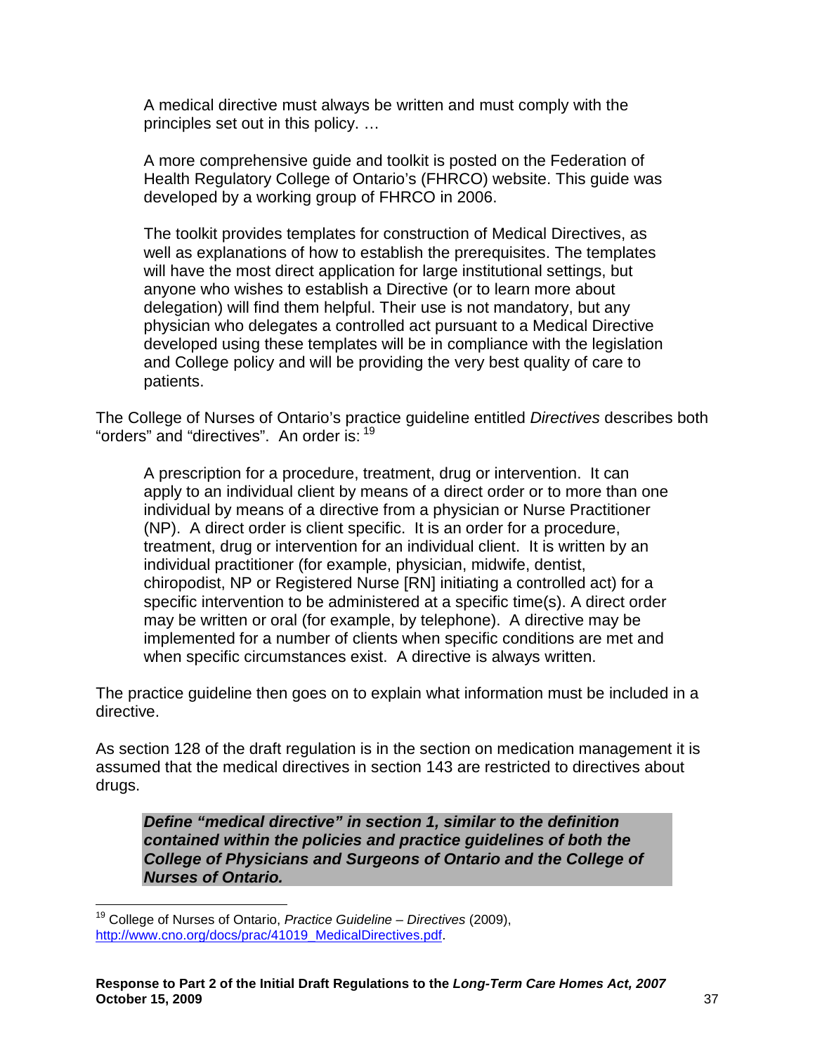> A medical directive must always be written and must comply with the principles set out in this policy. …
>
> A more comprehensive guide and toolkit is posted on the Federation of Health Regulatory College of Ontario's (FHRCO) website. This guide was developed by a working group of FHRCO in 2006.
>
> The toolkit provides templates for construction of Medical Directives, as well as explanations of how to establish the prerequisites. The templates will have the most direct application for large institutional settings, but anyone who wishes to establish a Directive (or to learn more about delegation) will find them helpful. Their use is not mandatory, but any physician who delegates a controlled act pursuant to a Medical Directive developed using these templates will be in compliance with the legislation and College policy and will be providing the very best quality of care to patients.

The College of Nurses of Ontario's practice guideline entitled *Directives* describes both "orders" and "directives". An order is: [19]

> A prescription for a procedure, treatment, drug or intervention. It can apply to an individual client by means of a direct order or to more than one individual by means of a directive from a physician or Nurse Practitioner (NP). A direct order is client specific. It is an order for a procedure, treatment, drug or intervention for an individual client. It is written by an individual practitioner (for example, physician, midwife, dentist, chiropodist, NP or Registered Nurse [RN] initiating a controlled act) for a specific intervention to be administered at a specific time(s). A direct order may be written or oral (for example, by telephone). A directive may be implemented for a number of clients when specific conditions are met and when specific circumstances exist. A directive is always written.

The practice guideline then goes on to explain what information must be included in a directive.

As section 128 of the draft regulation is in the section on medication management it is assumed that the medical directives in section 143 are restricted to directives about drugs.

> ***Define "medical directive" in section 1, similar to the definition contained within the policies and practice guidelines of both the College of Physicians and Surgeons of Ontario and the College of Nurses of Ontario.***

---

[19] College of Nurses of Ontario, *Practice Guideline – Directives* (2009), http://www.cno.org/docs/prac/41019_MedicalDirectives.pdf.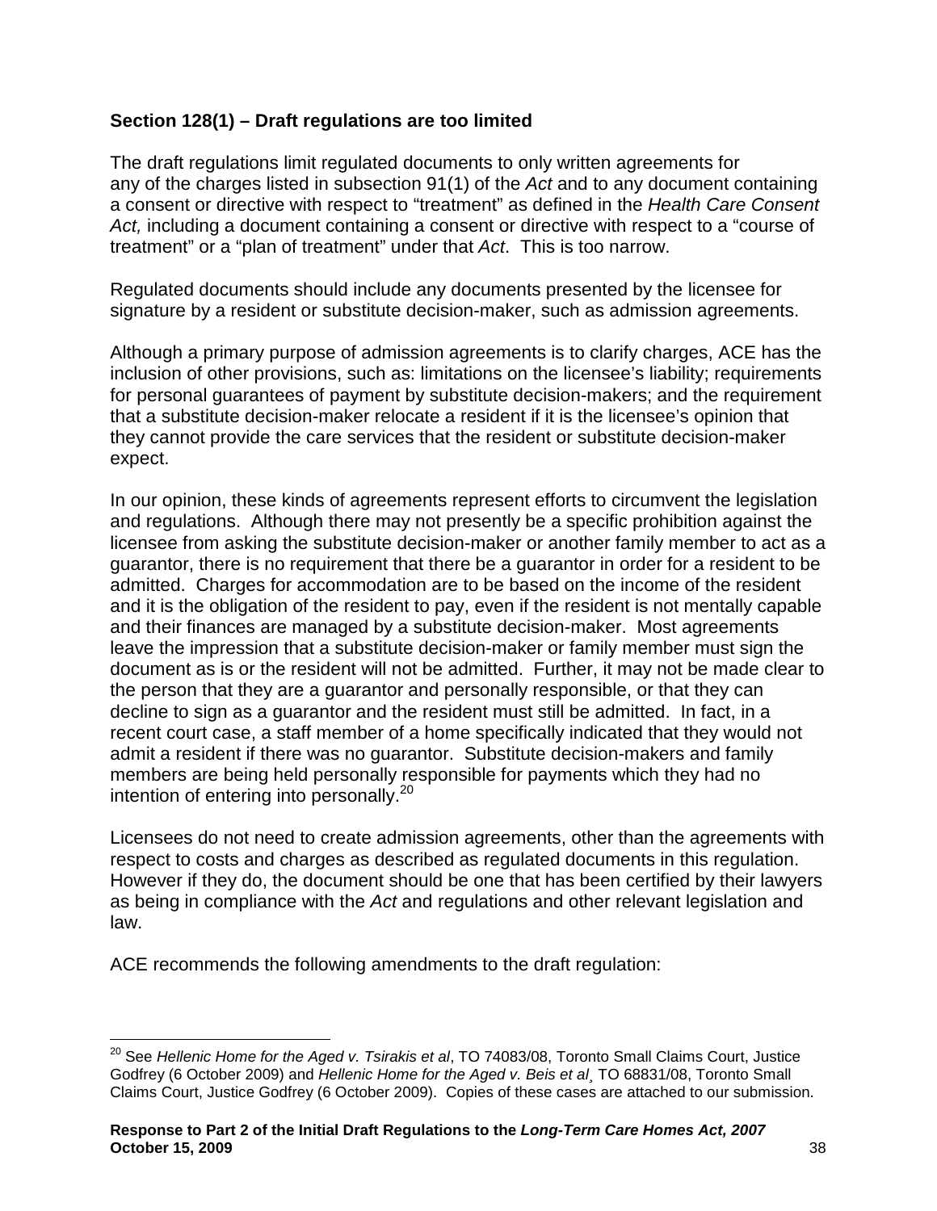**Section 128(1) – Draft regulations are too limited**

The draft regulations limit regulated documents to only written agreements for any of the charges listed in subsection 91(1) of the *Act* and to any document containing a consent or directive with respect to "treatment" as defined in the *Health Care Consent Act,* including a document containing a consent or directive with respect to a "course of treatment" or a "plan of treatment" under that *Act*. This is too narrow.

Regulated documents should include any documents presented by the licensee for signature by a resident or substitute decision-maker, such as admission agreements.

Although a primary purpose of admission agreements is to clarify charges, ACE has the inclusion of other provisions, such as: limitations on the licensee's liability; requirements for personal guarantees of payment by substitute decision-makers; and the requirement that a substitute decision-maker relocate a resident if it is the licensee's opinion that they cannot provide the care services that the resident or substitute decision-maker expect.

In our opinion, these kinds of agreements represent efforts to circumvent the legislation and regulations. Although there may not presently be a specific prohibition against the licensee from asking the substitute decision-maker or another family member to act as a guarantor, there is no requirement that there be a guarantor in order for a resident to be admitted. Charges for accommodation are to be based on the income of the resident and it is the obligation of the resident to pay, even if the resident is not mentally capable and their finances are managed by a substitute decision-maker. Most agreements leave the impression that a substitute decision-maker or family member must sign the document as is or the resident will not be admitted. Further, it may not be made clear to the person that they are a guarantor and personally responsible, or that they can decline to sign as a guarantor and the resident must still be admitted. In fact, in a recent court case, a staff member of a home specifically indicated that they would not admit a resident if there was no guarantor. Substitute decision-makers and family members are being held personally responsible for payments which they had no intention of entering into personally.[20]

Licensees do not need to create admission agreements, other than the agreements with respect to costs and charges as described as regulated documents in this regulation. However if they do, the document should be one that has been certified by their lawyers as being in compliance with the *Act* and regulations and other relevant legislation and law.

ACE recommends the following amendments to the draft regulation:

---

[20] See *Hellenic Home for the Aged v. Tsirakis et al*, TO 74083/08, Toronto Small Claims Court, Justice Godfrey (6 October 2009) and *Hellenic Home for the Aged v. Beis et al*¸ TO 68831/08, Toronto Small Claims Court, Justice Godfrey (6 October 2009). Copies of these cases are attached to our submission.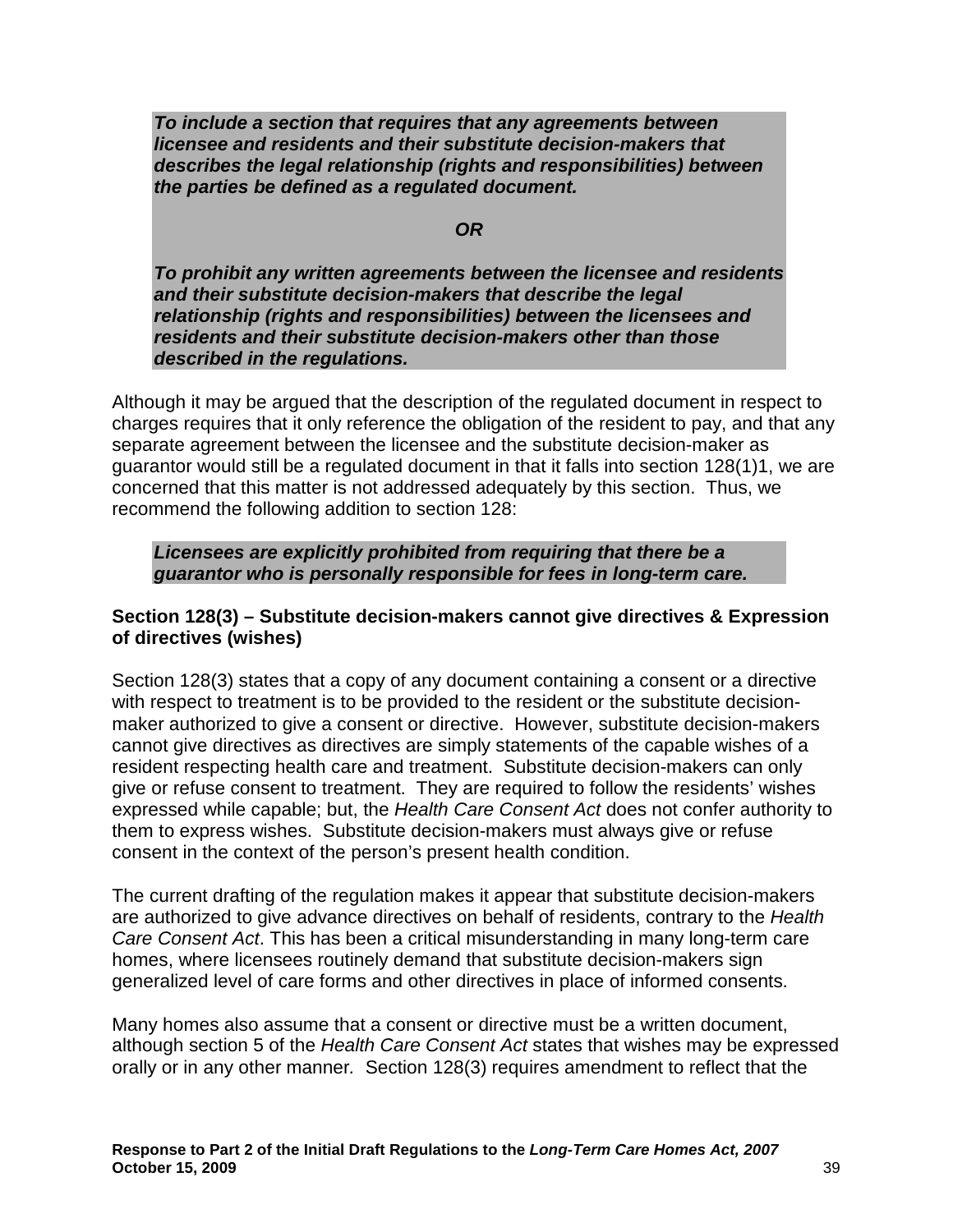***To include a section that requires that any agreements between licensee and residents and their substitute decision-makers that describes the legal relationship (rights and responsibilities) between the parties be defined as a regulated document.***

***OR***

***To prohibit any written agreements between the licensee and residents and their substitute decision-makers that describe the legal relationship (rights and responsibilities) between the licensees and residents and their substitute decision-makers other than those described in the regulations.***

Although it may be argued that the description of the regulated document in respect to charges requires that it only reference the obligation of the resident to pay, and that any separate agreement between the licensee and the substitute decision-maker as guarantor would still be a regulated document in that it falls into section 128(1)1, we are concerned that this matter is not addressed adequately by this section. Thus, we recommend the following addition to section 128:

***Licensees are explicitly prohibited from requiring that there be a guarantor who is personally responsible for fees in long-term care.***

**Section 128(3) – Substitute decision-makers cannot give directives & Expression of directives (wishes)**

Section 128(3) states that a copy of any document containing a consent or a directive with respect to treatment is to be provided to the resident or the substitute decision-maker authorized to give a consent or directive. However, substitute decision-makers cannot give directives as directives are simply statements of the capable wishes of a resident respecting health care and treatment. Substitute decision-makers can only give or refuse consent to treatment. They are required to follow the residents' wishes expressed while capable; but, the *Health Care Consent Act* does not confer authority to them to express wishes. Substitute decision-makers must always give or refuse consent in the context of the person's present health condition.

The current drafting of the regulation makes it appear that substitute decision-makers are authorized to give advance directives on behalf of residents, contrary to the *Health Care Consent Act*. This has been a critical misunderstanding in many long-term care homes, where licensees routinely demand that substitute decision-makers sign generalized level of care forms and other directives in place of informed consents.

Many homes also assume that a consent or directive must be a written document, although section 5 of the *Health Care Consent Act* states that wishes may be expressed orally or in any other manner. Section 128(3) requires amendment to reflect that the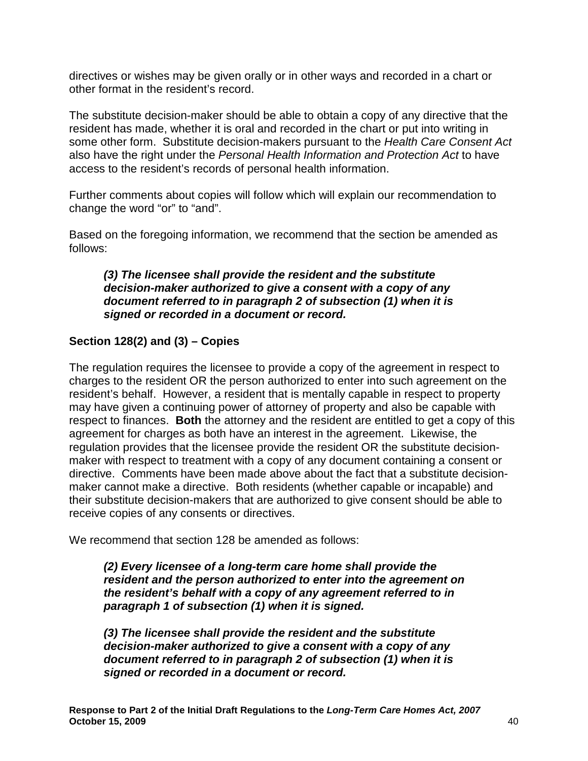directives or wishes may be given orally or in other ways and recorded in a chart or other format in the resident's record.

The substitute decision-maker should be able to obtain a copy of any directive that the resident has made, whether it is oral and recorded in the chart or put into writing in some other form. Substitute decision-makers pursuant to the *Health Care Consent Act* also have the right under the *Personal Health Information and Protection Act* to have access to the resident's records of personal health information.

Further comments about copies will follow which will explain our recommendation to change the word "or" to "and".

Based on the foregoing information, we recommend that the section be amended as follows:

> ***(3) The licensee shall provide the resident and the substitute decision-maker authorized to give a consent with a copy of any document referred to in paragraph 2 of subsection (1) when it is signed or recorded in a document or record.***

### Section 128(2) and (3) – Copies

The regulation requires the licensee to provide a copy of the agreement in respect to charges to the resident OR the person authorized to enter into such agreement on the resident's behalf. However, a resident that is mentally capable in respect to property may have given a continuing power of attorney of property and also be capable with respect to finances. **Both** the attorney and the resident are entitled to get a copy of this agreement for charges as both have an interest in the agreement. Likewise, the regulation provides that the licensee provide the resident OR the substitute decision-maker with respect to treatment with a copy of any document containing a consent or directive. Comments have been made above about the fact that a substitute decision-maker cannot make a directive. Both residents (whether capable or incapable) and their substitute decision-makers that are authorized to give consent should be able to receive copies of any consents or directives.

We recommend that section 128 be amended as follows:

> ***(2) Every licensee of a long-term care home shall provide the resident and the person authorized to enter into the agreement on the resident's behalf with a copy of any agreement referred to in paragraph 1 of subsection (1) when it is signed.***
>
> ***(3) The licensee shall provide the resident and the substitute decision-maker authorized to give a consent with a copy of any document referred to in paragraph 2 of subsection (1) when it is signed or recorded in a document or record.***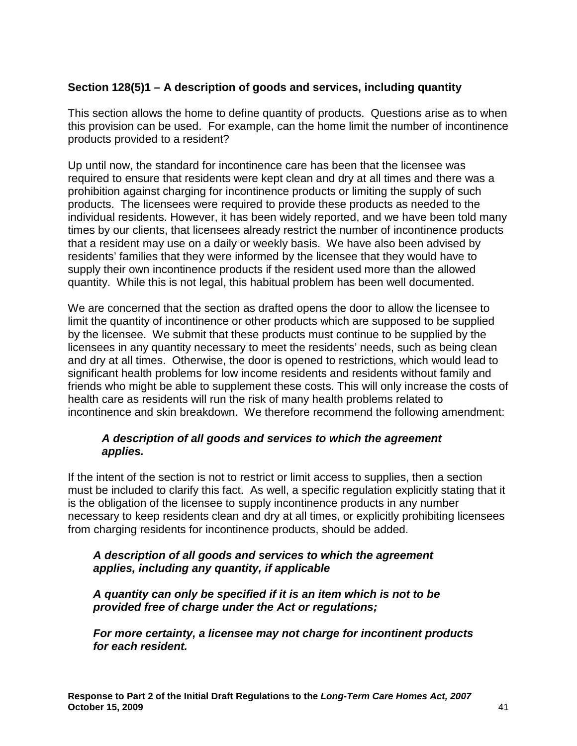### Section 128(5)1 – A description of goods and services, including quantity

This section allows the home to define quantity of products. Questions arise as to when this provision can be used. For example, can the home limit the number of incontinence products provided to a resident?

Up until now, the standard for incontinence care has been that the licensee was required to ensure that residents were kept clean and dry at all times and there was a prohibition against charging for incontinence products or limiting the supply of such products. The licensees were required to provide these products as needed to the individual residents. However, it has been widely reported, and we have been told many times by our clients, that licensees already restrict the number of incontinence products that a resident may use on a daily or weekly basis. We have also been advised by residents' families that they were informed by the licensee that they would have to supply their own incontinence products if the resident used more than the allowed quantity. While this is not legal, this habitual problem has been well documented.

We are concerned that the section as drafted opens the door to allow the licensee to limit the quantity of incontinence or other products which are supposed to be supplied by the licensee. We submit that these products must continue to be supplied by the licensees in any quantity necessary to meet the residents' needs, such as being clean and dry at all times. Otherwise, the door is opened to restrictions, which would lead to significant health problems for low income residents and residents without family and friends who might be able to supplement these costs. This will only increase the costs of health care as residents will run the risk of many health problems related to incontinence and skin breakdown. We therefore recommend the following amendment:

> ***A description of all goods and services to which the agreement applies.***

If the intent of the section is not to restrict or limit access to supplies, then a section must be included to clarify this fact. As well, a specific regulation explicitly stating that it is the obligation of the licensee to supply incontinence products in any number necessary to keep residents clean and dry at all times, or explicitly prohibiting licensees from charging residents for incontinence products, should be added.

> ***A description of all goods and services to which the agreement applies, including any quantity, if applicable***
>
> ***A quantity can only be specified if it is an item which is not to be provided free of charge under the Act or regulations;***
>
> ***For more certainty, a licensee may not charge for incontinent products for each resident.***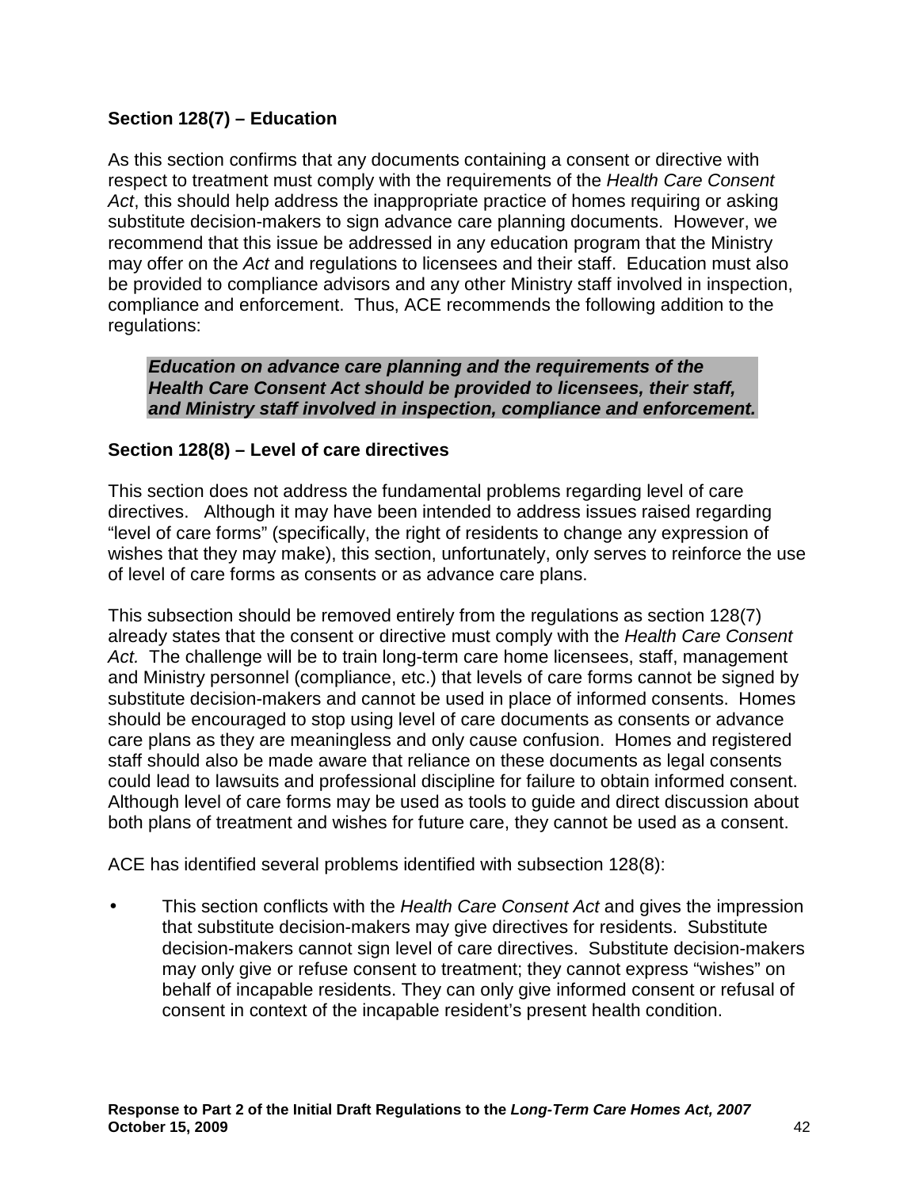### Section 128(7) – Education

As this section confirms that any documents containing a consent or directive with respect to treatment must comply with the requirements of the *Health Care Consent Act*, this should help address the inappropriate practice of homes requiring or asking substitute decision-makers to sign advance care planning documents. However, we recommend that this issue be addressed in any education program that the Ministry may offer on the *Act* and regulations to licensees and their staff. Education must also be provided to compliance advisors and any other Ministry staff involved in inspection, compliance and enforcement. Thus, ACE recommends the following addition to the regulations:

> ***Education on advance care planning and the requirements of the Health Care Consent Act should be provided to licensees, their staff, and Ministry staff involved in inspection, compliance and enforcement.***

### Section 128(8) – Level of care directives

This section does not address the fundamental problems regarding level of care directives. Although it may have been intended to address issues raised regarding "level of care forms" (specifically, the right of residents to change any expression of wishes that they may make), this section, unfortunately, only serves to reinforce the use of level of care forms as consents or as advance care plans.

This subsection should be removed entirely from the regulations as section 128(7) already states that the consent or directive must comply with the *Health Care Consent Act.* The challenge will be to train long-term care home licensees, staff, management and Ministry personnel (compliance, etc.) that levels of care forms cannot be signed by substitute decision-makers and cannot be used in place of informed consents. Homes should be encouraged to stop using level of care documents as consents or advance care plans as they are meaningless and only cause confusion. Homes and registered staff should also be made aware that reliance on these documents as legal consents could lead to lawsuits and professional discipline for failure to obtain informed consent. Although level of care forms may be used as tools to guide and direct discussion about both plans of treatment and wishes for future care, they cannot be used as a consent.

ACE has identified several problems identified with subsection 128(8):

- This section conflicts with the *Health Care Consent Act* and gives the impression that substitute decision-makers may give directives for residents. Substitute decision-makers cannot sign level of care directives. Substitute decision-makers may only give or refuse consent to treatment; they cannot express "wishes" on behalf of incapable residents. They can only give informed consent or refusal of consent in context of the incapable resident's present health condition.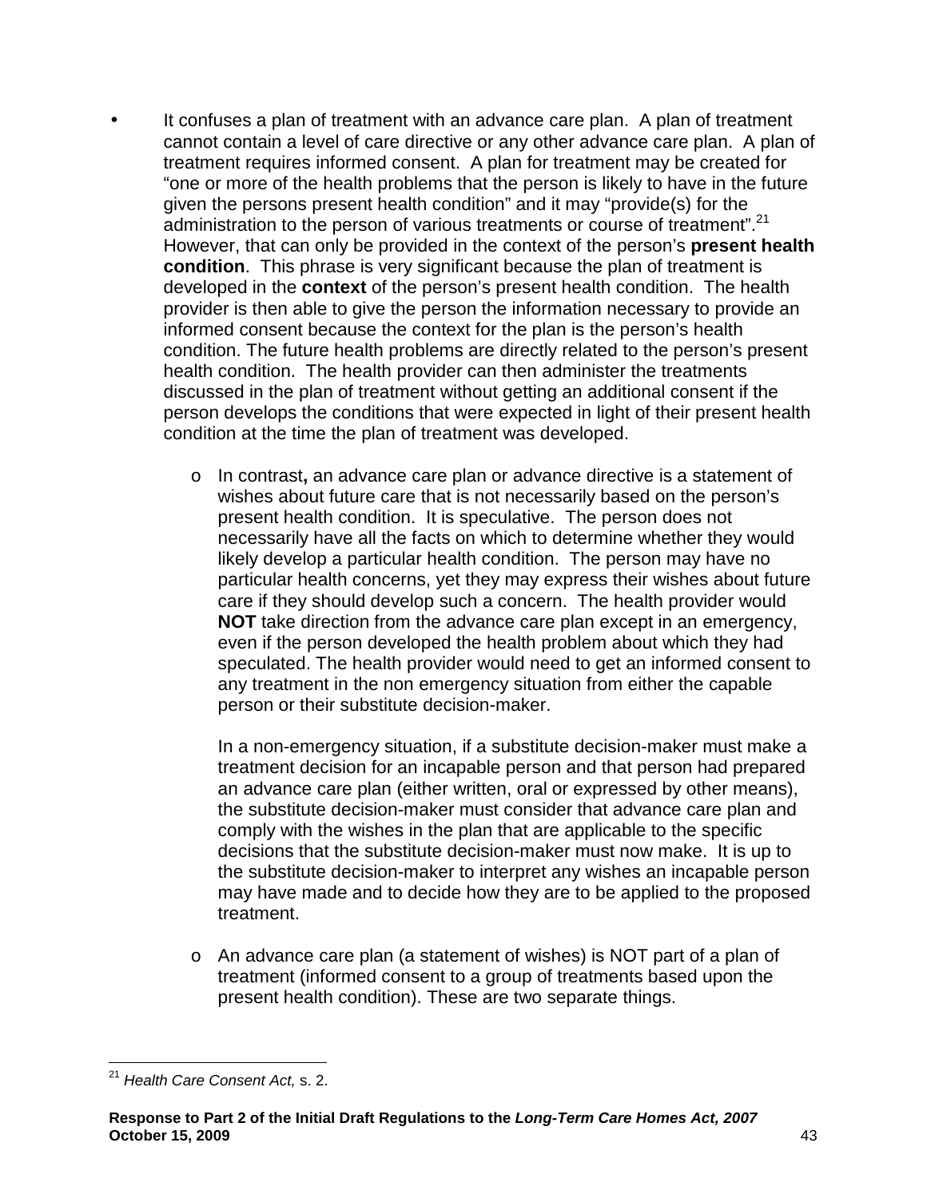- It confuses a plan of treatment with an advance care plan. A plan of treatment cannot contain a level of care directive or any other advance care plan. A plan of treatment requires informed consent. A plan for treatment may be created for "one or more of the health problems that the person is likely to have in the future given the persons present health condition" and it may "provide(s) for the administration to the person of various treatments or course of treatment".[21] However, that can only be provided in the context of the person's **present health condition**. This phrase is very significant because the plan of treatment is developed in the **context** of the person's present health condition. The health provider is then able to give the person the information necessary to provide an informed consent because the context for the plan is the person's health condition. The future health problems are directly related to the person's present health condition. The health provider can then administer the treatments discussed in the plan of treatment without getting an additional consent if the person develops the conditions that were expected in light of their present health condition at the time the plan of treatment was developed.

    - In contrast**,** an advance care plan or advance directive is a statement of wishes about future care that is not necessarily based on the person's present health condition. It is speculative. The person does not necessarily have all the facts on which to determine whether they would likely develop a particular health condition. The person may have no particular health concerns, yet they may express their wishes about future care if they should develop such a concern. The health provider would **NOT** take direction from the advance care plan except in an emergency, even if the person developed the health problem about which they had speculated. The health provider would need to get an informed consent to any treatment in the non emergency situation from either the capable person or their substitute decision-maker.

      In a non-emergency situation, if a substitute decision-maker must make a treatment decision for an incapable person and that person had prepared an advance care plan (either written, oral or expressed by other means), the substitute decision-maker must consider that advance care plan and comply with the wishes in the plan that are applicable to the specific decisions that the substitute decision-maker must now make. It is up to the substitute decision-maker to interpret any wishes an incapable person may have made and to decide how they are to be applied to the proposed treatment.

    - An advance care plan (a statement of wishes) is NOT part of a plan of treatment (informed consent to a group of treatments based upon the present health condition). These are two separate things.

---

[21] *Health Care Consent Act,* s. 2.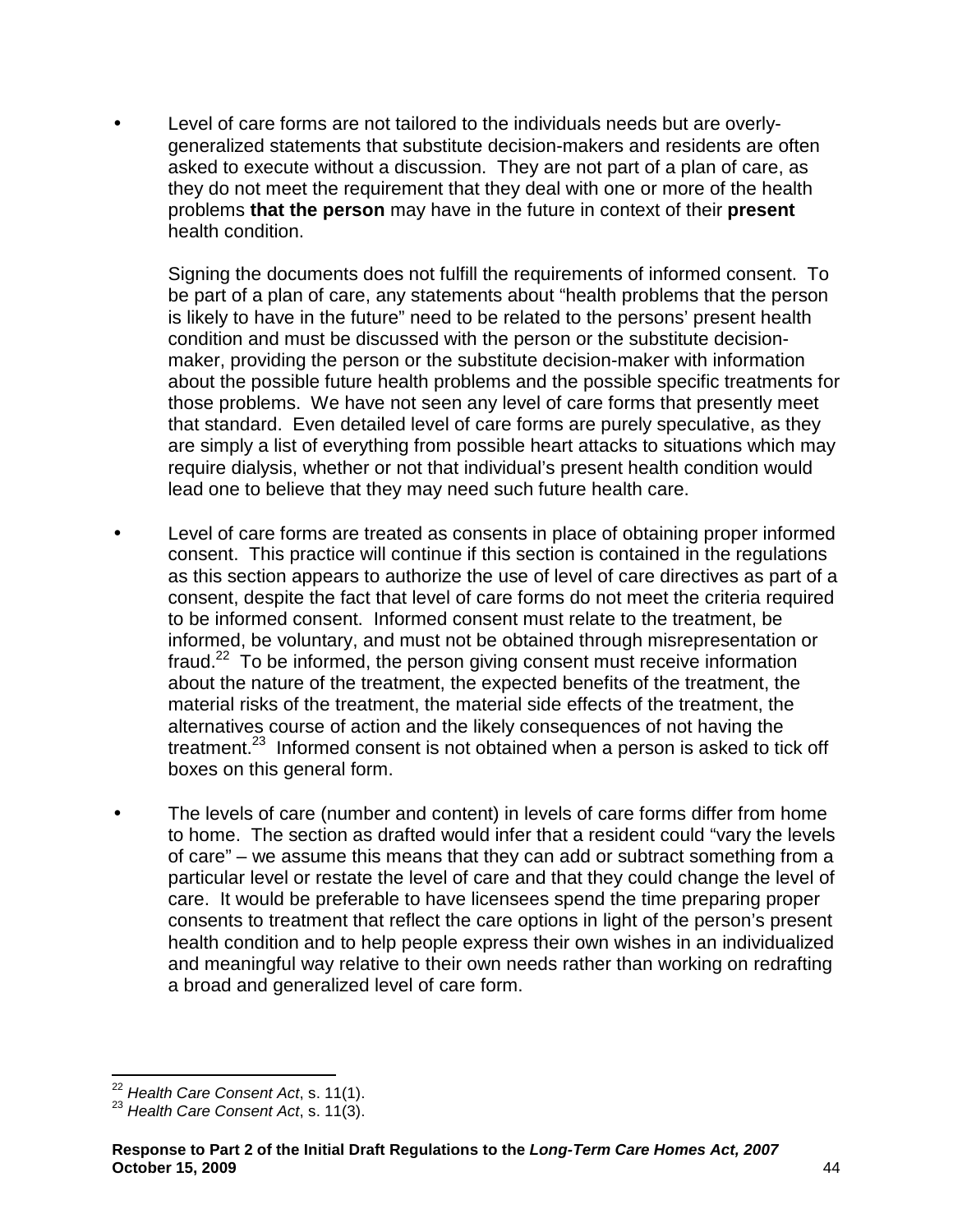- Level of care forms are not tailored to the individuals needs but are overly-generalized statements that substitute decision-makers and residents are often asked to execute without a discussion. They are not part of a plan of care, as they do not meet the requirement that they deal with one or more of the health problems **that the person** may have in the future in context of their **present** health condition.

  Signing the documents does not fulfill the requirements of informed consent. To be part of a plan of care, any statements about "health problems that the person is likely to have in the future" need to be related to the persons' present health condition and must be discussed with the person or the substitute decision-maker, providing the person or the substitute decision-maker with information about the possible future health problems and the possible specific treatments for those problems. We have not seen any level of care forms that presently meet that standard. Even detailed level of care forms are purely speculative, as they are simply a list of everything from possible heart attacks to situations which may require dialysis, whether or not that individual's present health condition would lead one to believe that they may need such future health care.

- Level of care forms are treated as consents in place of obtaining proper informed consent. This practice will continue if this section is contained in the regulations as this section appears to authorize the use of level of care directives as part of a consent, despite the fact that level of care forms do not meet the criteria required to be informed consent. Informed consent must relate to the treatment, be informed, be voluntary, and must not be obtained through misrepresentation or fraud.[22] To be informed, the person giving consent must receive information about the nature of the treatment, the expected benefits of the treatment, the material risks of the treatment, the material side effects of the treatment, the alternatives course of action and the likely consequences of not having the treatment.[23] Informed consent is not obtained when a person is asked to tick off boxes on this general form.

- The levels of care (number and content) in levels of care forms differ from home to home. The section as drafted would infer that a resident could "vary the levels of care" – we assume this means that they can add or subtract something from a particular level or restate the level of care and that they could change the level of care. It would be preferable to have licensees spend the time preparing proper consents to treatment that reflect the care options in light of the person's present health condition and to help people express their own wishes in an individualized and meaningful way relative to their own needs rather than working on redrafting a broad and generalized level of care form.

---

[22] *Health Care Consent Act*, s. 11(1).

[23] *Health Care Consent Act*, s. 11(3).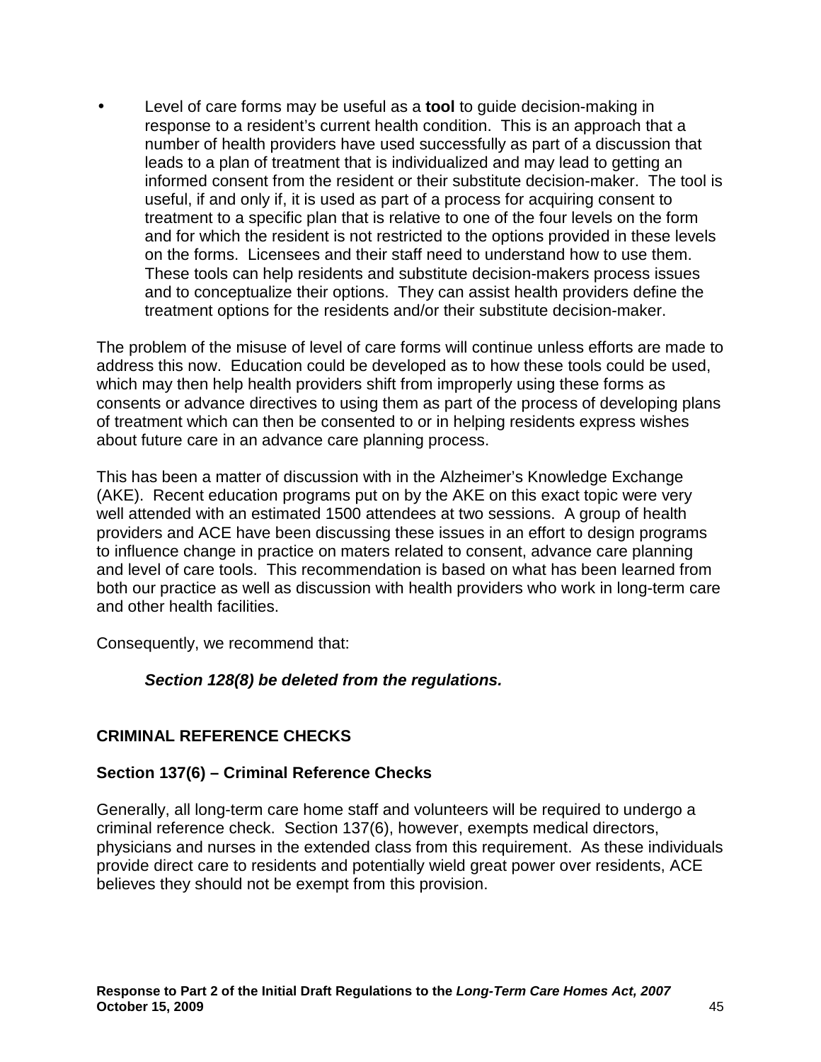- Level of care forms may be useful as a **tool** to guide decision-making in response to a resident's current health condition. This is an approach that a number of health providers have used successfully as part of a discussion that leads to a plan of treatment that is individualized and may lead to getting an informed consent from the resident or their substitute decision-maker. The tool is useful, if and only if, it is used as part of a process for acquiring consent to treatment to a specific plan that is relative to one of the four levels on the form and for which the resident is not restricted to the options provided in these levels on the forms. Licensees and their staff need to understand how to use them. These tools can help residents and substitute decision-makers process issues and to conceptualize their options. They can assist health providers define the treatment options for the residents and/or their substitute decision-maker.

The problem of the misuse of level of care forms will continue unless efforts are made to address this now. Education could be developed as to how these tools could be used, which may then help health providers shift from improperly using these forms as consents or advance directives to using them as part of the process of developing plans of treatment which can then be consented to or in helping residents express wishes about future care in an advance care planning process.

This has been a matter of discussion with in the Alzheimer's Knowledge Exchange (AKE). Recent education programs put on by the AKE on this exact topic were very well attended with an estimated 1500 attendees at two sessions. A group of health providers and ACE have been discussing these issues in an effort to design programs to influence change in practice on maters related to consent, advance care planning and level of care tools. This recommendation is based on what has been learned from both our practice as well as discussion with health providers who work in long-term care and other health facilities.

Consequently, we recommend that:

> ***Section 128(8) be deleted from the regulations.***

## CRIMINAL REFERENCE CHECKS

### Section 137(6) – Criminal Reference Checks

Generally, all long-term care home staff and volunteers will be required to undergo a criminal reference check. Section 137(6), however, exempts medical directors, physicians and nurses in the extended class from this requirement. As these individuals provide direct care to residents and potentially wield great power over residents, ACE believes they should not be exempt from this provision.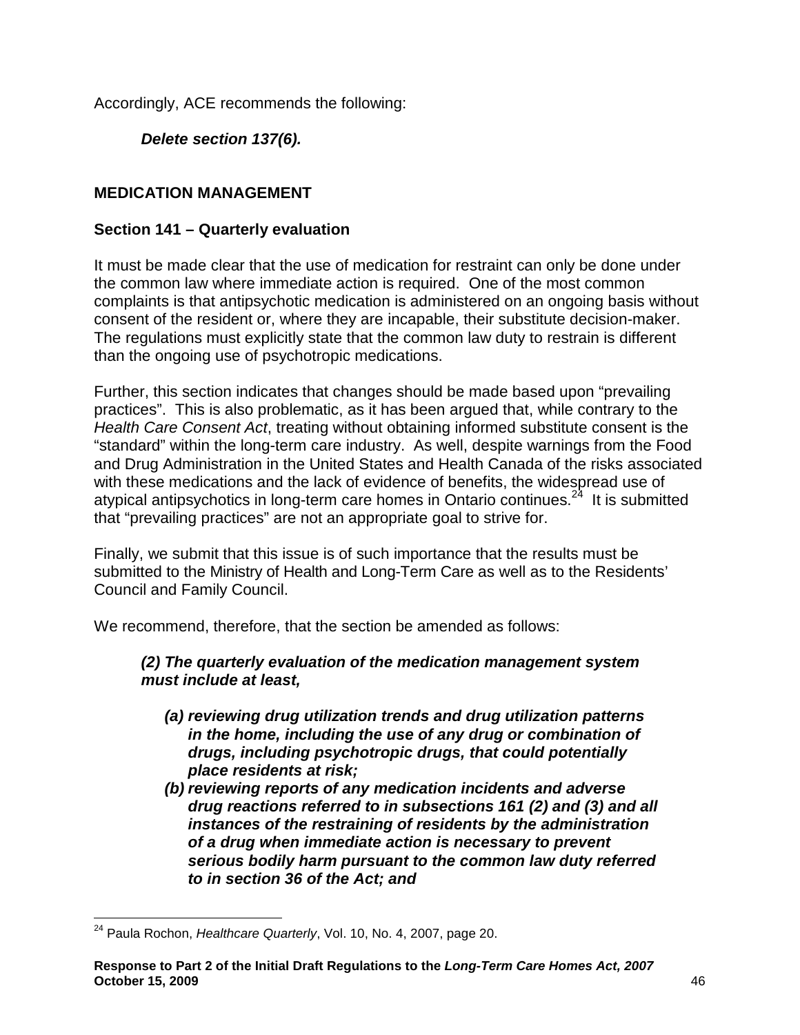Accordingly, ACE recommends the following:

***Delete section 137(6).***

## MEDICATION MANAGEMENT

### Section 141 – Quarterly evaluation

It must be made clear that the use of medication for restraint can only be done under the common law where immediate action is required. One of the most common complaints is that antipsychotic medication is administered on an ongoing basis without consent of the resident or, where they are incapable, their substitute decision-maker. The regulations must explicitly state that the common law duty to restrain is different than the ongoing use of psychotropic medications.

Further, this section indicates that changes should be made based upon "prevailing practices". This is also problematic, as it has been argued that, while contrary to the *Health Care Consent Act*, treating without obtaining informed substitute consent is the "standard" within the long-term care industry. As well, despite warnings from the Food and Drug Administration in the United States and Health Canada of the risks associated with these medications and the lack of evidence of benefits, the widespread use of atypical antipsychotics in long-term care homes in Ontario continues.[24] It is submitted that "prevailing practices" are not an appropriate goal to strive for.

Finally, we submit that this issue is of such importance that the results must be submitted to the Ministry of Health and Long-Term Care as well as to the Residents' Council and Family Council.

We recommend, therefore, that the section be amended as follows:

> ***(2) The quarterly evaluation of the medication management system must include at least,***
>
> - ***(a) reviewing drug utilization trends and drug utilization patterns in the home, including the use of any drug or combination of drugs, including psychotropic drugs, that could potentially place residents at risk;***
> - ***(b) reviewing reports of any medication incidents and adverse drug reactions referred to in subsections 161 (2) and (3) and all instances of the restraining of residents by the administration of a drug when immediate action is necessary to prevent serious bodily harm pursuant to the common law duty referred to in section 36 of the Act; and***

---

[24] Paula Rochon, *Healthcare Quarterly*, Vol. 10, No. 4, 2007, page 20.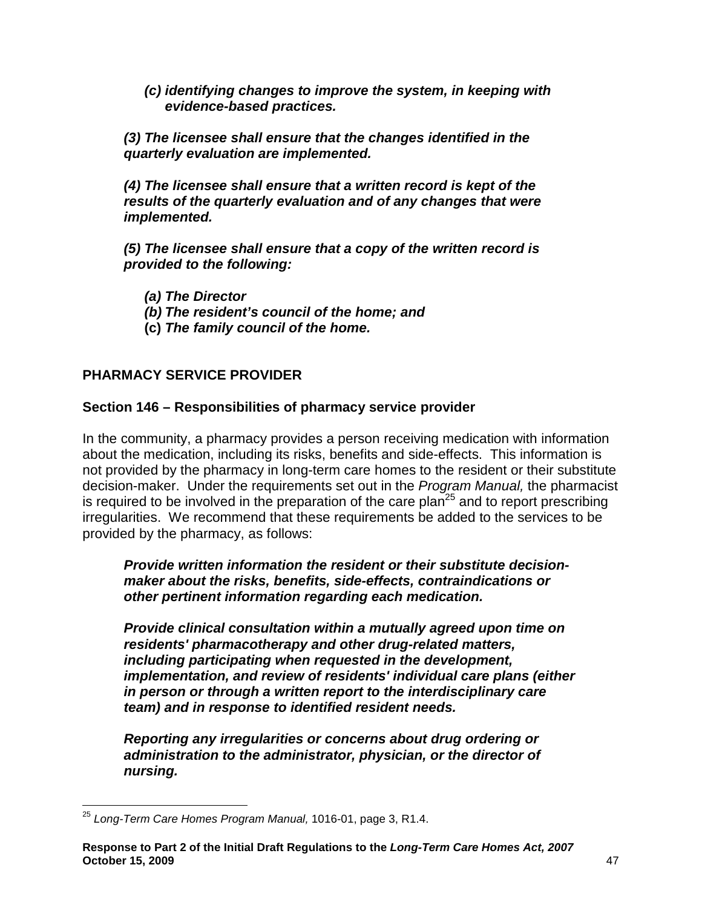*(c) identifying changes to improve the system, in keeping with evidence-based practices.*

***(3) The licensee shall ensure that the changes identified in the quarterly evaluation are implemented.***

***(4) The licensee shall ensure that a written record is kept of the results of the quarterly evaluation and of any changes that were implemented.***

***(5) The licensee shall ensure that a copy of the written record is provided to the following:***

***(a) The Director***
***(b) The resident's council of the home; and***
**(c)** ***The family council of the home.***

## PHARMACY SERVICE PROVIDER

### Section 146 – Responsibilities of pharmacy service provider

In the community, a pharmacy provides a person receiving medication with information about the medication, including its risks, benefits and side-effects. This information is not provided by the pharmacy in long-term care homes to the resident or their substitute decision-maker. Under the requirements set out in the *Program Manual,* the pharmacist is required to be involved in the preparation of the care plan[25] and to report prescribing irregularities. We recommend that these requirements be added to the services to be provided by the pharmacy, as follows:

***Provide written information the resident or their substitute decision-maker about the risks, benefits, side-effects, contraindications or other pertinent information regarding each medication.***

***Provide clinical consultation within a mutually agreed upon time on residents' pharmacotherapy and other drug-related matters, including participating when requested in the development, implementation, and review of residents' individual care plans (either in person or through a written report to the interdisciplinary care team) and in response to identified resident needs.***

***Reporting any irregularities or concerns about drug ordering or administration to the administrator, physician, or the director of nursing.***

---

[25] *Long-Term Care Homes Program Manual,* 1016-01, page 3, R1.4.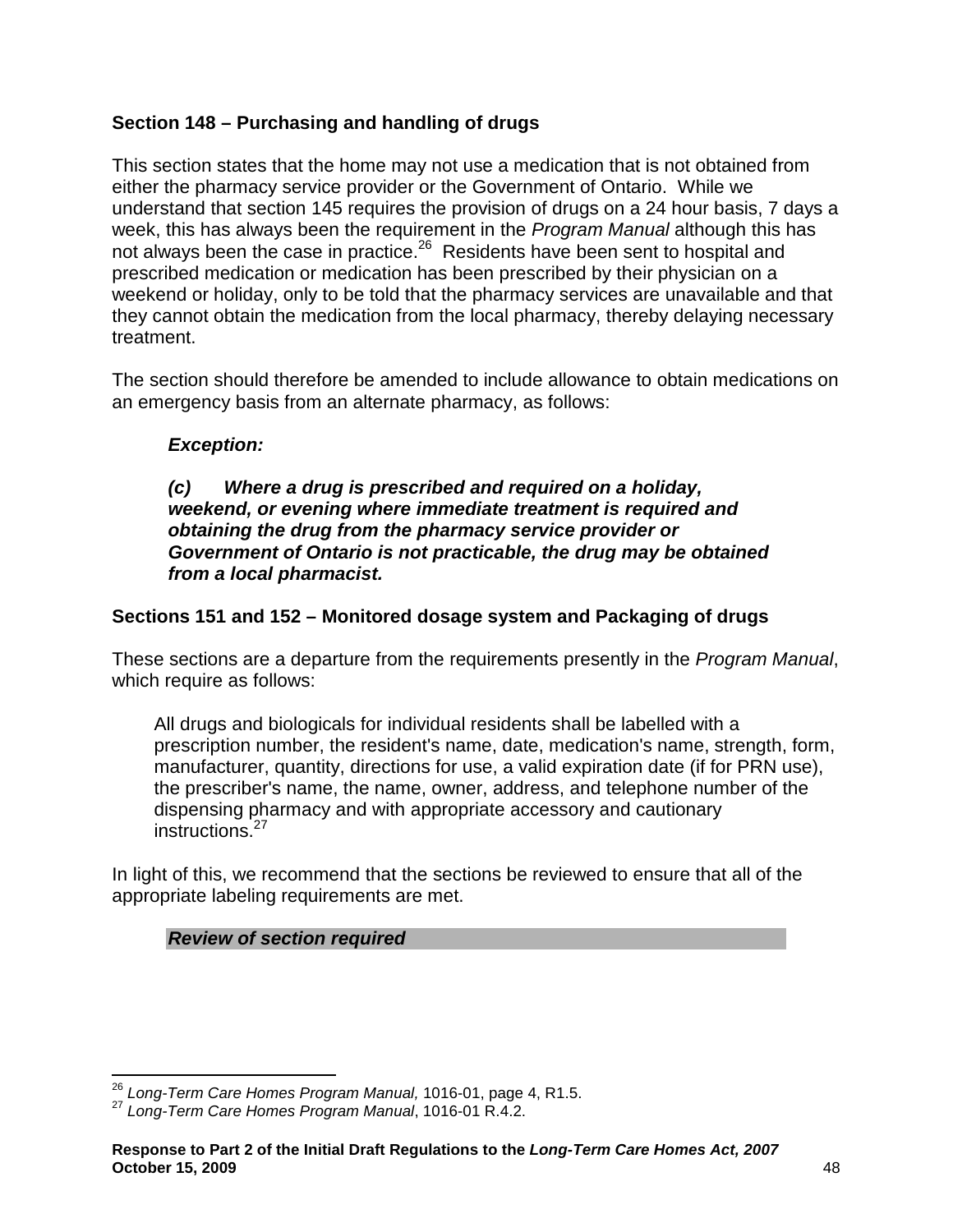### Section 148 – Purchasing and handling of drugs

This section states that the home may not use a medication that is not obtained from either the pharmacy service provider or the Government of Ontario. While we understand that section 145 requires the provision of drugs on a 24 hour basis, 7 days a week, this has always been the requirement in the *Program Manual* although this has not always been the case in practice.[26] Residents have been sent to hospital and prescribed medication or medication has been prescribed by their physician on a weekend or holiday, only to be told that the pharmacy services are unavailable and that they cannot obtain the medication from the local pharmacy, thereby delaying necessary treatment.

The section should therefore be amended to include allowance to obtain medications on an emergency basis from an alternate pharmacy, as follows:

> ***Exception:***
>
> ***(c) Where a drug is prescribed and required on a holiday, weekend, or evening where immediate treatment is required and obtaining the drug from the pharmacy service provider or Government of Ontario is not practicable, the drug may be obtained from a local pharmacist.***

### Sections 151 and 152 – Monitored dosage system and Packaging of drugs

These sections are a departure from the requirements presently in the *Program Manual*, which require as follows:

> All drugs and biologicals for individual residents shall be labelled with a prescription number, the resident's name, date, medication's name, strength, form, manufacturer, quantity, directions for use, a valid expiration date (if for PRN use), the prescriber's name, the name, owner, address, and telephone number of the dispensing pharmacy and with appropriate accessory and cautionary instructions.[27]

In light of this, we recommend that the sections be reviewed to ensure that all of the appropriate labeling requirements are met.

> ***Review of section required***

---

[26] *Long-Term Care Homes Program Manual,* 1016-01, page 4, R1.5.

[27] *Long-Term Care Homes Program Manual*, 1016-01 R.4.2.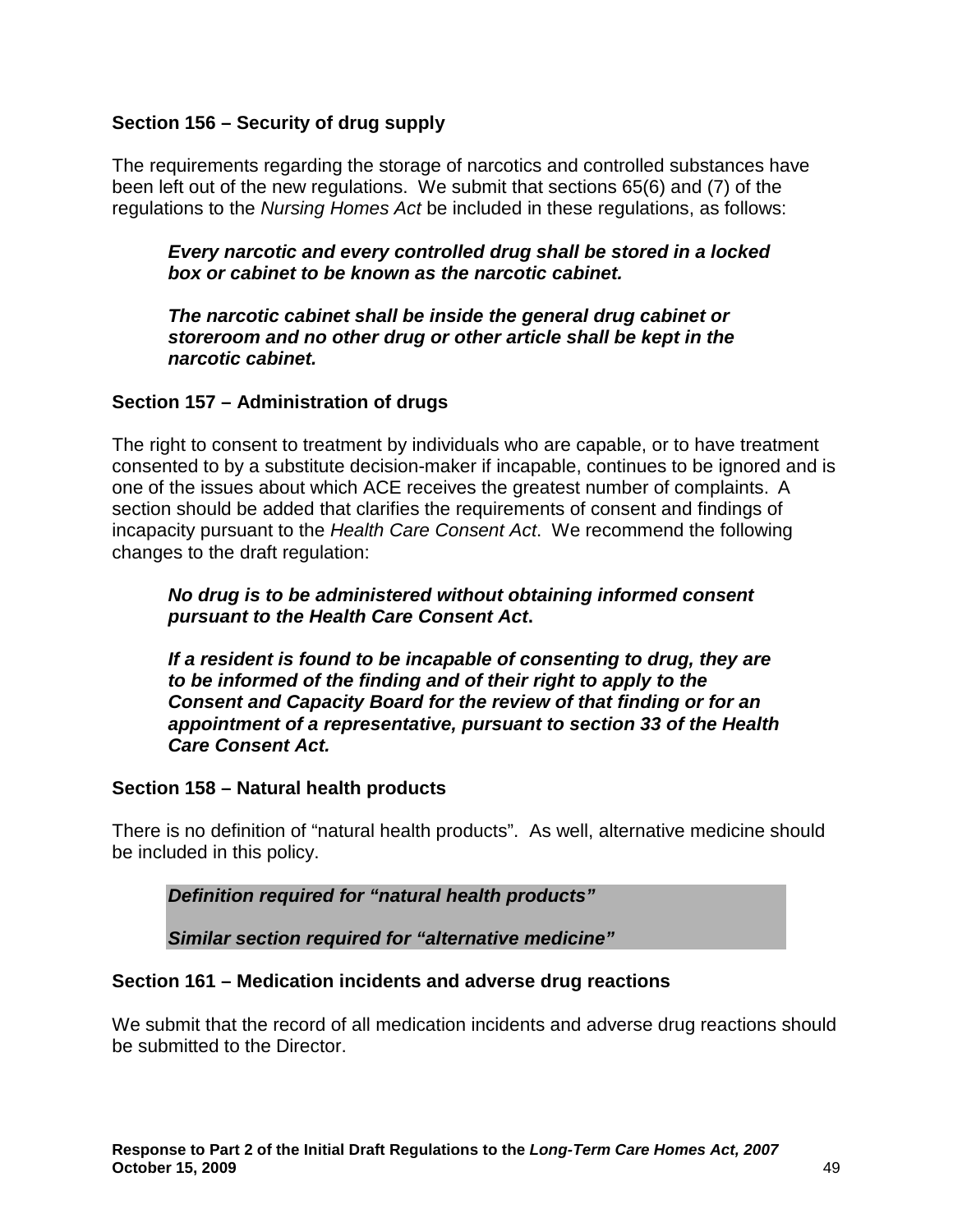### Section 156 – Security of drug supply

The requirements regarding the storage of narcotics and controlled substances have been left out of the new regulations. We submit that sections 65(6) and (7) of the regulations to the *Nursing Homes Act* be included in these regulations, as follows:

> ***Every narcotic and every controlled drug shall be stored in a locked box or cabinet to be known as the narcotic cabinet.***
>
> ***The narcotic cabinet shall be inside the general drug cabinet or storeroom and no other drug or other article shall be kept in the narcotic cabinet.***

### Section 157 – Administration of drugs

The right to consent to treatment by individuals who are capable, or to have treatment consented to by a substitute decision-maker if incapable, continues to be ignored and is one of the issues about which ACE receives the greatest number of complaints. A section should be added that clarifies the requirements of consent and findings of incapacity pursuant to the *Health Care Consent Act*. We recommend the following changes to the draft regulation:

> ***No drug is to be administered without obtaining informed consent pursuant to the Health Care Consent Act.***
>
> ***If a resident is found to be incapable of consenting to drug, they are to be informed of the finding and of their right to apply to the Consent and Capacity Board for the review of that finding or for an appointment of a representative, pursuant to section 33 of the Health Care Consent Act.***

### Section 158 – Natural health products

There is no definition of "natural health products". As well, alternative medicine should be included in this policy.

> ***Definition required for "natural health products"***
>
> ***Similar section required for "alternative medicine"***

### Section 161 – Medication incidents and adverse drug reactions

We submit that the record of all medication incidents and adverse drug reactions should be submitted to the Director.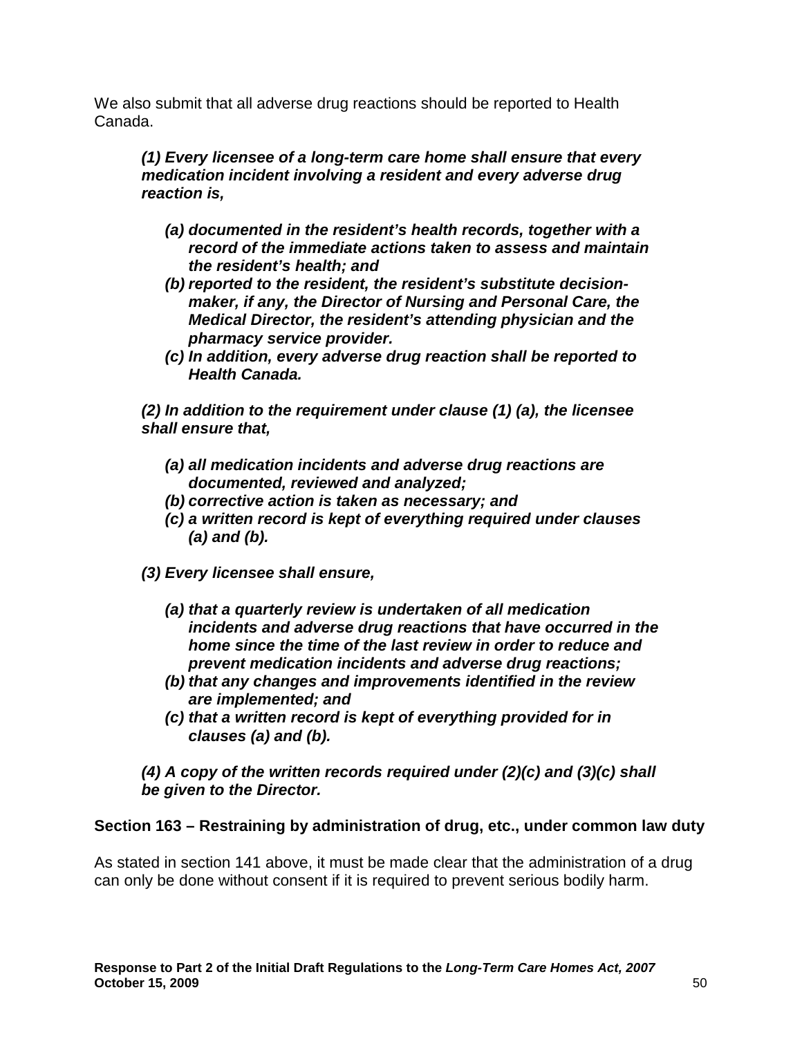We also submit that all adverse drug reactions should be reported to Health Canada.

> ***(1) Every licensee of a long-term care home shall ensure that every medication incident involving a resident and every adverse drug reaction is,***
>
> - ***(a) documented in the resident's health records, together with a record of the immediate actions taken to assess and maintain the resident's health; and***
> - ***(b) reported to the resident, the resident's substitute decision-maker, if any, the Director of Nursing and Personal Care, the Medical Director, the resident's attending physician and the pharmacy service provider.***
> - ***(c) In addition, every adverse drug reaction shall be reported to Health Canada.***
>
> ***(2) In addition to the requirement under clause (1) (a), the licensee shall ensure that,***
>
> - ***(a) all medication incidents and adverse drug reactions are documented, reviewed and analyzed;***
> - ***(b) corrective action is taken as necessary; and***
> - ***(c) a written record is kept of everything required under clauses (a) and (b).***
>
> ***(3) Every licensee shall ensure,***
>
> - ***(a) that a quarterly review is undertaken of all medication incidents and adverse drug reactions that have occurred in the home since the time of the last review in order to reduce and prevent medication incidents and adverse drug reactions;***
> - ***(b) that any changes and improvements identified in the review are implemented; and***
> - ***(c) that a written record is kept of everything provided for in clauses (a) and (b).***
>
> ***(4) A copy of the written records required under (2)(c) and (3)(c) shall be given to the Director.***

**Section 163 – Restraining by administration of drug, etc., under common law duty**

As stated in section 141 above, it must be made clear that the administration of a drug can only be done without consent if it is required to prevent serious bodily harm.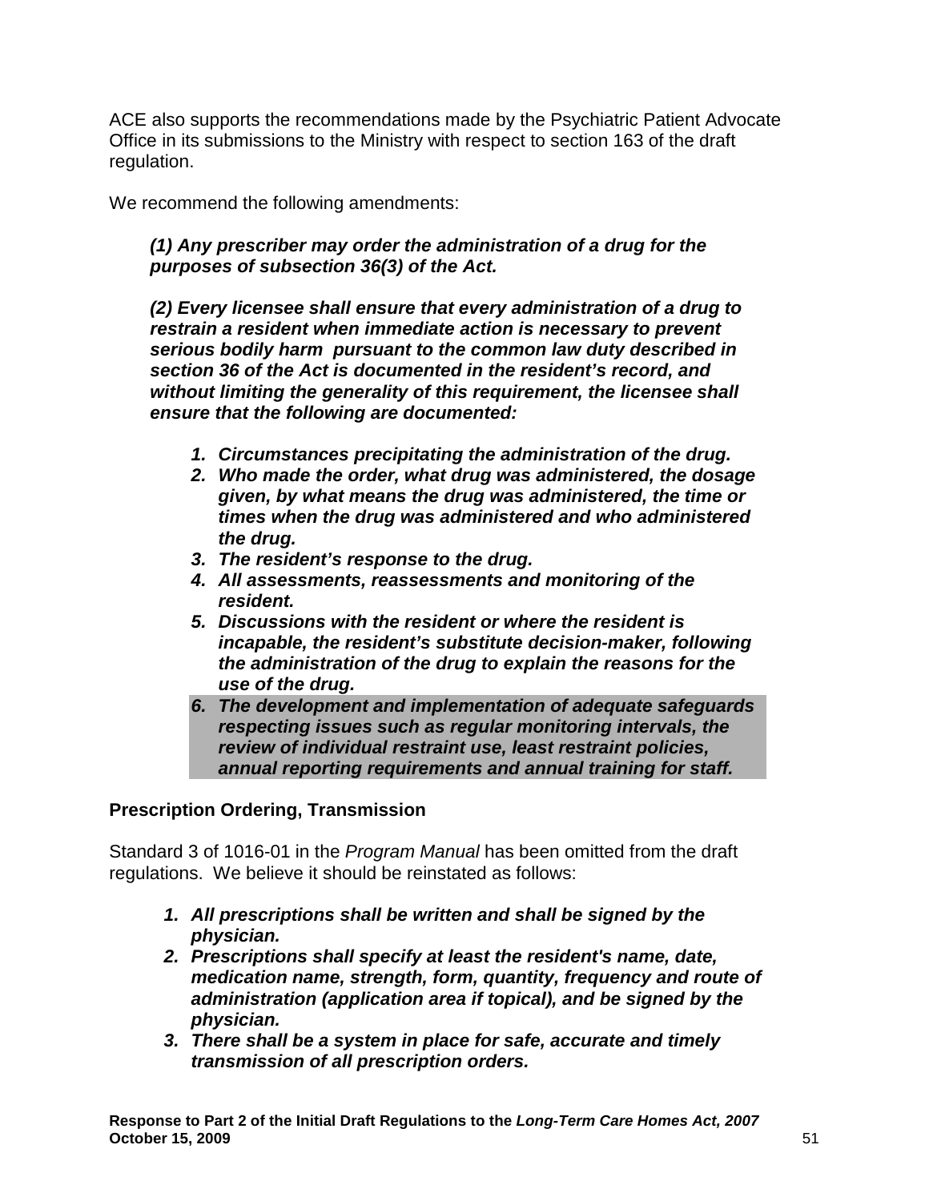ACE also supports the recommendations made by the Psychiatric Patient Advocate Office in its submissions to the Ministry with respect to section 163 of the draft regulation.

We recommend the following amendments:

> ***(1) Any prescriber may order the administration of a drug for the purposes of subsection 36(3) of the Act.***
>
> ***(2) Every licensee shall ensure that every administration of a drug to restrain a resident when immediate action is necessary to prevent serious bodily harm pursuant to the common law duty described in section 36 of the Act is documented in the resident's record, and without limiting the generality of this requirement, the licensee shall ensure that the following are documented:***
>
> 1. ***Circumstances precipitating the administration of the drug.***
> 2. ***Who made the order, what drug was administered, the dosage given, by what means the drug was administered, the time or times when the drug was administered and who administered the drug.***
> 3. ***The resident's response to the drug.***
> 4. ***All assessments, reassessments and monitoring of the resident.***
> 5. ***Discussions with the resident or where the resident is incapable, the resident's substitute decision-maker, following the administration of the drug to explain the reasons for the use of the drug.***
> 6. ***The development and implementation of adequate safeguards respecting issues such as regular monitoring intervals, the review of individual restraint use, least restraint policies, annual reporting requirements and annual training for staff.***

**Prescription Ordering, Transmission**

Standard 3 of 1016-01 in the *Program Manual* has been omitted from the draft regulations. We believe it should be reinstated as follows:

1. ***All prescriptions shall be written and shall be signed by the physician.***
2. ***Prescriptions shall specify at least the resident's name, date, medication name, strength, form, quantity, frequency and route of administration (application area if topical), and be signed by the physician.***
3. ***There shall be a system in place for safe, accurate and timely transmission of all prescription orders.***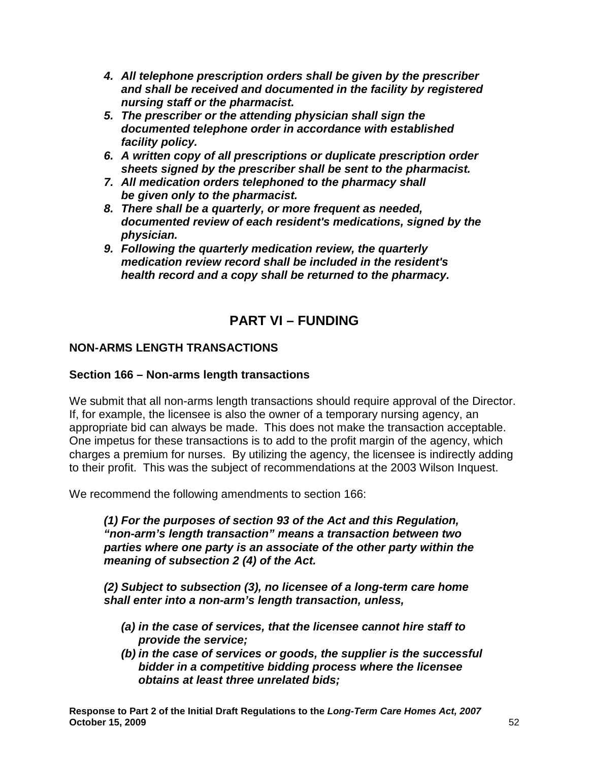4. ***All telephone prescription orders shall be given by the prescriber and shall be received and documented in the facility by registered nursing staff or the pharmacist.***
5. ***The prescriber or the attending physician shall sign the documented telephone order in accordance with established facility policy.***
6. ***A written copy of all prescriptions or duplicate prescription order sheets signed by the prescriber shall be sent to the pharmacist.***
7. ***All medication orders telephoned to the pharmacy shall be given only to the pharmacist.***
8. ***There shall be a quarterly, or more frequent as needed, documented review of each resident's medications, signed by the physician.***
9. ***Following the quarterly medication review, the quarterly medication review record shall be included in the resident's health record and a copy shall be returned to the pharmacy.***

# PART VI – FUNDING

## NON-ARMS LENGTH TRANSACTIONS

### Section 166 – Non-arms length transactions

We submit that all non-arms length transactions should require approval of the Director. If, for example, the licensee is also the owner of a temporary nursing agency, an appropriate bid can always be made. This does not make the transaction acceptable. One impetus for these transactions is to add to the profit margin of the agency, which charges a premium for nurses. By utilizing the agency, the licensee is indirectly adding to their profit. This was the subject of recommendations at the 2003 Wilson Inquest.

We recommend the following amendments to section 166:

***(1) For the purposes of section 93 of the Act and this Regulation, "non-arm's length transaction" means a transaction between two parties where one party is an associate of the other party within the meaning of subsection 2 (4) of the Act.***

***(2) Subject to subsection (3), no licensee of a long-term care home shall enter into a non-arm's length transaction, unless,***

- ***(a) in the case of services, that the licensee cannot hire staff to provide the service;***
- ***(b) in the case of services or goods, the supplier is the successful bidder in a competitive bidding process where the licensee obtains at least three unrelated bids;***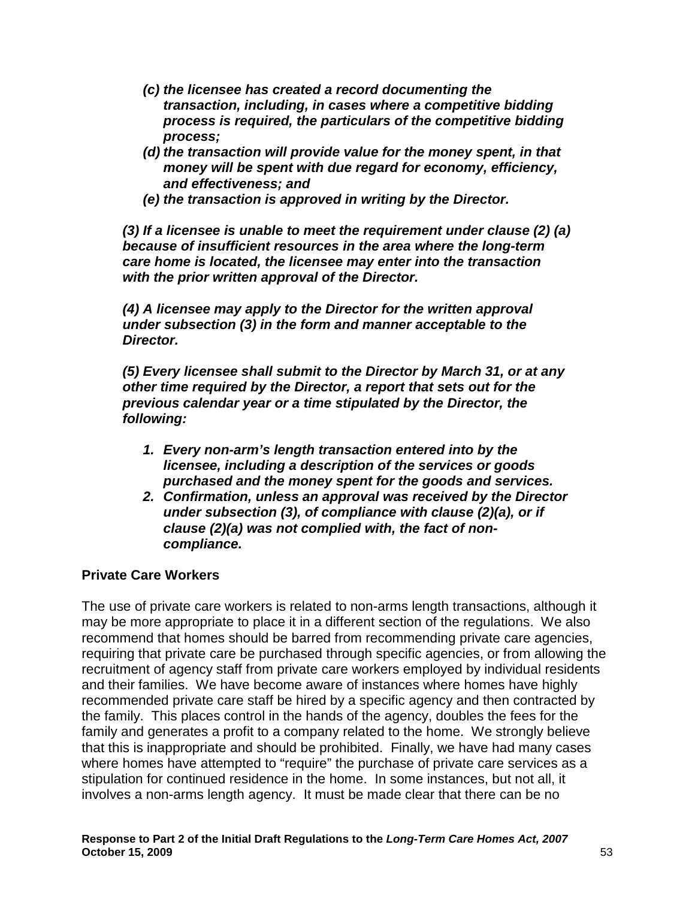- ***(c) the licensee has created a record documenting the transaction, including, in cases where a competitive bidding process is required, the particulars of the competitive bidding process;***
- ***(d) the transaction will provide value for the money spent, in that money will be spent with due regard for economy, efficiency, and effectiveness; and***
- ***(e) the transaction is approved in writing by the Director.***

***(3) If a licensee is unable to meet the requirement under clause (2) (a) because of insufficient resources in the area where the long-term care home is located, the licensee may enter into the transaction with the prior written approval of the Director.***

***(4) A licensee may apply to the Director for the written approval under subsection (3) in the form and manner acceptable to the Director.***

***(5) Every licensee shall submit to the Director by March 31, or at any other time required by the Director, a report that sets out for the previous calendar year or a time stipulated by the Director, the following:***

1. ***Every non-arm's length transaction entered into by the licensee, including a description of the services or goods purchased and the money spent for the goods and services.***
2. ***Confirmation, unless an approval was received by the Director under subsection (3), of compliance with clause (2)(a), or if clause (2)(a) was not complied with, the fact of non-compliance.***

**Private Care Workers**

The use of private care workers is related to non-arms length transactions, although it may be more appropriate to place it in a different section of the regulations. We also recommend that homes should be barred from recommending private care agencies, requiring that private care be purchased through specific agencies, or from allowing the recruitment of agency staff from private care workers employed by individual residents and their families. We have become aware of instances where homes have highly recommended private care staff be hired by a specific agency and then contracted by the family. This places control in the hands of the agency, doubles the fees for the family and generates a profit to a company related to the home. We strongly believe that this is inappropriate and should be prohibited. Finally, we have had many cases where homes have attempted to "require" the purchase of private care services as a stipulation for continued residence in the home. In some instances, but not all, it involves a non-arms length agency. It must be made clear that there can be no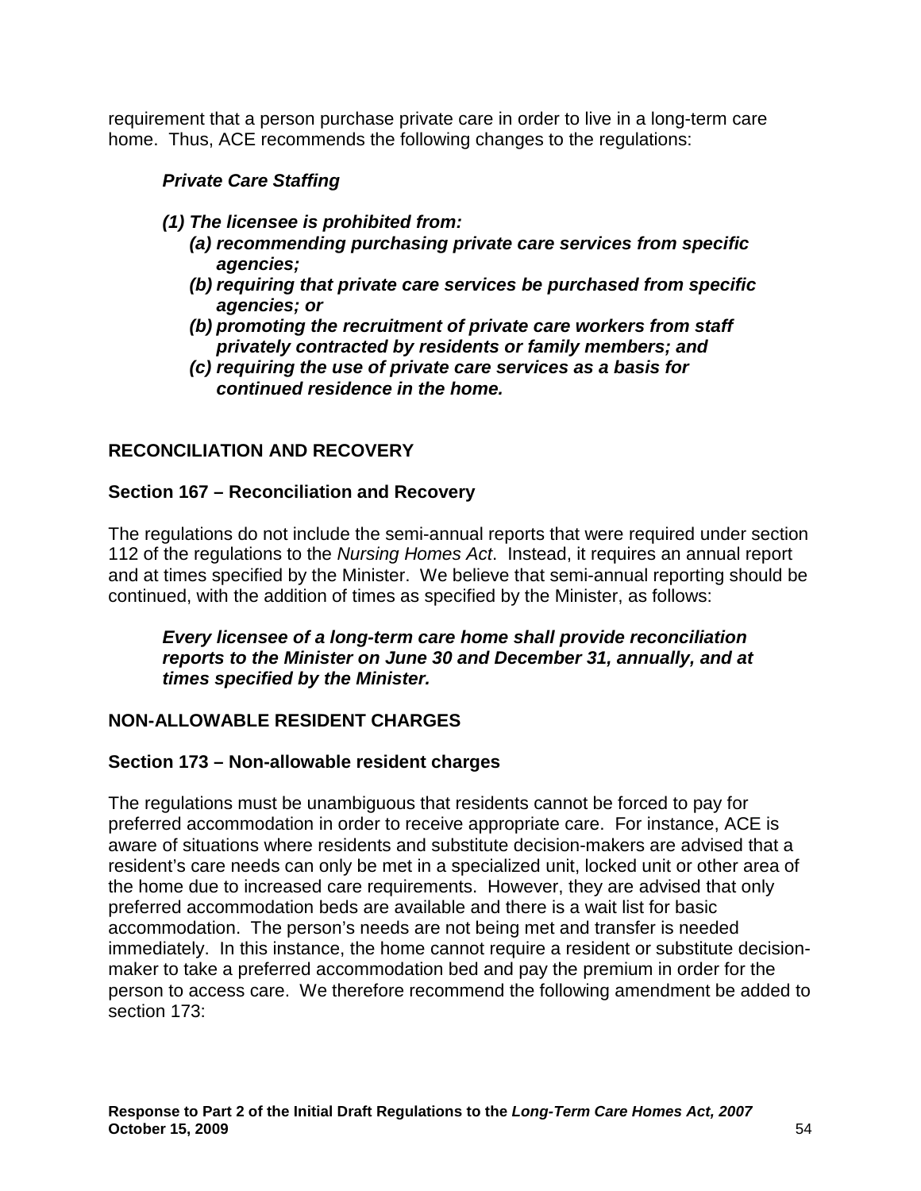requirement that a person purchase private care in order to live in a long-term care home. Thus, ACE recommends the following changes to the regulations:

> ***Private Care Staffing***
>
> ***(1) The licensee is prohibited from:***
> - ***(a) recommending purchasing private care services from specific agencies;***
> - ***(b) requiring that private care services be purchased from specific agencies; or***
> - ***(b) promoting the recruitment of private care workers from staff privately contracted by residents or family members; and***
> - ***(c) requiring the use of private care services as a basis for continued residence in the home.***

## RECONCILIATION AND RECOVERY

### Section 167 – Reconciliation and Recovery

The regulations do not include the semi-annual reports that were required under section 112 of the regulations to the *Nursing Homes Act*. Instead, it requires an annual report and at times specified by the Minister. We believe that semi-annual reporting should be continued, with the addition of times as specified by the Minister, as follows:

> ***Every licensee of a long-term care home shall provide reconciliation reports to the Minister on June 30 and December 31, annually, and at times specified by the Minister.***

## NON-ALLOWABLE RESIDENT CHARGES

### Section 173 – Non-allowable resident charges

The regulations must be unambiguous that residents cannot be forced to pay for preferred accommodation in order to receive appropriate care. For instance, ACE is aware of situations where residents and substitute decision-makers are advised that a resident's care needs can only be met in a specialized unit, locked unit or other area of the home due to increased care requirements. However, they are advised that only preferred accommodation beds are available and there is a wait list for basic accommodation. The person's needs are not being met and transfer is needed immediately. In this instance, the home cannot require a resident or substitute decision-maker to take a preferred accommodation bed and pay the premium in order for the person to access care. We therefore recommend the following amendment be added to section 173: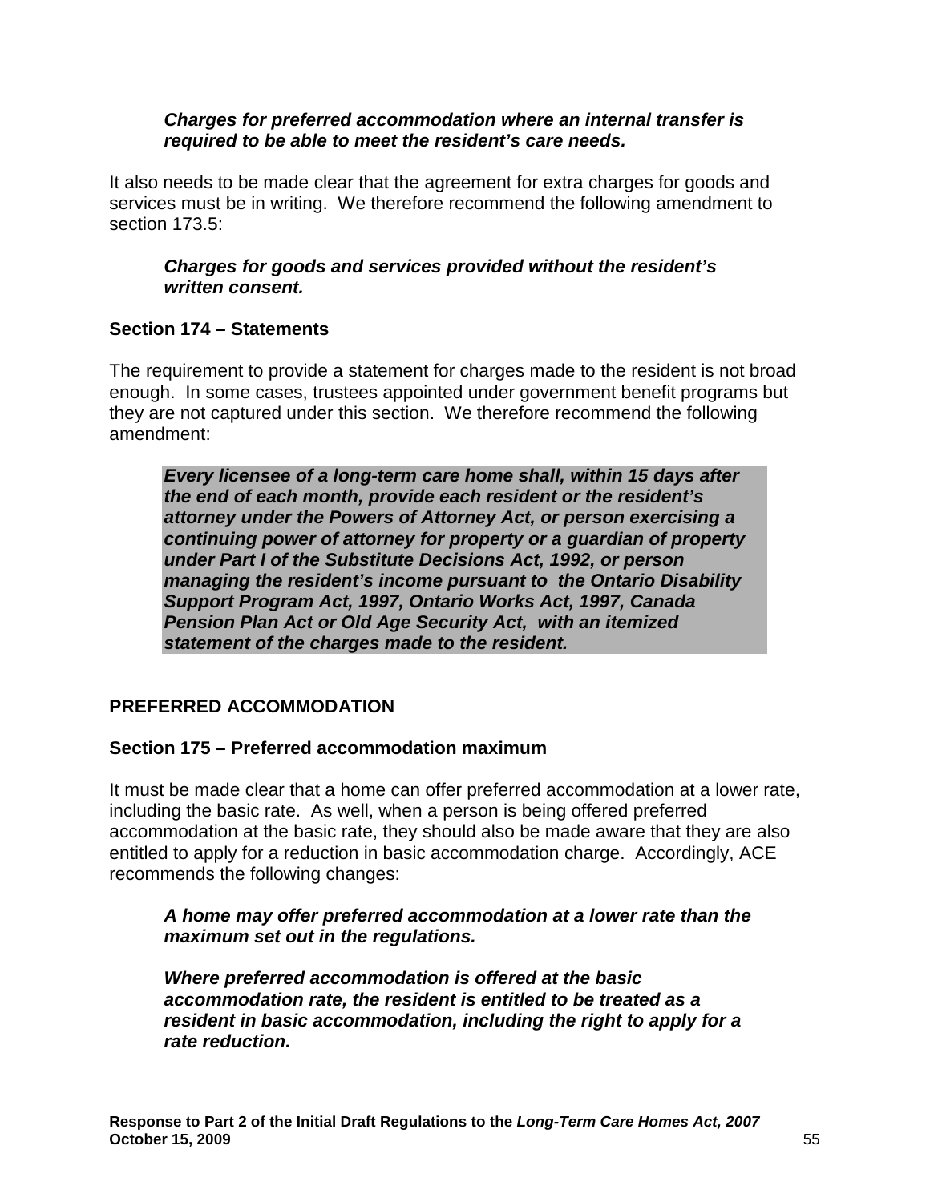***Charges for preferred accommodation where an internal transfer is required to be able to meet the resident's care needs.***

It also needs to be made clear that the agreement for extra charges for goods and services must be in writing. We therefore recommend the following amendment to section 173.5:

***Charges for goods and services provided without the resident's written consent.***

### Section 174 – Statements

The requirement to provide a statement for charges made to the resident is not broad enough. In some cases, trustees appointed under government benefit programs but they are not captured under this section. We therefore recommend the following amendment:

***Every licensee of a long-term care home shall, within 15 days after the end of each month, provide each resident or the resident's attorney under the Powers of Attorney Act, or person exercising a continuing power of attorney for property or a guardian of property under Part I of the Substitute Decisions Act, 1992, or person managing the resident's income pursuant to the Ontario Disability Support Program Act, 1997, Ontario Works Act, 1997, Canada Pension Plan Act or Old Age Security Act, with an itemized statement of the charges made to the resident.***

## PREFERRED ACCOMMODATION

### Section 175 – Preferred accommodation maximum

It must be made clear that a home can offer preferred accommodation at a lower rate, including the basic rate. As well, when a person is being offered preferred accommodation at the basic rate, they should also be made aware that they are also entitled to apply for a reduction in basic accommodation charge. Accordingly, ACE recommends the following changes:

***A home may offer preferred accommodation at a lower rate than the maximum set out in the regulations.***

***Where preferred accommodation is offered at the basic accommodation rate, the resident is entitled to be treated as a resident in basic accommodation, including the right to apply for a rate reduction.***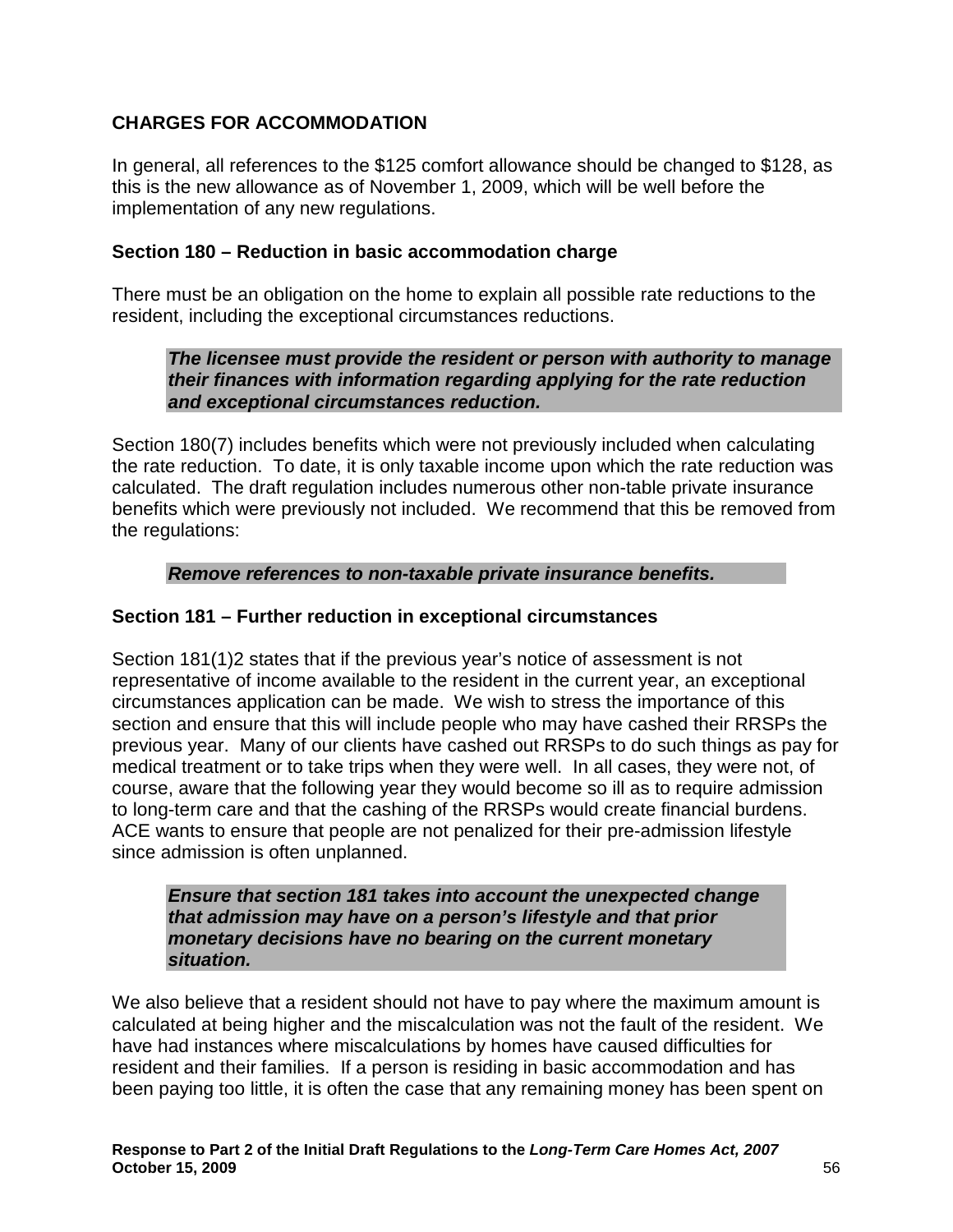## CHARGES FOR ACCOMMODATION

In general, all references to the $125 comfort allowance should be changed to $128, as this is the new allowance as of November 1, 2009, which will be well before the implementation of any new regulations.

### Section 180 – Reduction in basic accommodation charge

There must be an obligation on the home to explain all possible rate reductions to the resident, including the exceptional circumstances reductions.

> ***The licensee must provide the resident or person with authority to manage their finances with information regarding applying for the rate reduction and exceptional circumstances reduction.***

Section 180(7) includes benefits which were not previously included when calculating the rate reduction. To date, it is only taxable income upon which the rate reduction was calculated. The draft regulation includes numerous other non-table private insurance benefits which were previously not included. We recommend that this be removed from the regulations:

> ***Remove references to non-taxable private insurance benefits.***

### Section 181 – Further reduction in exceptional circumstances

Section 181(1)2 states that if the previous year's notice of assessment is not representative of income available to the resident in the current year, an exceptional circumstances application can be made. We wish to stress the importance of this section and ensure that this will include people who may have cashed their RRSPs the previous year. Many of our clients have cashed out RRSPs to do such things as pay for medical treatment or to take trips when they were well. In all cases, they were not, of course, aware that the following year they would become so ill as to require admission to long-term care and that the cashing of the RRSPs would create financial burdens. ACE wants to ensure that people are not penalized for their pre-admission lifestyle since admission is often unplanned.

> ***Ensure that section 181 takes into account the unexpected change that admission may have on a person's lifestyle and that prior monetary decisions have no bearing on the current monetary situation.***

We also believe that a resident should not have to pay where the maximum amount is calculated at being higher and the miscalculation was not the fault of the resident. We have had instances where miscalculations by homes have caused difficulties for resident and their families. If a person is residing in basic accommodation and has been paying too little, it is often the case that any remaining money has been spent on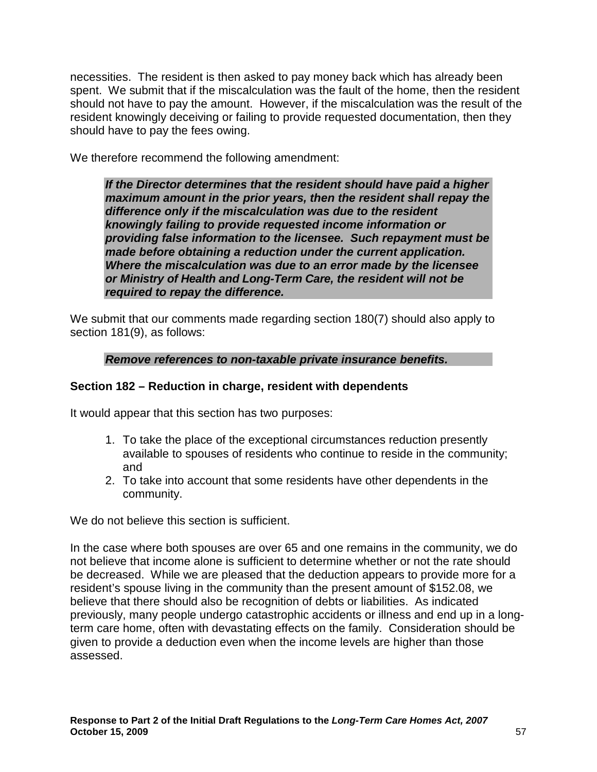necessities. The resident is then asked to pay money back which has already been spent. We submit that if the miscalculation was the fault of the home, then the resident should not have to pay the amount. However, if the miscalculation was the result of the resident knowingly deceiving or failing to provide requested documentation, then they should have to pay the fees owing.

We therefore recommend the following amendment:

> ***If the Director determines that the resident should have paid a higher maximum amount in the prior years, then the resident shall repay the difference only if the miscalculation was due to the resident knowingly failing to provide requested income information or providing false information to the licensee. Such repayment must be made before obtaining a reduction under the current application. Where the miscalculation was due to an error made by the licensee or Ministry of Health and Long-Term Care, the resident will not be required to repay the difference.***

We submit that our comments made regarding section 180(7) should also apply to section 181(9), as follows:

> ***Remove references to non-taxable private insurance benefits.***

**Section 182 – Reduction in charge, resident with dependents**

It would appear that this section has two purposes:

1. To take the place of the exceptional circumstances reduction presently available to spouses of residents who continue to reside in the community; and
2. To take into account that some residents have other dependents in the community.

We do not believe this section is sufficient.

In the case where both spouses are over 65 and one remains in the community, we do not believe that income alone is sufficient to determine whether or not the rate should be decreased. While we are pleased that the deduction appears to provide more for a resident's spouse living in the community than the present amount of $152.08, we believe that there should also be recognition of debts or liabilities. As indicated previously, many people undergo catastrophic accidents or illness and end up in a long-term care home, often with devastating effects on the family. Consideration should be given to provide a deduction even when the income levels are higher than those assessed.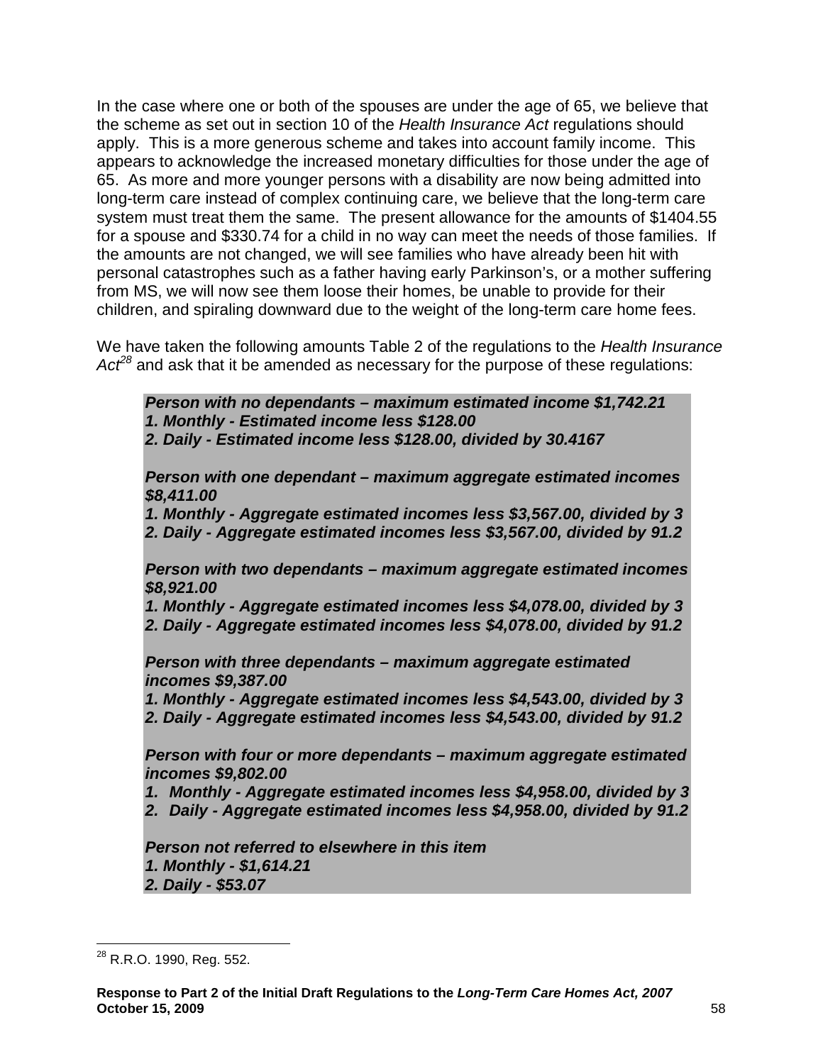In the case where one or both of the spouses are under the age of 65, we believe that the scheme as set out in section 10 of the *Health Insurance Act* regulations should apply. This is a more generous scheme and takes into account family income. This appears to acknowledge the increased monetary difficulties for those under the age of 65. As more and more younger persons with a disability are now being admitted into long-term care instead of complex continuing care, we believe that the long-term care system must treat them the same. The present allowance for the amounts of $1404.55 for a spouse and $330.74 for a child in no way can meet the needs of those families. If the amounts are not changed, we will see families who have already been hit with personal catastrophes such as a father having early Parkinson's, or a mother suffering from MS, we will now see them loose their homes, be unable to provide for their children, and spiraling downward due to the weight of the long-term care home fees.

We have taken the following amounts Table 2 of the regulations to the *Health Insurance Act*[28] and ask that it be amended as necessary for the purpose of these regulations:

> ***Person with no dependants – maximum estimated income $1,742.21***
> ***1. Monthly - Estimated income less $128.00***
> ***2. Daily - Estimated income less $128.00, divided by 30.4167***
>
> ***Person with one dependant – maximum aggregate estimated incomes $8,411.00***
> ***1. Monthly - Aggregate estimated incomes less $3,567.00, divided by 3***
> ***2. Daily - Aggregate estimated incomes less $3,567.00, divided by 91.2***
>
> ***Person with two dependants – maximum aggregate estimated incomes $8,921.00***
> ***1. Monthly - Aggregate estimated incomes less $4,078.00, divided by 3***
> ***2. Daily - Aggregate estimated incomes less $4,078.00, divided by 91.2***
>
> ***Person with three dependants – maximum aggregate estimated incomes $9,387.00***
> ***1. Monthly - Aggregate estimated incomes less $4,543.00, divided by 3***
> ***2. Daily - Aggregate estimated incomes less $4,543.00, divided by 91.2***
>
> ***Person with four or more dependants – maximum aggregate estimated incomes $9,802.00***
> ***1. Monthly - Aggregate estimated incomes less $4,958.00, divided by 3***
> ***2. Daily - Aggregate estimated incomes less $4,958.00, divided by 91.2***
>
> ***Person not referred to elsewhere in this item***
> ***1. Monthly - $1,614.21***
> ***2. Daily - $53.07***

---

[28] R.R.O. 1990, Reg. 552.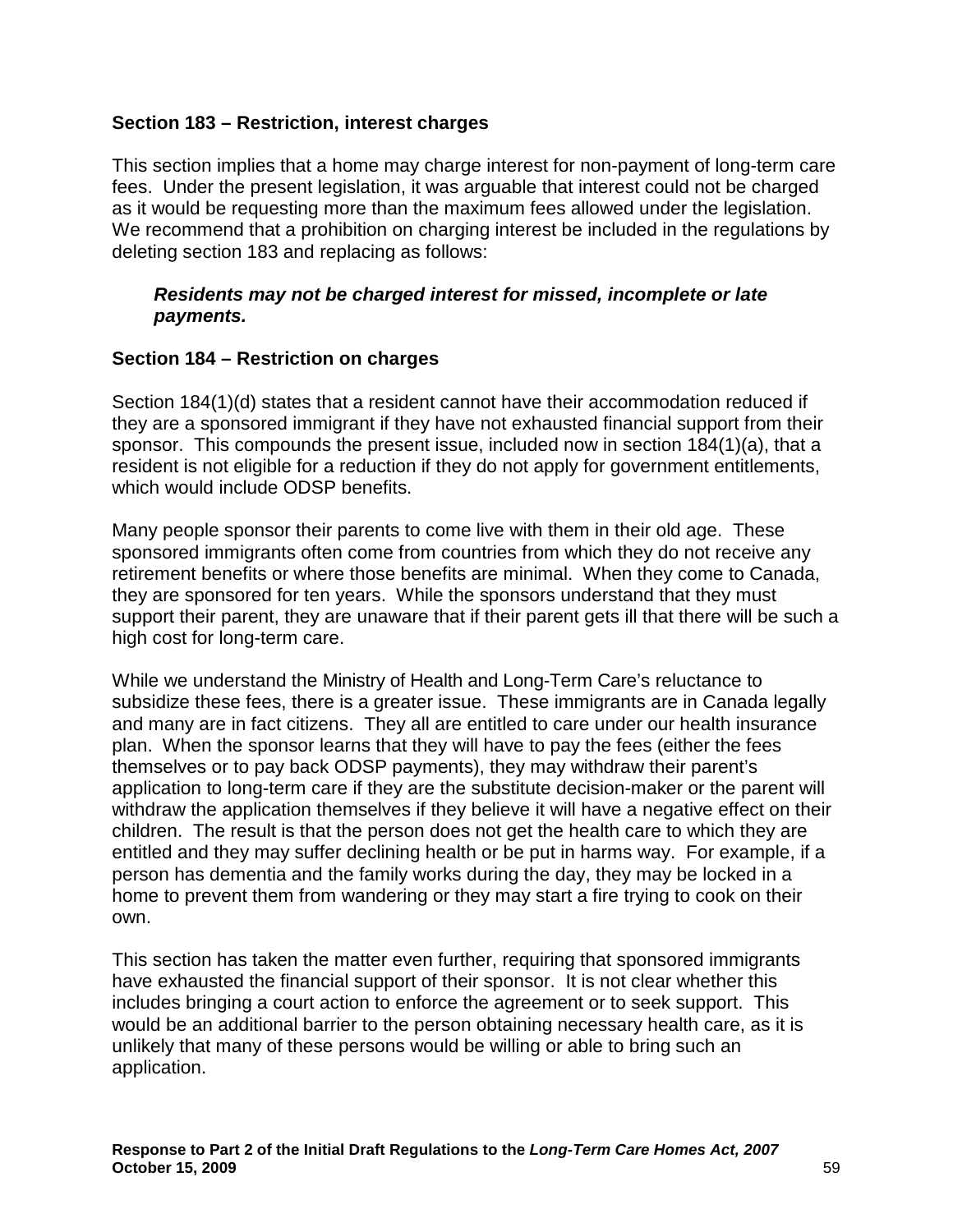### Section 183 – Restriction, interest charges

This section implies that a home may charge interest for non-payment of long-term care fees. Under the present legislation, it was arguable that interest could not be charged as it would be requesting more than the maximum fees allowed under the legislation. We recommend that a prohibition on charging interest be included in the regulations by deleting section 183 and replacing as follows:

> ***Residents may not be charged interest for missed, incomplete or late payments.***

### Section 184 – Restriction on charges

Section 184(1)(d) states that a resident cannot have their accommodation reduced if they are a sponsored immigrant if they have not exhausted financial support from their sponsor. This compounds the present issue, included now in section 184(1)(a), that a resident is not eligible for a reduction if they do not apply for government entitlements, which would include ODSP benefits.

Many people sponsor their parents to come live with them in their old age. These sponsored immigrants often come from countries from which they do not receive any retirement benefits or where those benefits are minimal. When they come to Canada, they are sponsored for ten years. While the sponsors understand that they must support their parent, they are unaware that if their parent gets ill that there will be such a high cost for long-term care.

While we understand the Ministry of Health and Long-Term Care's reluctance to subsidize these fees, there is a greater issue. These immigrants are in Canada legally and many are in fact citizens. They all are entitled to care under our health insurance plan. When the sponsor learns that they will have to pay the fees (either the fees themselves or to pay back ODSP payments), they may withdraw their parent's application to long-term care if they are the substitute decision-maker or the parent will withdraw the application themselves if they believe it will have a negative effect on their children. The result is that the person does not get the health care to which they are entitled and they may suffer declining health or be put in harms way. For example, if a person has dementia and the family works during the day, they may be locked in a home to prevent them from wandering or they may start a fire trying to cook on their own.

This section has taken the matter even further, requiring that sponsored immigrants have exhausted the financial support of their sponsor. It is not clear whether this includes bringing a court action to enforce the agreement or to seek support. This would be an additional barrier to the person obtaining necessary health care, as it is unlikely that many of these persons would be willing or able to bring such an application.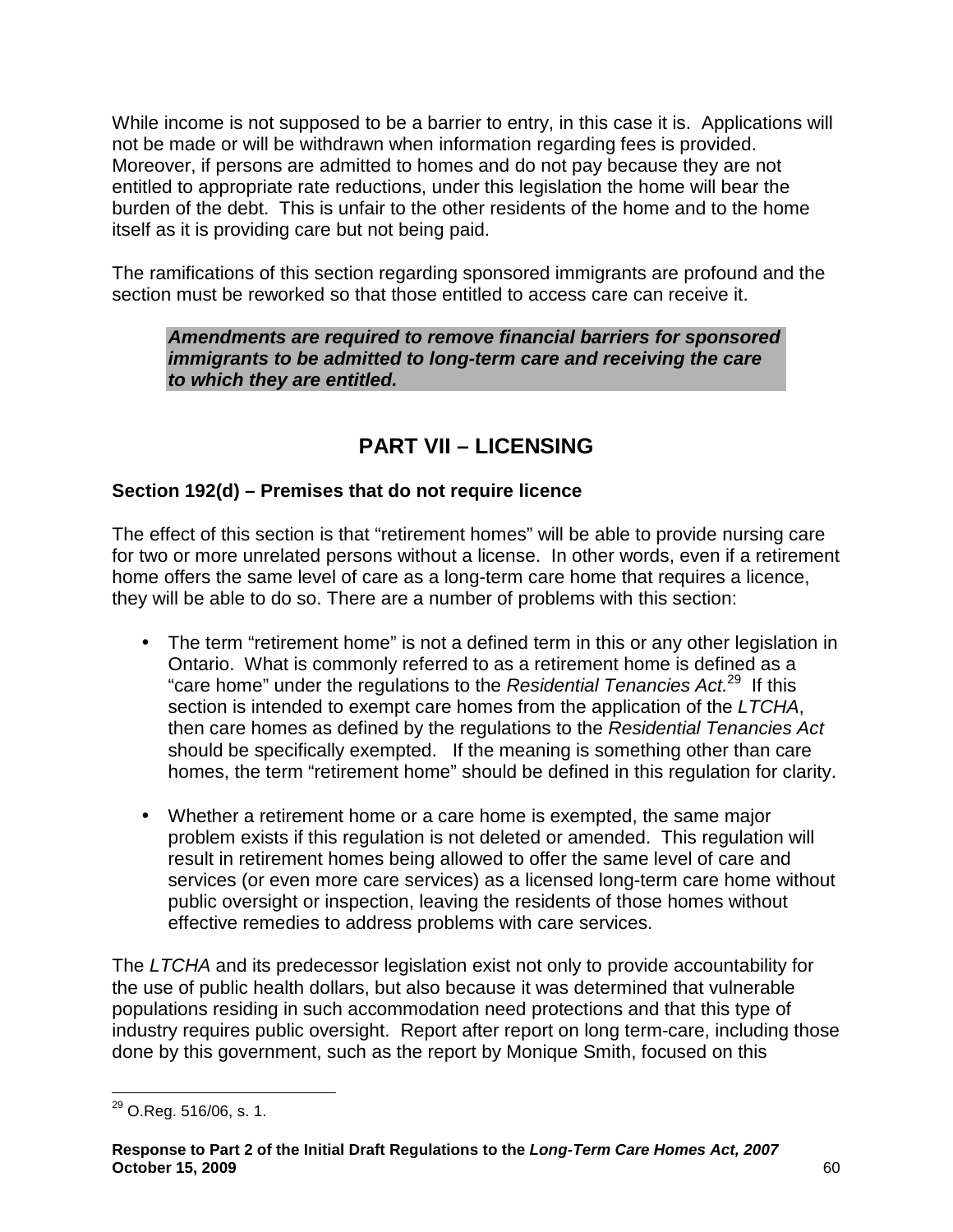While income is not supposed to be a barrier to entry, in this case it is. Applications will not be made or will be withdrawn when information regarding fees is provided. Moreover, if persons are admitted to homes and do not pay because they are not entitled to appropriate rate reductions, under this legislation the home will bear the burden of the debt. This is unfair to the other residents of the home and to the home itself as it is providing care but not being paid.

The ramifications of this section regarding sponsored immigrants are profound and the section must be reworked so that those entitled to access care can receive it.

> ***Amendments are required to remove financial barriers for sponsored immigrants to be admitted to long-term care and receiving the care to which they are entitled.***

## PART VII – LICENSING

### Section 192(d) – Premises that do not require licence

The effect of this section is that "retirement homes" will be able to provide nursing care for two or more unrelated persons without a license. In other words, even if a retirement home offers the same level of care as a long-term care home that requires a licence, they will be able to do so. There are a number of problems with this section:

- The term "retirement home" is not a defined term in this or any other legislation in Ontario. What is commonly referred to as a retirement home is defined as a "care home" under the regulations to the *Residential Tenancies Act.*[29] If this section is intended to exempt care homes from the application of the *LTCHA*, then care homes as defined by the regulations to the *Residential Tenancies Act* should be specifically exempted. If the meaning is something other than care homes, the term "retirement home" should be defined in this regulation for clarity.

- Whether a retirement home or a care home is exempted, the same major problem exists if this regulation is not deleted or amended. This regulation will result in retirement homes being allowed to offer the same level of care and services (or even more care services) as a licensed long-term care home without public oversight or inspection, leaving the residents of those homes without effective remedies to address problems with care services.

The *LTCHA* and its predecessor legislation exist not only to provide accountability for the use of public health dollars, but also because it was determined that vulnerable populations residing in such accommodation need protections and that this type of industry requires public oversight. Report after report on long term-care, including those done by this government, such as the report by Monique Smith, focused on this

---

[29] O.Reg. 516/06, s. 1.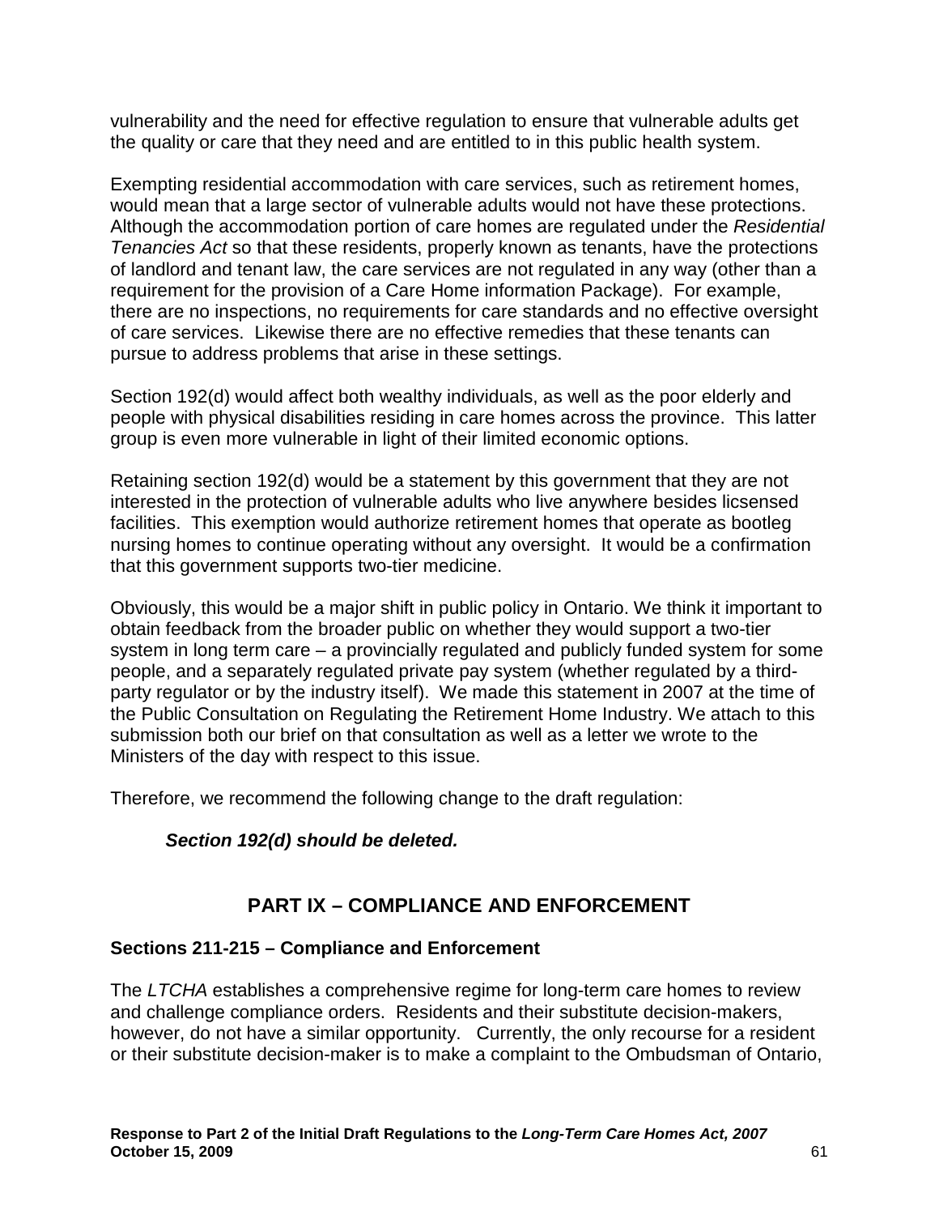vulnerability and the need for effective regulation to ensure that vulnerable adults get the quality or care that they need and are entitled to in this public health system.

Exempting residential accommodation with care services, such as retirement homes, would mean that a large sector of vulnerable adults would not have these protections. Although the accommodation portion of care homes are regulated under the *Residential Tenancies Act* so that these residents, properly known as tenants, have the protections of landlord and tenant law, the care services are not regulated in any way (other than a requirement for the provision of a Care Home information Package). For example, there are no inspections, no requirements for care standards and no effective oversight of care services. Likewise there are no effective remedies that these tenants can pursue to address problems that arise in these settings.

Section 192(d) would affect both wealthy individuals, as well as the poor elderly and people with physical disabilities residing in care homes across the province. This latter group is even more vulnerable in light of their limited economic options.

Retaining section 192(d) would be a statement by this government that they are not interested in the protection of vulnerable adults who live anywhere besides licsensed facilities. This exemption would authorize retirement homes that operate as bootleg nursing homes to continue operating without any oversight. It would be a confirmation that this government supports two-tier medicine.

Obviously, this would be a major shift in public policy in Ontario. We think it important to obtain feedback from the broader public on whether they would support a two-tier system in long term care – a provincially regulated and publicly funded system for some people, and a separately regulated private pay system (whether regulated by a third-party regulator or by the industry itself). We made this statement in 2007 at the time of the Public Consultation on Regulating the Retirement Home Industry. We attach to this submission both our brief on that consultation as well as a letter we wrote to the Ministers of the day with respect to this issue.

Therefore, we recommend the following change to the draft regulation:

> ***Section 192(d) should be deleted.***

## PART IX – COMPLIANCE AND ENFORCEMENT

### Sections 211-215 – Compliance and Enforcement

The *LTCHA* establishes a comprehensive regime for long-term care homes to review and challenge compliance orders. Residents and their substitute decision-makers, however, do not have a similar opportunity. Currently, the only recourse for a resident or their substitute decision-maker is to make a complaint to the Ombudsman of Ontario,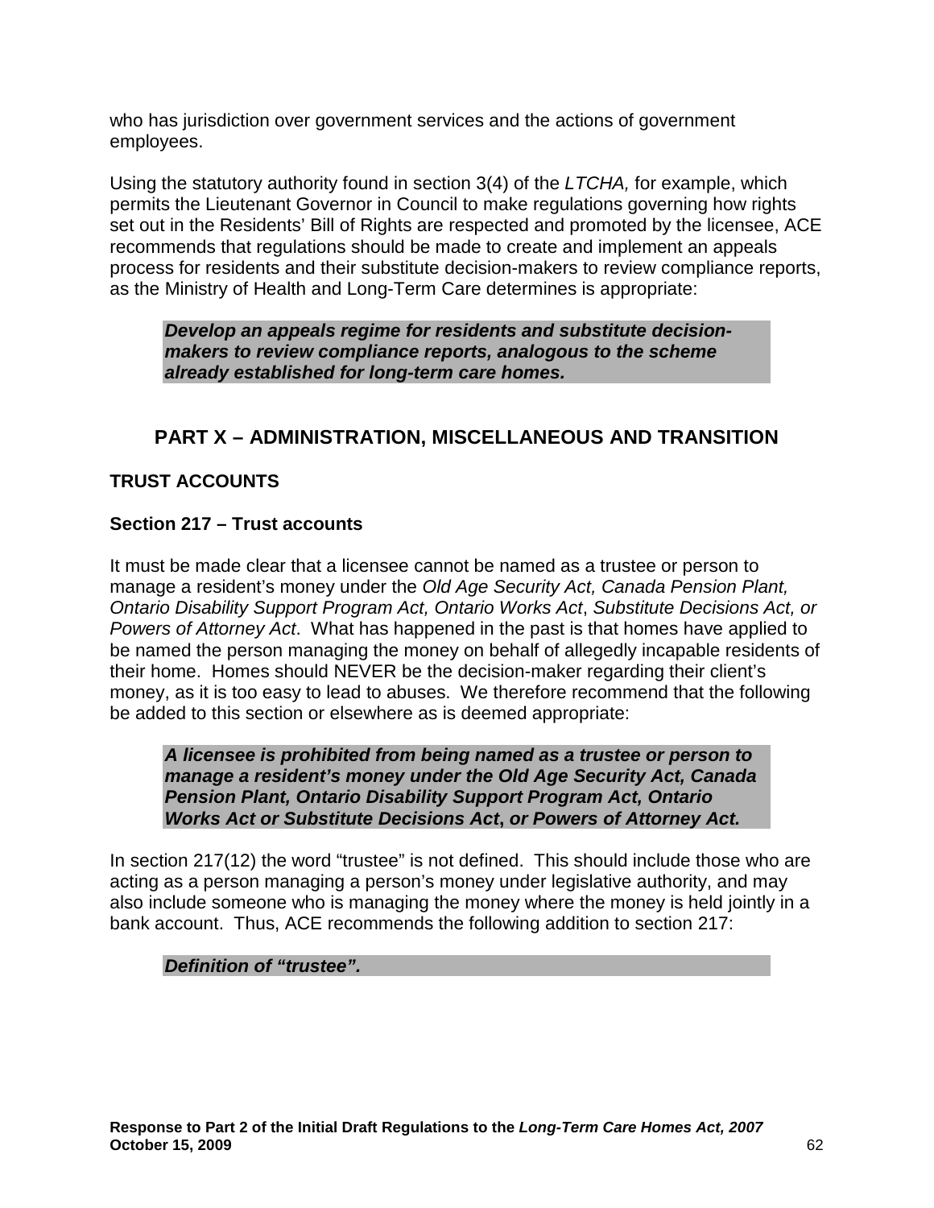who has jurisdiction over government services and the actions of government employees.

Using the statutory authority found in section 3(4) of the *LTCHA,* for example, which permits the Lieutenant Governor in Council to make regulations governing how rights set out in the Residents' Bill of Rights are respected and promoted by the licensee, ACE recommends that regulations should be made to create and implement an appeals process for residents and their substitute decision-makers to review compliance reports, as the Ministry of Health and Long-Term Care determines is appropriate:

> ***Develop an appeals regime for residents and substitute decision-makers to review compliance reports, analogous to the scheme already established for long-term care homes.***

## PART X – ADMINISTRATION, MISCELLANEOUS AND TRANSITION

### TRUST ACCOUNTS

#### Section 217 – Trust accounts

It must be made clear that a licensee cannot be named as a trustee or person to manage a resident's money under the *Old Age Security Act, Canada Pension Plant, Ontario Disability Support Program Act, Ontario Works Act*, *Substitute Decisions Act, or Powers of Attorney Act*. What has happened in the past is that homes have applied to be named the person managing the money on behalf of allegedly incapable residents of their home. Homes should NEVER be the decision-maker regarding their client's money, as it is too easy to lead to abuses. We therefore recommend that the following be added to this section or elsewhere as is deemed appropriate:

> ***A licensee is prohibited from being named as a trustee or person to manage a resident's money under the Old Age Security Act, Canada Pension Plant, Ontario Disability Support Program Act, Ontario Works Act or Substitute Decisions Act, or Powers of Attorney Act.***

In section 217(12) the word "trustee" is not defined. This should include those who are acting as a person managing a person's money under legislative authority, and may also include someone who is managing the money where the money is held jointly in a bank account. Thus, ACE recommends the following addition to section 217:

> ***Definition of "trustee".***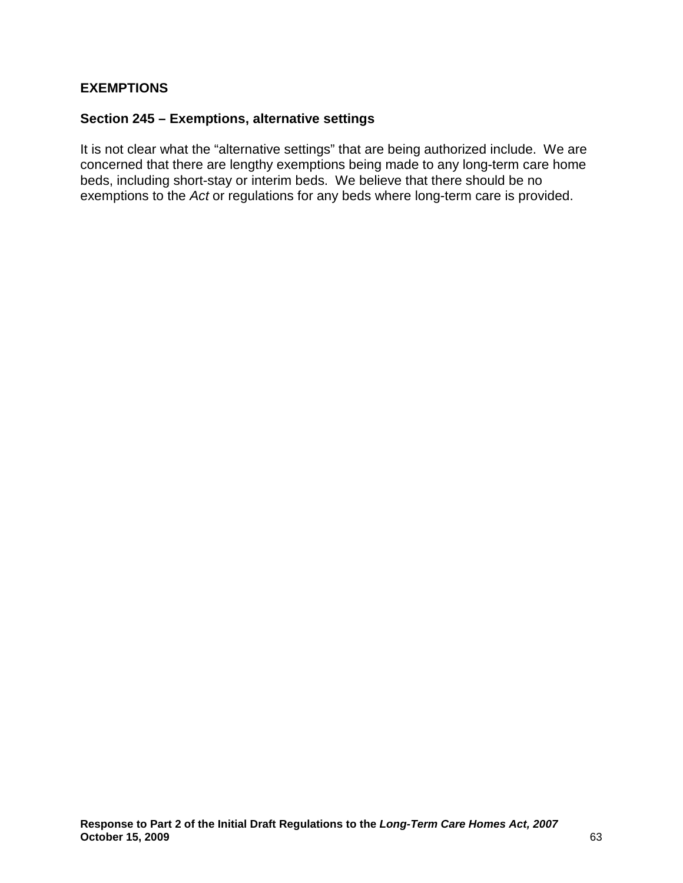## EXEMPTIONS

### Section 245 – Exemptions, alternative settings

It is not clear what the “alternative settings” that are being authorized include. We are concerned that there are lengthy exemptions being made to any long-term care home beds, including short-stay or interim beds. We believe that there should be no exemptions to the *Act* or regulations for any beds where long-term care is provided.